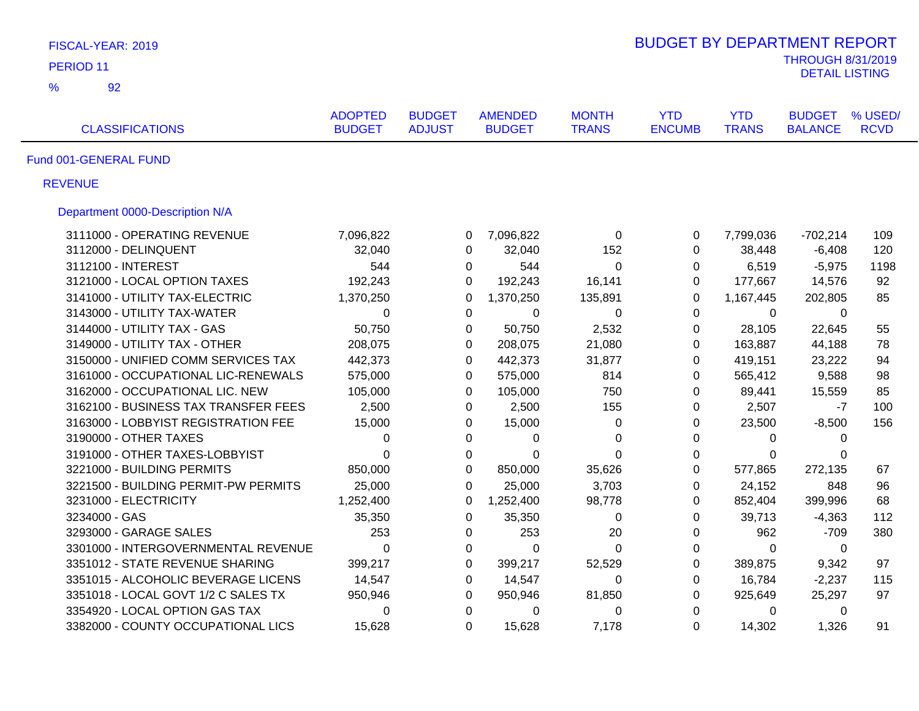FISCAL-YEAR: 2019

PERIOD 11

% 92

# BUDGET BY DEPARTMENT REPORT

THROUGH 8/31/2019

DETAIL LISTING

| CLASSIFICATIONS | ADOPTED BUDGET | BUDGET ADJUST | AMENDED BUDGET | MONTH TRANS | YTD ENCUMB | YTD TRANS | BUDGET BALANCE | % USED/ RCVD |
|---|---|---|---|---|---|---|---|---|
| **Fund 001-GENERAL FUND** | | | | | | | | |
| **REVENUE** | | | | | | | | |
| **Department 0000-Description N/A** | | | | | | | | |
| 3111000 - OPERATING REVENUE | 7,096,822 | 0 | 7,096,822 | 0 | 0 | 7,799,036 | -702,214 | 109 |
| 3112000 - DELINQUENT | 32,040 | 0 | 32,040 | 152 | 0 | 38,448 | -6,408 | 120 |
| 3112100 - INTEREST | 544 | 0 | 544 | 0 | 0 | 6,519 | -5,975 | 1198 |
| 3121000 - LOCAL OPTION TAXES | 192,243 | 0 | 192,243 | 16,141 | 0 | 177,667 | 14,576 | 92 |
| 3141000 - UTILITY TAX-ELECTRIC | 1,370,250 | 0 | 1,370,250 | 135,891 | 0 | 1,167,445 | 202,805 | 85 |
| 3143000 - UTILITY TAX-WATER | 0 | 0 | 0 | 0 | 0 | 0 | 0 | |
| 3144000 - UTILITY TAX - GAS | 50,750 | 0 | 50,750 | 2,532 | 0 | 28,105 | 22,645 | 55 |
| 3149000 - UTILITY TAX - OTHER | 208,075 | 0 | 208,075 | 21,080 | 0 | 163,887 | 44,188 | 78 |
| 3150000 - UNIFIED COMM SERVICES TAX | 442,373 | 0 | 442,373 | 31,877 | 0 | 419,151 | 23,222 | 94 |
| 3161000 - OCCUPATIONAL LIC-RENEWALS | 575,000 | 0 | 575,000 | 814 | 0 | 565,412 | 9,588 | 98 |
| 3162000 - OCCUPATIONAL LIC. NEW | 105,000 | 0 | 105,000 | 750 | 0 | 89,441 | 15,559 | 85 |
| 3162100 - BUSINESS TAX TRANSFER FEES | 2,500 | 0 | 2,500 | 155 | 0 | 2,507 | -7 | 100 |
| 3163000 - LOBBYIST REGISTRATION FEE | 15,000 | 0 | 15,000 | 0 | 0 | 23,500 | -8,500 | 156 |
| 3190000 - OTHER TAXES | 0 | 0 | 0 | 0 | 0 | 0 | 0 | |
| 3191000 - OTHER TAXES-LOBBYIST | 0 | 0 | 0 | 0 | 0 | 0 | 0 | |
| 3221000 - BUILDING PERMITS | 850,000 | 0 | 850,000 | 35,626 | 0 | 577,865 | 272,135 | 67 |
| 3221500 - BUILDING PERMIT-PW PERMITS | 25,000 | 0 | 25,000 | 3,703 | 0 | 24,152 | 848 | 96 |
| 3231000 - ELECTRICITY | 1,252,400 | 0 | 1,252,400 | 98,778 | 0 | 852,404 | 399,996 | 68 |
| 3234000 - GAS | 35,350 | 0 | 35,350 | 0 | 0 | 39,713 | -4,363 | 112 |
| 3293000 - GARAGE SALES | 253 | 0 | 253 | 20 | 0 | 962 | -709 | 380 |
| 3301000 - INTERGOVERNMENTAL REVENUE | 0 | 0 | 0 | 0 | 0 | 0 | 0 | |
| 3351012 - STATE REVENUE SHARING | 399,217 | 0 | 399,217 | 52,529 | 0 | 389,875 | 9,342 | 97 |
| 3351015 - ALCOHOLIC BEVERAGE LICENS | 14,547 | 0 | 14,547 | 0 | 0 | 16,784 | -2,237 | 115 |
| 3351018 - LOCAL GOVT 1/2 C SALES TX | 950,946 | 0 | 950,946 | 81,850 | 0 | 925,649 | 25,297 | 97 |
| 3354920 - LOCAL OPTION GAS TAX | 0 | 0 | 0 | 0 | 0 | 0 | 0 | |
| 3382000 - COUNTY OCCUPATIONAL LICS | 15,628 | 0 | 15,628 | 7,178 | 0 | 14,302 | 1,326 | 91 |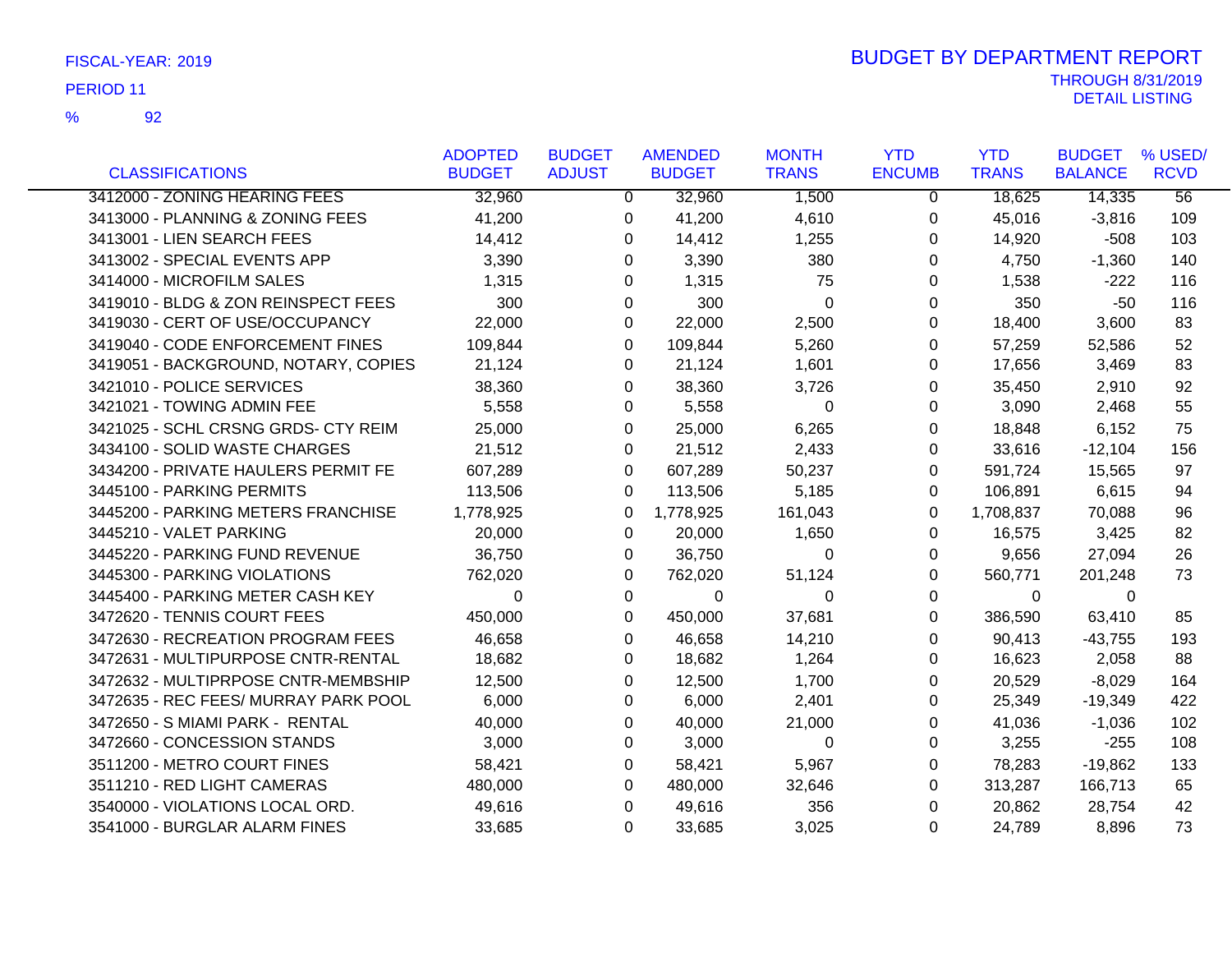FISCAL-YEAR: 2019

PERIOD 11

% 92

# BUDGET BY DEPARTMENT REPORT

THROUGH 8/31/2019

DETAIL LISTING

| CLASSIFICATIONS | ADOPTED BUDGET | BUDGET ADJUST | AMENDED BUDGET | MONTH TRANS | YTD ENCUMB | YTD TRANS | BUDGET BALANCE | % USED/ RCVD |
|---|---|---|---|---|---|---|---|---|
| 3412000 - ZONING HEARING FEES | 32,960 | 0 | 32,960 | 1,500 | 0 | 18,625 | 14,335 | 56 |
| 3413000 - PLANNING & ZONING FEES | 41,200 | 0 | 41,200 | 4,610 | 0 | 45,016 | -3,816 | 109 |
| 3413001 - LIEN SEARCH FEES | 14,412 | 0 | 14,412 | 1,255 | 0 | 14,920 | -508 | 103 |
| 3413002 - SPECIAL EVENTS APP | 3,390 | 0 | 3,390 | 380 | 0 | 4,750 | -1,360 | 140 |
| 3414000 - MICROFILM SALES | 1,315 | 0 | 1,315 | 75 | 0 | 1,538 | -222 | 116 |
| 3419010 - BLDG & ZON REINSPECT FEES | 300 | 0 | 300 | 0 | 0 | 350 | -50 | 116 |
| 3419030 - CERT OF USE/OCCUPANCY | 22,000 | 0 | 22,000 | 2,500 | 0 | 18,400 | 3,600 | 83 |
| 3419040 - CODE ENFORCEMENT FINES | 109,844 | 0 | 109,844 | 5,260 | 0 | 57,259 | 52,586 | 52 |
| 3419051 - BACKGROUND, NOTARY, COPIES | 21,124 | 0 | 21,124 | 1,601 | 0 | 17,656 | 3,469 | 83 |
| 3421010 - POLICE SERVICES | 38,360 | 0 | 38,360 | 3,726 | 0 | 35,450 | 2,910 | 92 |
| 3421021 - TOWING ADMIN FEE | 5,558 | 0 | 5,558 | 0 | 0 | 3,090 | 2,468 | 55 |
| 3421025 - SCHL CRSNG GRDS- CTY REIM | 25,000 | 0 | 25,000 | 6,265 | 0 | 18,848 | 6,152 | 75 |
| 3434100 - SOLID WASTE CHARGES | 21,512 | 0 | 21,512 | 2,433 | 0 | 33,616 | -12,104 | 156 |
| 3434200 - PRIVATE HAULERS PERMIT FE | 607,289 | 0 | 607,289 | 50,237 | 0 | 591,724 | 15,565 | 97 |
| 3445100 - PARKING PERMITS | 113,506 | 0 | 113,506 | 5,185 | 0 | 106,891 | 6,615 | 94 |
| 3445200 - PARKING METERS FRANCHISE | 1,778,925 | 0 | 1,778,925 | 161,043 | 0 | 1,708,837 | 70,088 | 96 |
| 3445210 - VALET PARKING | 20,000 | 0 | 20,000 | 1,650 | 0 | 16,575 | 3,425 | 82 |
| 3445220 - PARKING FUND REVENUE | 36,750 | 0 | 36,750 | 0 | 0 | 9,656 | 27,094 | 26 |
| 3445300 - PARKING VIOLATIONS | 762,020 | 0 | 762,020 | 51,124 | 0 | 560,771 | 201,248 | 73 |
| 3445400 - PARKING METER CASH KEY | 0 | 0 | 0 | 0 | 0 | 0 | 0 | |
| 3472620 - TENNIS COURT FEES | 450,000 | 0 | 450,000 | 37,681 | 0 | 386,590 | 63,410 | 85 |
| 3472630 - RECREATION PROGRAM FEES | 46,658 | 0 | 46,658 | 14,210 | 0 | 90,413 | -43,755 | 193 |
| 3472631 - MULTIPURPOSE CNTR-RENTAL | 18,682 | 0 | 18,682 | 1,264 | 0 | 16,623 | 2,058 | 88 |
| 3472632 - MULTIPRPOSE CNTR-MEMBSHIP | 12,500 | 0 | 12,500 | 1,700 | 0 | 20,529 | -8,029 | 164 |
| 3472635 - REC FEES/ MURRAY PARK POOL | 6,000 | 0 | 6,000 | 2,401 | 0 | 25,349 | -19,349 | 422 |
| 3472650 - S MIAMI PARK - RENTAL | 40,000 | 0 | 40,000 | 21,000 | 0 | 41,036 | -1,036 | 102 |
| 3472660 - CONCESSION STANDS | 3,000 | 0 | 3,000 | 0 | 0 | 3,255 | -255 | 108 |
| 3511200 - METRO COURT FINES | 58,421 | 0 | 58,421 | 5,967 | 0 | 78,283 | -19,862 | 133 |
| 3511210 - RED LIGHT CAMERAS | 480,000 | 0 | 480,000 | 32,646 | 0 | 313,287 | 166,713 | 65 |
| 3540000 - VIOLATIONS LOCAL ORD. | 49,616 | 0 | 49,616 | 356 | 0 | 20,862 | 28,754 | 42 |
| 3541000 - BURGLAR ALARM FINES | 33,685 | 0 | 33,685 | 3,025 | 0 | 24,789 | 8,896 | 73 |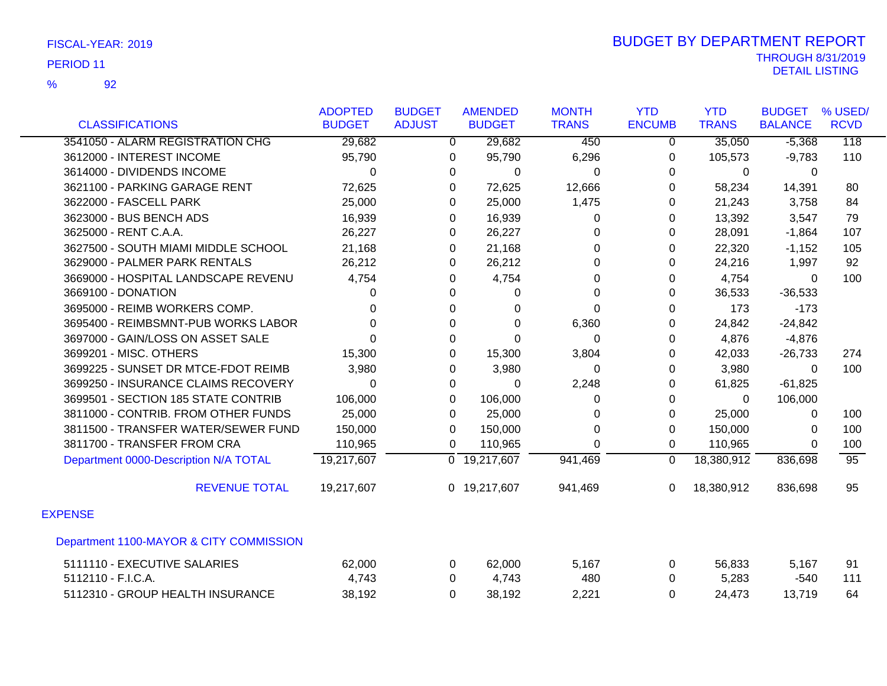FISCAL-YEAR: 2019

PERIOD 11

% 92

# BUDGET BY DEPARTMENT REPORT

THROUGH 8/31/2019

DETAIL LISTING

| CLASSIFICATIONS | ADOPTED BUDGET | BUDGET ADJUST | AMENDED BUDGET | MONTH TRANS | YTD ENCUMB | YTD TRANS | BUDGET BALANCE | % USED/ RCVD |
|---|---|---|---|---|---|---|---|---|
| 3541050 - ALARM REGISTRATION CHG | 29,682 | 0 | 29,682 | 450 | 0 | 35,050 | -5,368 | 118 |
| 3612000 - INTEREST INCOME | 95,790 | 0 | 95,790 | 6,296 | 0 | 105,573 | -9,783 | 110 |
| 3614000 - DIVIDENDS INCOME | 0 | 0 | 0 | 0 | 0 | 0 | 0 | |
| 3621100 - PARKING GARAGE RENT | 72,625 | 0 | 72,625 | 12,666 | 0 | 58,234 | 14,391 | 80 |
| 3622000 - FASCELL PARK | 25,000 | 0 | 25,000 | 1,475 | 0 | 21,243 | 3,758 | 84 |
| 3623000 - BUS BENCH ADS | 16,939 | 0 | 16,939 | 0 | 0 | 13,392 | 3,547 | 79 |
| 3625000 - RENT C.A.A. | 26,227 | 0 | 26,227 | 0 | 0 | 28,091 | -1,864 | 107 |
| 3627500 - SOUTH MIAMI MIDDLE SCHOOL | 21,168 | 0 | 21,168 | 0 | 0 | 22,320 | -1,152 | 105 |
| 3629000 - PALMER PARK RENTALS | 26,212 | 0 | 26,212 | 0 | 0 | 24,216 | 1,997 | 92 |
| 3669000 - HOSPITAL LANDSCAPE REVENU | 4,754 | 0 | 4,754 | 0 | 0 | 4,754 | 0 | 100 |
| 3669100 - DONATION | 0 | 0 | 0 | 0 | 0 | 36,533 | -36,533 | |
| 3695000 - REIMB WORKERS COMP. | 0 | 0 | 0 | 0 | 0 | 173 | -173 | |
| 3695400 - REIMBSMNT-PUB WORKS LABOR | 0 | 0 | 0 | 6,360 | 0 | 24,842 | -24,842 | |
| 3697000 - GAIN/LOSS ON ASSET SALE | 0 | 0 | 0 | 0 | 0 | 4,876 | -4,876 | |
| 3699201 - MISC. OTHERS | 15,300 | 0 | 15,300 | 3,804 | 0 | 42,033 | -26,733 | 274 |
| 3699225 - SUNSET DR MTCE-FDOT REIMB | 3,980 | 0 | 3,980 | 0 | 0 | 3,980 | 0 | 100 |
| 3699250 - INSURANCE CLAIMS RECOVERY | 0 | 0 | 0 | 2,248 | 0 | 61,825 | -61,825 | |
| 3699501 - SECTION 185 STATE CONTRIB | 106,000 | 0 | 106,000 | 0 | 0 | 0 | 106,000 | |
| 3811000 - CONTRIB. FROM OTHER FUNDS | 25,000 | 0 | 25,000 | 0 | 0 | 25,000 | 0 | 100 |
| 3811500 - TRANSFER WATER/SEWER FUND | 150,000 | 0 | 150,000 | 0 | 0 | 150,000 | 0 | 100 |
| 3811700 - TRANSFER FROM CRA | 110,965 | 0 | 110,965 | 0 | 0 | 110,965 | 0 | 100 |
| Department 0000-Description N/A TOTAL | 19,217,607 | 0 | 19,217,607 | 941,469 | 0 | 18,380,912 | 836,698 | 95 |
| REVENUE TOTAL | 19,217,607 | 0 | 19,217,607 | 941,469 | 0 | 18,380,912 | 836,698 | 95 |

EXPENSE

Department 1100-MAYOR & CITY COMMISSION

| CLASSIFICATIONS | ADOPTED BUDGET | BUDGET ADJUST | AMENDED BUDGET | MONTH TRANS | YTD ENCUMB | YTD TRANS | BUDGET BALANCE | % USED/ RCVD |
|---|---|---|---|---|---|---|---|---|
| 5111110 - EXECUTIVE SALARIES | 62,000 | 0 | 62,000 | 5,167 | 0 | 56,833 | 5,167 | 91 |
| 5112110 - F.I.C.A. | 4,743 | 0 | 4,743 | 480 | 0 | 5,283 | -540 | 111 |
| 5112310 - GROUP HEALTH INSURANCE | 38,192 | 0 | 38,192 | 2,221 | 0 | 24,473 | 13,719 | 64 |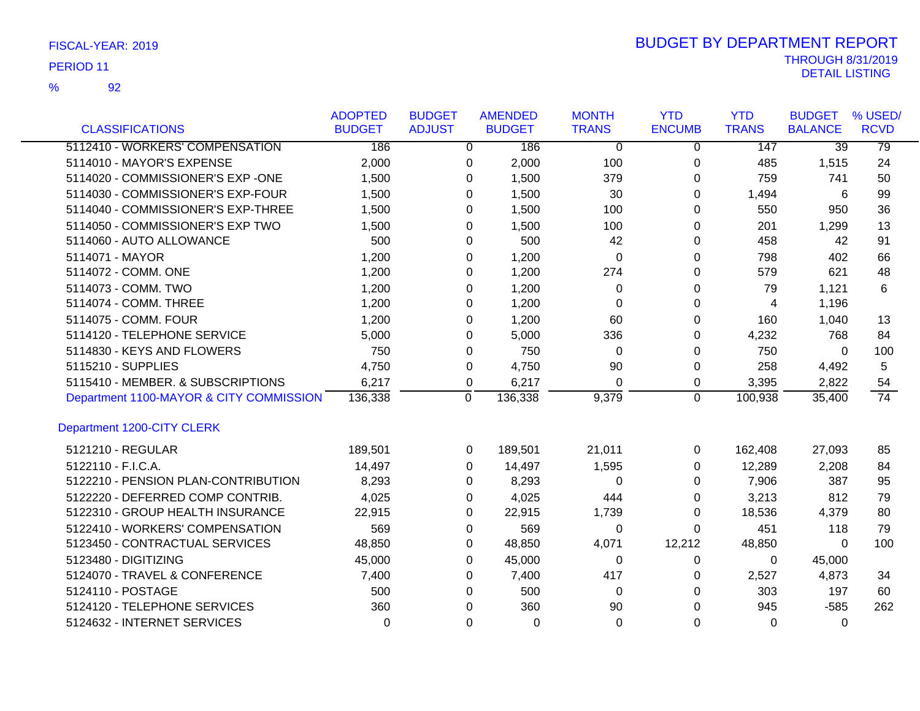FISCAL-YEAR: 2019

PERIOD 11

% 92

# BUDGET BY DEPARTMENT REPORT

THROUGH 8/31/2019

DETAIL LISTING

| CLASSIFICATIONS | ADOPTED BUDGET | BUDGET ADJUST | AMENDED BUDGET | MONTH TRANS | YTD ENCUMB | YTD TRANS | BUDGET BALANCE | % USED/ RCVD |
|---|---|---|---|---|---|---|---|---|
| 5112410 - WORKERS' COMPENSATION | 186 | 0 | 186 | 0 | 0 | 147 | 39 | 79 |
| 5114010 - MAYOR'S EXPENSE | 2,000 | 0 | 2,000 | 100 | 0 | 485 | 1,515 | 24 |
| 5114020 - COMMISSIONER'S EXP -ONE | 1,500 | 0 | 1,500 | 379 | 0 | 759 | 741 | 50 |
| 5114030 - COMMISSIONER'S EXP-FOUR | 1,500 | 0 | 1,500 | 30 | 0 | 1,494 | 6 | 99 |
| 5114040 - COMMISSIONER'S EXP-THREE | 1,500 | 0 | 1,500 | 100 | 0 | 550 | 950 | 36 |
| 5114050 - COMMISSIONER'S EXP TWO | 1,500 | 0 | 1,500 | 100 | 0 | 201 | 1,299 | 13 |
| 5114060 - AUTO ALLOWANCE | 500 | 0 | 500 | 42 | 0 | 458 | 42 | 91 |
| 5114071 - MAYOR | 1,200 | 0 | 1,200 | 0 | 0 | 798 | 402 | 66 |
| 5114072 - COMM. ONE | 1,200 | 0 | 1,200 | 274 | 0 | 579 | 621 | 48 |
| 5114073 - COMM. TWO | 1,200 | 0 | 1,200 | 0 | 0 | 79 | 1,121 | 6 |
| 5114074 - COMM. THREE | 1,200 | 0 | 1,200 | 0 | 0 | 4 | 1,196 | |
| 5114075 - COMM. FOUR | 1,200 | 0 | 1,200 | 60 | 0 | 160 | 1,040 | 13 |
| 5114120 - TELEPHONE SERVICE | 5,000 | 0 | 5,000 | 336 | 0 | 4,232 | 768 | 84 |
| 5114830 - KEYS AND FLOWERS | 750 | 0 | 750 | 0 | 0 | 750 | 0 | 100 |
| 5115210 - SUPPLIES | 4,750 | 0 | 4,750 | 90 | 0 | 258 | 4,492 | 5 |
| 5115410 - MEMBER. & SUBSCRIPTIONS | 6,217 | 0 | 6,217 | 0 | 0 | 3,395 | 2,822 | 54 |
| Department 1100-MAYOR & CITY COMMISSION | 136,338 | 0 | 136,338 | 9,379 | 0 | 100,938 | 35,400 | 74 |

## Department 1200-CITY CLERK

| CLASSIFICATIONS | ADOPTED BUDGET | BUDGET ADJUST | AMENDED BUDGET | MONTH TRANS | YTD ENCUMB | YTD TRANS | BUDGET BALANCE | % USED/ RCVD |
|---|---|---|---|---|---|---|---|---|
| 5121210 - REGULAR | 189,501 | 0 | 189,501 | 21,011 | 0 | 162,408 | 27,093 | 85 |
| 5122110 - F.I.C.A. | 14,497 | 0 | 14,497 | 1,595 | 0 | 12,289 | 2,208 | 84 |
| 5122210 - PENSION PLAN-CONTRIBUTION | 8,293 | 0 | 8,293 | 0 | 0 | 7,906 | 387 | 95 |
| 5122220 - DEFERRED COMP CONTRIB. | 4,025 | 0 | 4,025 | 444 | 0 | 3,213 | 812 | 79 |
| 5122310 - GROUP HEALTH INSURANCE | 22,915 | 0 | 22,915 | 1,739 | 0 | 18,536 | 4,379 | 80 |
| 5122410 - WORKERS' COMPENSATION | 569 | 0 | 569 | 0 | 0 | 451 | 118 | 79 |
| 5123450 - CONTRACTUAL SERVICES | 48,850 | 0 | 48,850 | 4,071 | 12,212 | 48,850 | 0 | 100 |
| 5123480 - DIGITIZING | 45,000 | 0 | 45,000 | 0 | 0 | 0 | 45,000 | |
| 5124070 - TRAVEL & CONFERENCE | 7,400 | 0 | 7,400 | 417 | 0 | 2,527 | 4,873 | 34 |
| 5124110 - POSTAGE | 500 | 0 | 500 | 0 | 0 | 303 | 197 | 60 |
| 5124120 - TELEPHONE SERVICES | 360 | 0 | 360 | 90 | 0 | 945 | -585 | 262 |
| 5124632 - INTERNET SERVICES | 0 | 0 | 0 | 0 | 0 | 0 | 0 | |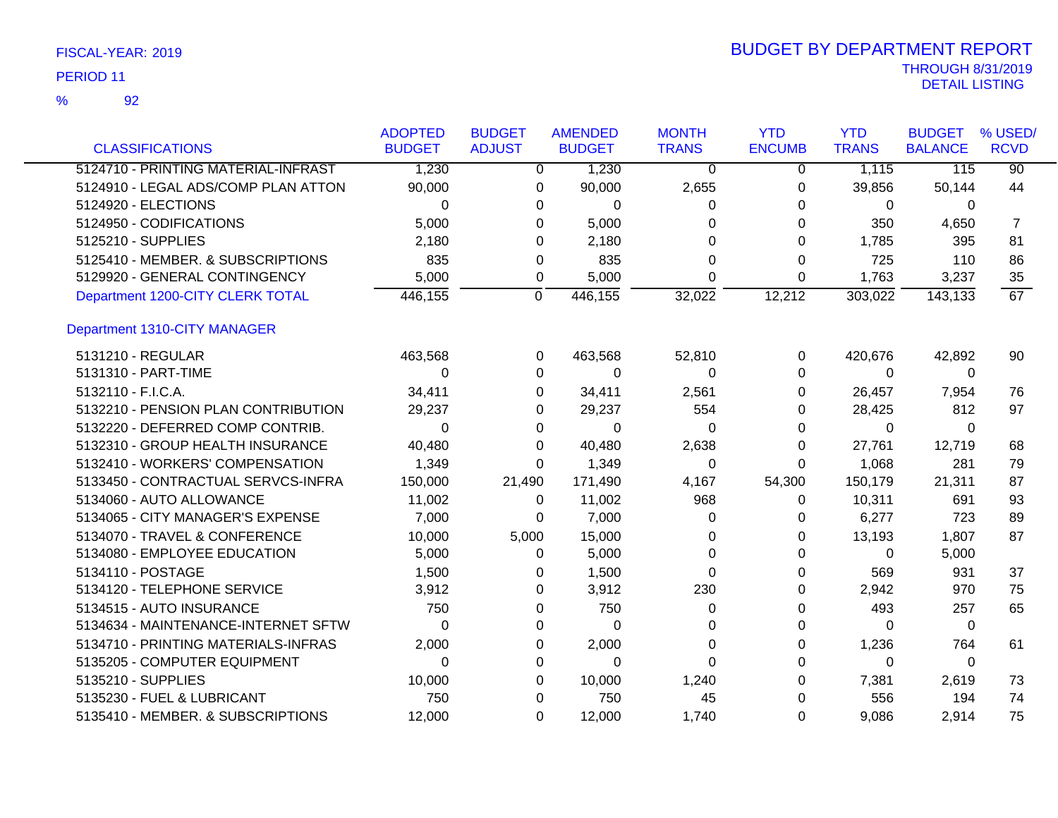FISCAL-YEAR: 2019

PERIOD 11

% 92

# BUDGET BY DEPARTMENT REPORT

THROUGH 8/31/2019

DETAIL LISTING

| CLASSIFICATIONS | ADOPTED BUDGET | BUDGET ADJUST | AMENDED BUDGET | MONTH TRANS | YTD ENCUMB | YTD TRANS | BUDGET BALANCE | % USED/ RCVD |
|---|---|---|---|---|---|---|---|---|
| 5124710 - PRINTING MATERIAL-INFRAST | 1,230 | 0 | 1,230 | 0 | 0 | 1,115 | 115 | 90 |
| 5124910 - LEGAL ADS/COMP PLAN ATTON | 90,000 | 0 | 90,000 | 2,655 | 0 | 39,856 | 50,144 | 44 |
| 5124920 - ELECTIONS | 0 | 0 | 0 | 0 | 0 | 0 | 0 | |
| 5124950 - CODIFICATIONS | 5,000 | 0 | 5,000 | 0 | 0 | 350 | 4,650 | 7 |
| 5125210 - SUPPLIES | 2,180 | 0 | 2,180 | 0 | 0 | 1,785 | 395 | 81 |
| 5125410 - MEMBER. & SUBSCRIPTIONS | 835 | 0 | 835 | 0 | 0 | 725 | 110 | 86 |
| 5129920 - GENERAL CONTINGENCY | 5,000 | 0 | 5,000 | 0 | 0 | 1,763 | 3,237 | 35 |
| Department 1200-CITY CLERK TOTAL | 446,155 | 0 | 446,155 | 32,022 | 12,212 | 303,022 | 143,133 | 67 |
| **Department 1310-CITY MANAGER** | | | | | | | | |
| 5131210 - REGULAR | 463,568 | 0 | 463,568 | 52,810 | 0 | 420,676 | 42,892 | 90 |
| 5131310 - PART-TIME | 0 | 0 | 0 | 0 | 0 | 0 | 0 | |
| 5132110 - F.I.C.A. | 34,411 | 0 | 34,411 | 2,561 | 0 | 26,457 | 7,954 | 76 |
| 5132210 - PENSION PLAN CONTRIBUTION | 29,237 | 0 | 29,237 | 554 | 0 | 28,425 | 812 | 97 |
| 5132220 - DEFERRED COMP CONTRIB. | 0 | 0 | 0 | 0 | 0 | 0 | 0 | |
| 5132310 - GROUP HEALTH INSURANCE | 40,480 | 0 | 40,480 | 2,638 | 0 | 27,761 | 12,719 | 68 |
| 5132410 - WORKERS' COMPENSATION | 1,349 | 0 | 1,349 | 0 | 0 | 1,068 | 281 | 79 |
| 5133450 - CONTRACTUAL SERVCS-INFRA | 150,000 | 21,490 | 171,490 | 4,167 | 54,300 | 150,179 | 21,311 | 87 |
| 5134060 - AUTO ALLOWANCE | 11,002 | 0 | 11,002 | 968 | 0 | 10,311 | 691 | 93 |
| 5134065 - CITY MANAGER'S EXPENSE | 7,000 | 0 | 7,000 | 0 | 0 | 6,277 | 723 | 89 |
| 5134070 - TRAVEL & CONFERENCE | 10,000 | 5,000 | 15,000 | 0 | 0 | 13,193 | 1,807 | 87 |
| 5134080 - EMPLOYEE EDUCATION | 5,000 | 0 | 5,000 | 0 | 0 | 0 | 5,000 | |
| 5134110 - POSTAGE | 1,500 | 0 | 1,500 | 0 | 0 | 569 | 931 | 37 |
| 5134120 - TELEPHONE SERVICE | 3,912 | 0 | 3,912 | 230 | 0 | 2,942 | 970 | 75 |
| 5134515 - AUTO INSURANCE | 750 | 0 | 750 | 0 | 0 | 493 | 257 | 65 |
| 5134634 - MAINTENANCE-INTERNET SFTW | 0 | 0 | 0 | 0 | 0 | 0 | 0 | |
| 5134710 - PRINTING MATERIALS-INFRAS | 2,000 | 0 | 2,000 | 0 | 0 | 1,236 | 764 | 61 |
| 5135205 - COMPUTER EQUIPMENT | 0 | 0 | 0 | 0 | 0 | 0 | 0 | |
| 5135210 - SUPPLIES | 10,000 | 0 | 10,000 | 1,240 | 0 | 7,381 | 2,619 | 73 |
| 5135230 - FUEL & LUBRICANT | 750 | 0 | 750 | 45 | 0 | 556 | 194 | 74 |
| 5135410 - MEMBER. & SUBSCRIPTIONS | 12,000 | 0 | 12,000 | 1,740 | 0 | 9,086 | 2,914 | 75 |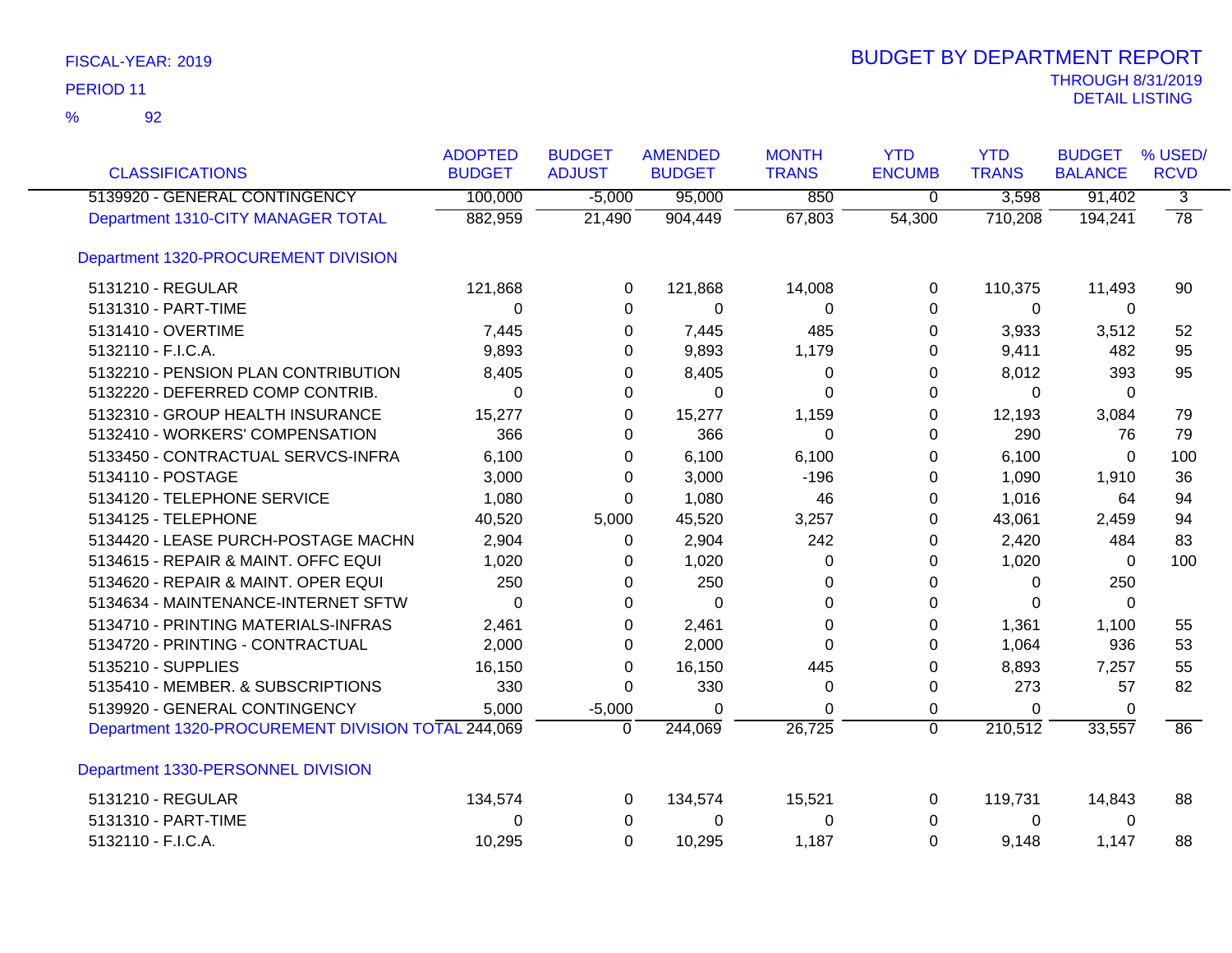FISCAL-YEAR: 2019

PERIOD 11

% 92

# BUDGET BY DEPARTMENT REPORT

THROUGH 8/31/2019
DETAIL LISTING

| CLASSIFICATIONS | ADOPTED BUDGET | BUDGET ADJUST | AMENDED BUDGET | MONTH TRANS | YTD ENCUMB | YTD TRANS | BUDGET BALANCE | % USED/ RCVD |
|---|---|---|---|---|---|---|---|---|
| 5139920 - GENERAL CONTINGENCY | 100,000 | -5,000 | 95,000 | 850 | 0 | 3,598 | 91,402 | 3 |
| Department 1310-CITY MANAGER TOTAL | 882,959 | 21,490 | 904,449 | 67,803 | 54,300 | 710,208 | 194,241 | 78 |
| Department 1320-PROCUREMENT DIVISION | | | | | | | | |
| 5131210 - REGULAR | 121,868 | 0 | 121,868 | 14,008 | 0 | 110,375 | 11,493 | 90 |
| 5131310 - PART-TIME | 0 | 0 | 0 | 0 | 0 | 0 | 0 | |
| 5131410 - OVERTIME | 7,445 | 0 | 7,445 | 485 | 0 | 3,933 | 3,512 | 52 |
| 5132110 - F.I.C.A. | 9,893 | 0 | 9,893 | 1,179 | 0 | 9,411 | 482 | 95 |
| 5132210 - PENSION PLAN CONTRIBUTION | 8,405 | 0 | 8,405 | 0 | 0 | 8,012 | 393 | 95 |
| 5132220 - DEFERRED COMP CONTRIB. | 0 | 0 | 0 | 0 | 0 | 0 | 0 | |
| 5132310 - GROUP HEALTH INSURANCE | 15,277 | 0 | 15,277 | 1,159 | 0 | 12,193 | 3,084 | 79 |
| 5132410 - WORKERS' COMPENSATION | 366 | 0 | 366 | 0 | 0 | 290 | 76 | 79 |
| 5133450 - CONTRACTUAL SERVCS-INFRA | 6,100 | 0 | 6,100 | 6,100 | 0 | 6,100 | 0 | 100 |
| 5134110 - POSTAGE | 3,000 | 0 | 3,000 | -196 | 0 | 1,090 | 1,910 | 36 |
| 5134120 - TELEPHONE SERVICE | 1,080 | 0 | 1,080 | 46 | 0 | 1,016 | 64 | 94 |
| 5134125 - TELEPHONE | 40,520 | 5,000 | 45,520 | 3,257 | 0 | 43,061 | 2,459 | 94 |
| 5134420 - LEASE PURCH-POSTAGE MACHN | 2,904 | 0 | 2,904 | 242 | 0 | 2,420 | 484 | 83 |
| 5134615 - REPAIR & MAINT. OFFC EQUI | 1,020 | 0 | 1,020 | 0 | 0 | 1,020 | 0 | 100 |
| 5134620 - REPAIR & MAINT. OPER EQUI | 250 | 0 | 250 | 0 | 0 | 0 | 250 | |
| 5134634 - MAINTENANCE-INTERNET SFTW | 0 | 0 | 0 | 0 | 0 | 0 | 0 | |
| 5134710 - PRINTING MATERIALS-INFRAS | 2,461 | 0 | 2,461 | 0 | 0 | 1,361 | 1,100 | 55 |
| 5134720 - PRINTING - CONTRACTUAL | 2,000 | 0 | 2,000 | 0 | 0 | 1,064 | 936 | 53 |
| 5135210 - SUPPLIES | 16,150 | 0 | 16,150 | 445 | 0 | 8,893 | 7,257 | 55 |
| 5135410 - MEMBER. & SUBSCRIPTIONS | 330 | 0 | 330 | 0 | 0 | 273 | 57 | 82 |
| 5139920 - GENERAL CONTINGENCY | 5,000 | -5,000 | 0 | 0 | 0 | 0 | 0 | |
| Department 1320-PROCUREMENT DIVISION TOTAL | 244,069 | 0 | 244,069 | 26,725 | 0 | 210,512 | 33,557 | 86 |
| Department 1330-PERSONNEL DIVISION | | | | | | | | |
| 5131210 - REGULAR | 134,574 | 0 | 134,574 | 15,521 | 0 | 119,731 | 14,843 | 88 |
| 5131310 - PART-TIME | 0 | 0 | 0 | 0 | 0 | 0 | 0 | |
| 5132110 - F.I.C.A. | 10,295 | 0 | 10,295 | 1,187 | 0 | 9,148 | 1,147 | 88 |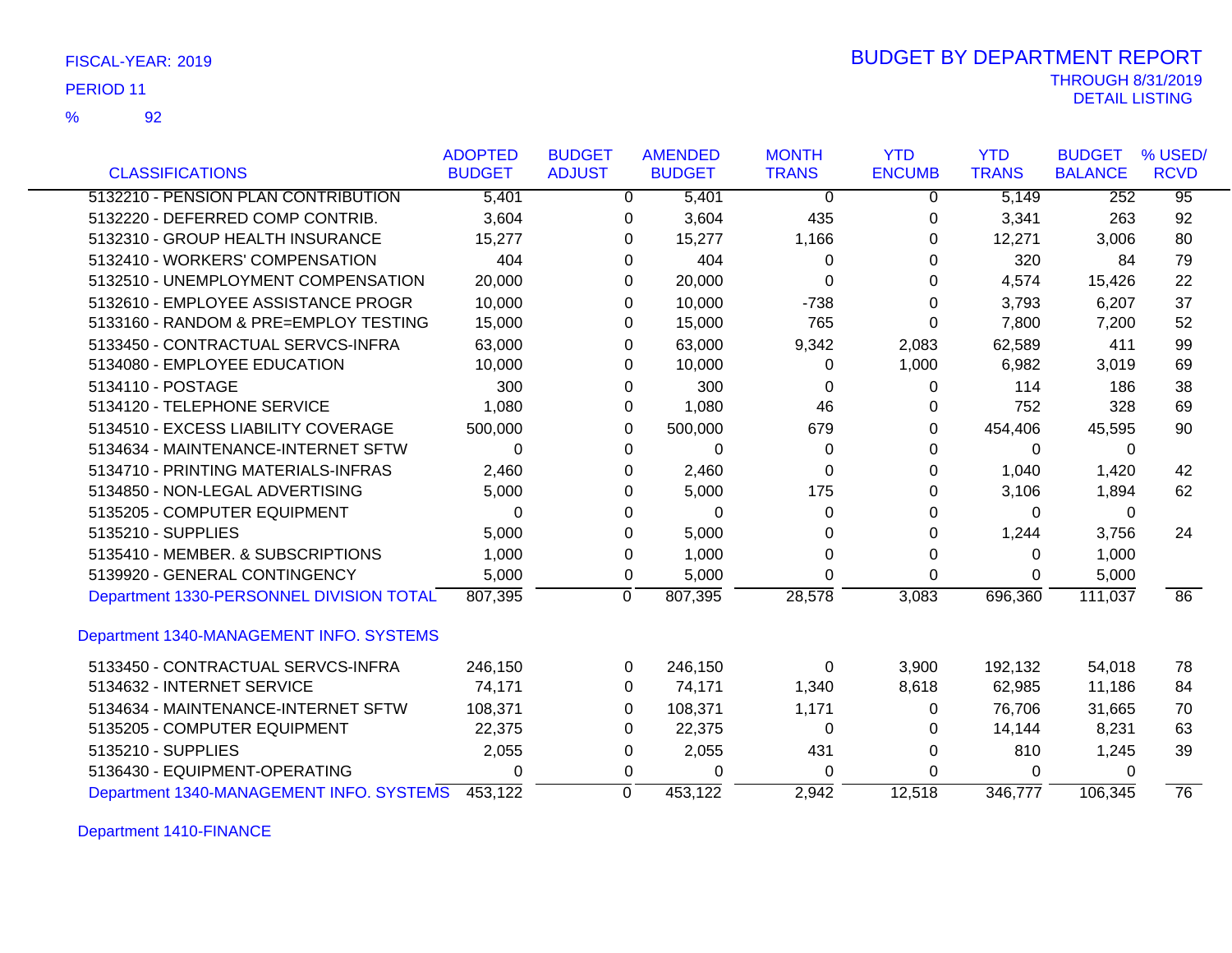FISCAL-YEAR: 2019

PERIOD 11

% 92

# BUDGET BY DEPARTMENT REPORT

THROUGH 8/31/2019

DETAIL LISTING

| CLASSIFICATIONS | ADOPTED BUDGET | BUDGET ADJUST | AMENDED BUDGET | MONTH TRANS | YTD ENCUMB | YTD TRANS | BUDGET BALANCE | % USED/ RCVD |
|---|---|---|---|---|---|---|---|---|
| 5132210 - PENSION PLAN CONTRIBUTION | 5,401 | 0 | 5,401 | 0 | 0 | 5,149 | 252 | 95 |
| 5132220 - DEFERRED COMP CONTRIB. | 3,604 | 0 | 3,604 | 435 | 0 | 3,341 | 263 | 92 |
| 5132310 - GROUP HEALTH INSURANCE | 15,277 | 0 | 15,277 | 1,166 | 0 | 12,271 | 3,006 | 80 |
| 5132410 - WORKERS' COMPENSATION | 404 | 0 | 404 | 0 | 0 | 320 | 84 | 79 |
| 5132510 - UNEMPLOYMENT COMPENSATION | 20,000 | 0 | 20,000 | 0 | 0 | 4,574 | 15,426 | 22 |
| 5132610 - EMPLOYEE ASSISTANCE PROGR | 10,000 | 0 | 10,000 | -738 | 0 | 3,793 | 6,207 | 37 |
| 5133160 - RANDOM & PRE=EMPLOY TESTING | 15,000 | 0 | 15,000 | 765 | 0 | 7,800 | 7,200 | 52 |
| 5133450 - CONTRACTUAL SERVCS-INFRA | 63,000 | 0 | 63,000 | 9,342 | 2,083 | 62,589 | 411 | 99 |
| 5134080 - EMPLOYEE EDUCATION | 10,000 | 0 | 10,000 | 0 | 1,000 | 6,982 | 3,019 | 69 |
| 5134110 - POSTAGE | 300 | 0 | 300 | 0 | 0 | 114 | 186 | 38 |
| 5134120 - TELEPHONE SERVICE | 1,080 | 0 | 1,080 | 46 | 0 | 752 | 328 | 69 |
| 5134510 - EXCESS LIABILITY COVERAGE | 500,000 | 0 | 500,000 | 679 | 0 | 454,406 | 45,595 | 90 |
| 5134634 - MAINTENANCE-INTERNET SFTW | 0 | 0 | 0 | 0 | 0 | 0 | 0 | |
| 5134710 - PRINTING MATERIALS-INFRAS | 2,460 | 0 | 2,460 | 0 | 0 | 1,040 | 1,420 | 42 |
| 5134850 - NON-LEGAL ADVERTISING | 5,000 | 0 | 5,000 | 175 | 0 | 3,106 | 1,894 | 62 |
| 5135205 - COMPUTER EQUIPMENT | 0 | 0 | 0 | 0 | 0 | 0 | 0 | |
| 5135210 - SUPPLIES | 5,000 | 0 | 5,000 | 0 | 0 | 1,244 | 3,756 | 24 |
| 5135410 - MEMBER. & SUBSCRIPTIONS | 1,000 | 0 | 1,000 | 0 | 0 | 0 | 1,000 | |
| 5139920 - GENERAL CONTINGENCY | 5,000 | 0 | 5,000 | 0 | 0 | 0 | 5,000 | |
| Department 1330-PERSONNEL DIVISION TOTAL | 807,395 | 0 | 807,395 | 28,578 | 3,083 | 696,360 | 111,037 | 86 |

## Department 1340-MANAGEMENT INFO. SYSTEMS

| CLASSIFICATIONS | ADOPTED BUDGET | BUDGET ADJUST | AMENDED BUDGET | MONTH TRANS | YTD ENCUMB | YTD TRANS | BUDGET BALANCE | % USED/ RCVD |
|---|---|---|---|---|---|---|---|---|
| 5133450 - CONTRACTUAL SERVCS-INFRA | 246,150 | 0 | 246,150 | 0 | 3,900 | 192,132 | 54,018 | 78 |
| 5134632 - INTERNET SERVICE | 74,171 | 0 | 74,171 | 1,340 | 8,618 | 62,985 | 11,186 | 84 |
| 5134634 - MAINTENANCE-INTERNET SFTW | 108,371 | 0 | 108,371 | 1,171 | 0 | 76,706 | 31,665 | 70 |
| 5135205 - COMPUTER EQUIPMENT | 22,375 | 0 | 22,375 | 0 | 0 | 14,144 | 8,231 | 63 |
| 5135210 - SUPPLIES | 2,055 | 0 | 2,055 | 431 | 0 | 810 | 1,245 | 39 |
| 5136430 - EQUIPMENT-OPERATING | 0 | 0 | 0 | 0 | 0 | 0 | 0 | |
| Department 1340-MANAGEMENT INFO. SYSTEMS | 453,122 | 0 | 453,122 | 2,942 | 12,518 | 346,777 | 106,345 | 76 |

## Department 1410-FINANCE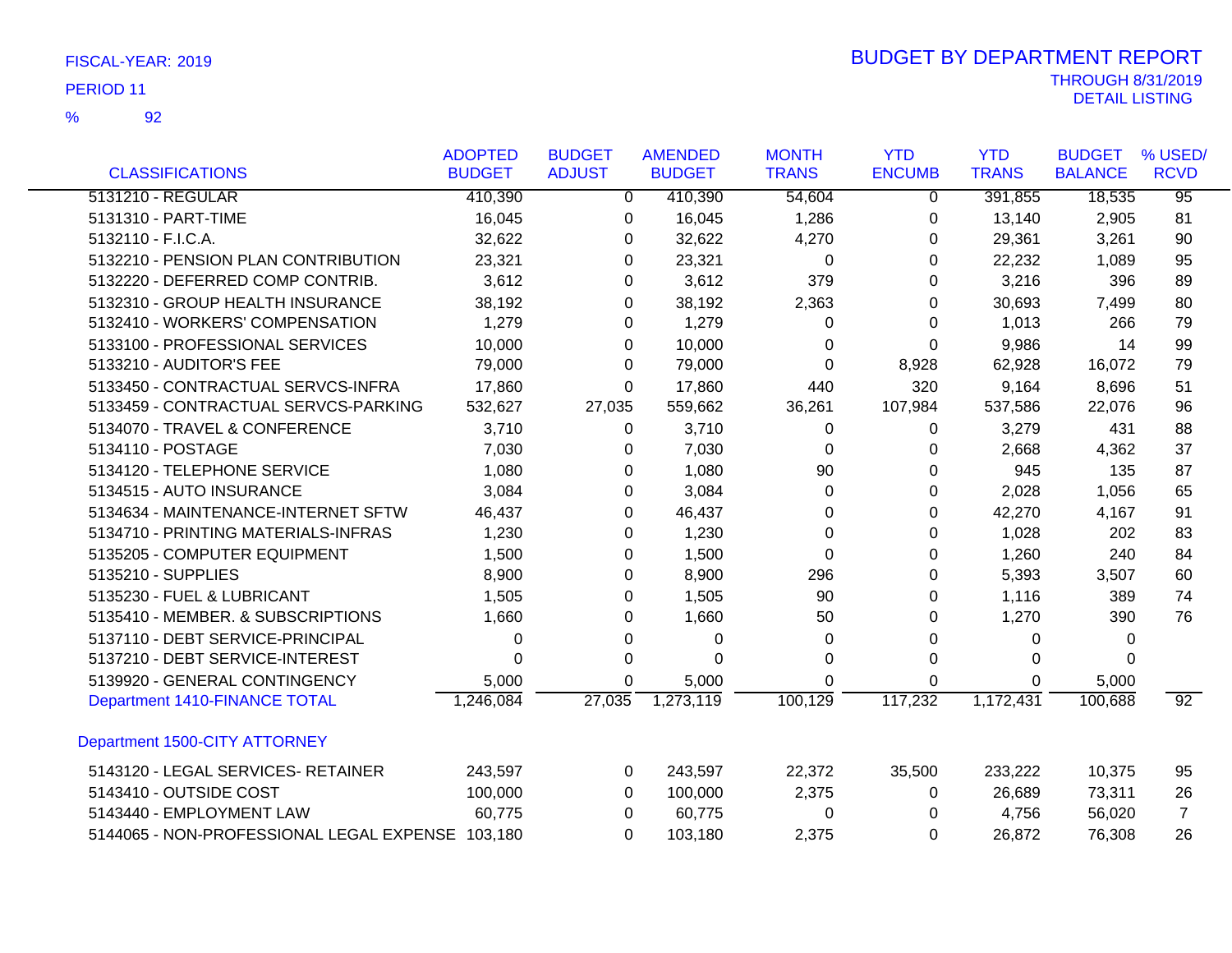FISCAL-YEAR: 2019

PERIOD 11

% 92

# BUDGET BY DEPARTMENT REPORT

THROUGH 8/31/2019
DETAIL LISTING

| CLASSIFICATIONS | ADOPTED BUDGET | BUDGET ADJUST | AMENDED BUDGET | MONTH TRANS | YTD ENCUMB | YTD TRANS | BUDGET BALANCE | % USED/ RCVD |
|---|---|---|---|---|---|---|---|---|
| 5131210 - REGULAR | 410,390 | 0 | 410,390 | 54,604 | 0 | 391,855 | 18,535 | 95 |
| 5131310 - PART-TIME | 16,045 | 0 | 16,045 | 1,286 | 0 | 13,140 | 2,905 | 81 |
| 5132110 - F.I.C.A. | 32,622 | 0 | 32,622 | 4,270 | 0 | 29,361 | 3,261 | 90 |
| 5132210 - PENSION PLAN CONTRIBUTION | 23,321 | 0 | 23,321 | 0 | 0 | 22,232 | 1,089 | 95 |
| 5132220 - DEFERRED COMP CONTRIB. | 3,612 | 0 | 3,612 | 379 | 0 | 3,216 | 396 | 89 |
| 5132310 - GROUP HEALTH INSURANCE | 38,192 | 0 | 38,192 | 2,363 | 0 | 30,693 | 7,499 | 80 |
| 5132410 - WORKERS' COMPENSATION | 1,279 | 0 | 1,279 | 0 | 0 | 1,013 | 266 | 79 |
| 5133100 - PROFESSIONAL SERVICES | 10,000 | 0 | 10,000 | 0 | 0 | 9,986 | 14 | 99 |
| 5133210 - AUDITOR'S FEE | 79,000 | 0 | 79,000 | 0 | 8,928 | 62,928 | 16,072 | 79 |
| 5133450 - CONTRACTUAL SERVCS-INFRA | 17,860 | 0 | 17,860 | 440 | 320 | 9,164 | 8,696 | 51 |
| 5133459 - CONTRACTUAL SERVCS-PARKING | 532,627 | 27,035 | 559,662 | 36,261 | 107,984 | 537,586 | 22,076 | 96 |
| 5134070 - TRAVEL & CONFERENCE | 3,710 | 0 | 3,710 | 0 | 0 | 3,279 | 431 | 88 |
| 5134110 - POSTAGE | 7,030 | 0 | 7,030 | 0 | 0 | 2,668 | 4,362 | 37 |
| 5134120 - TELEPHONE SERVICE | 1,080 | 0 | 1,080 | 90 | 0 | 945 | 135 | 87 |
| 5134515 - AUTO INSURANCE | 3,084 | 0 | 3,084 | 0 | 0 | 2,028 | 1,056 | 65 |
| 5134634 - MAINTENANCE-INTERNET SFTW | 46,437 | 0 | 46,437 | 0 | 0 | 42,270 | 4,167 | 91 |
| 5134710 - PRINTING MATERIALS-INFRAS | 1,230 | 0 | 1,230 | 0 | 0 | 1,028 | 202 | 83 |
| 5135205 - COMPUTER EQUIPMENT | 1,500 | 0 | 1,500 | 0 | 0 | 1,260 | 240 | 84 |
| 5135210 - SUPPLIES | 8,900 | 0 | 8,900 | 296 | 0 | 5,393 | 3,507 | 60 |
| 5135230 - FUEL & LUBRICANT | 1,505 | 0 | 1,505 | 90 | 0 | 1,116 | 389 | 74 |
| 5135410 - MEMBER. & SUBSCRIPTIONS | 1,660 | 0 | 1,660 | 50 | 0 | 1,270 | 390 | 76 |
| 5137110 - DEBT SERVICE-PRINCIPAL | 0 | 0 | 0 | 0 | 0 | 0 | 0 | |
| 5137210 - DEBT SERVICE-INTEREST | 0 | 0 | 0 | 0 | 0 | 0 | 0 | |
| 5139920 - GENERAL CONTINGENCY | 5,000 | 0 | 5,000 | 0 | 0 | 0 | 5,000 | |
| Department 1410-FINANCE TOTAL | 1,246,084 | 27,035 | 1,273,119 | 100,129 | 117,232 | 1,172,431 | 100,688 | 92 |
| **Department 1500-CITY ATTORNEY** | | | | | | | | |
| 5143120 - LEGAL SERVICES- RETAINER | 243,597 | 0 | 243,597 | 22,372 | 35,500 | 233,222 | 10,375 | 95 |
| 5143410 - OUTSIDE COST | 100,000 | 0 | 100,000 | 2,375 | 0 | 26,689 | 73,311 | 26 |
| 5143440 - EMPLOYMENT LAW | 60,775 | 0 | 60,775 | 0 | 0 | 4,756 | 56,020 | 7 |
| 5144065 - NON-PROFESSIONAL LEGAL EXPENSE | 103,180 | 0 | 103,180 | 2,375 | 0 | 26,872 | 76,308 | 26 |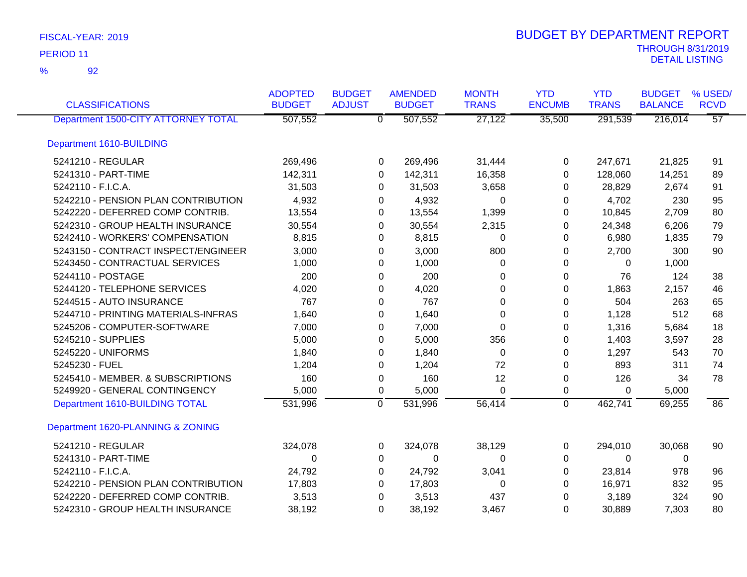FISCAL-YEAR: 2019

PERIOD 11

% 92

# BUDGET BY DEPARTMENT REPORT

THROUGH 8/31/2019

DETAIL LISTING

| CLASSIFICATIONS | ADOPTED BUDGET | BUDGET ADJUST | AMENDED BUDGET | MONTH TRANS | YTD ENCUMB | YTD TRANS | BUDGET BALANCE | % USED/ RCVD |
|---|---|---|---|---|---|---|---|---|
| Department 1500-CITY ATTORNEY TOTAL | 507,552 | 0 | 507,552 | 27,122 | 35,500 | 291,539 | 216,014 | 57 |
| **Department 1610-BUILDING** | | | | | | | | |
| 5241210 - REGULAR | 269,496 | 0 | 269,496 | 31,444 | 0 | 247,671 | 21,825 | 91 |
| 5241310 - PART-TIME | 142,311 | 0 | 142,311 | 16,358 | 0 | 128,060 | 14,251 | 89 |
| 5242110 - F.I.C.A. | 31,503 | 0 | 31,503 | 3,658 | 0 | 28,829 | 2,674 | 91 |
| 5242210 - PENSION PLAN CONTRIBUTION | 4,932 | 0 | 4,932 | 0 | 0 | 4,702 | 230 | 95 |
| 5242220 - DEFERRED COMP CONTRIB. | 13,554 | 0 | 13,554 | 1,399 | 0 | 10,845 | 2,709 | 80 |
| 5242310 - GROUP HEALTH INSURANCE | 30,554 | 0 | 30,554 | 2,315 | 0 | 24,348 | 6,206 | 79 |
| 5242410 - WORKERS' COMPENSATION | 8,815 | 0 | 8,815 | 0 | 0 | 6,980 | 1,835 | 79 |
| 5243150 - CONTRACT INSPECT/ENGINEER | 3,000 | 0 | 3,000 | 800 | 0 | 2,700 | 300 | 90 |
| 5243450 - CONTRACTUAL SERVICES | 1,000 | 0 | 1,000 | 0 | 0 | 0 | 1,000 | |
| 5244110 - POSTAGE | 200 | 0 | 200 | 0 | 0 | 76 | 124 | 38 |
| 5244120 - TELEPHONE SERVICES | 4,020 | 0 | 4,020 | 0 | 0 | 1,863 | 2,157 | 46 |
| 5244515 - AUTO INSURANCE | 767 | 0 | 767 | 0 | 0 | 504 | 263 | 65 |
| 5244710 - PRINTING MATERIALS-INFRAS | 1,640 | 0 | 1,640 | 0 | 0 | 1,128 | 512 | 68 |
| 5245206 - COMPUTER-SOFTWARE | 7,000 | 0 | 7,000 | 0 | 0 | 1,316 | 5,684 | 18 |
| 5245210 - SUPPLIES | 5,000 | 0 | 5,000 | 356 | 0 | 1,403 | 3,597 | 28 |
| 5245220 - UNIFORMS | 1,840 | 0 | 1,840 | 0 | 0 | 1,297 | 543 | 70 |
| 5245230 - FUEL | 1,204 | 0 | 1,204 | 72 | 0 | 893 | 311 | 74 |
| 5245410 - MEMBER. & SUBSCRIPTIONS | 160 | 0 | 160 | 12 | 0 | 126 | 34 | 78 |
| 5249920 - GENERAL CONTINGENCY | 5,000 | 0 | 5,000 | 0 | 0 | 0 | 5,000 | |
| Department 1610-BUILDING TOTAL | 531,996 | 0 | 531,996 | 56,414 | 0 | 462,741 | 69,255 | 86 |
| **Department 1620-PLANNING & ZONING** | | | | | | | | |
| 5241210 - REGULAR | 324,078 | 0 | 324,078 | 38,129 | 0 | 294,010 | 30,068 | 90 |
| 5241310 - PART-TIME | 0 | 0 | 0 | 0 | 0 | 0 | 0 | |
| 5242110 - F.I.C.A. | 24,792 | 0 | 24,792 | 3,041 | 0 | 23,814 | 978 | 96 |
| 5242210 - PENSION PLAN CONTRIBUTION | 17,803 | 0 | 17,803 | 0 | 0 | 16,971 | 832 | 95 |
| 5242220 - DEFERRED COMP CONTRIB. | 3,513 | 0 | 3,513 | 437 | 0 | 3,189 | 324 | 90 |
| 5242310 - GROUP HEALTH INSURANCE | 38,192 | 0 | 38,192 | 3,467 | 0 | 30,889 | 7,303 | 80 |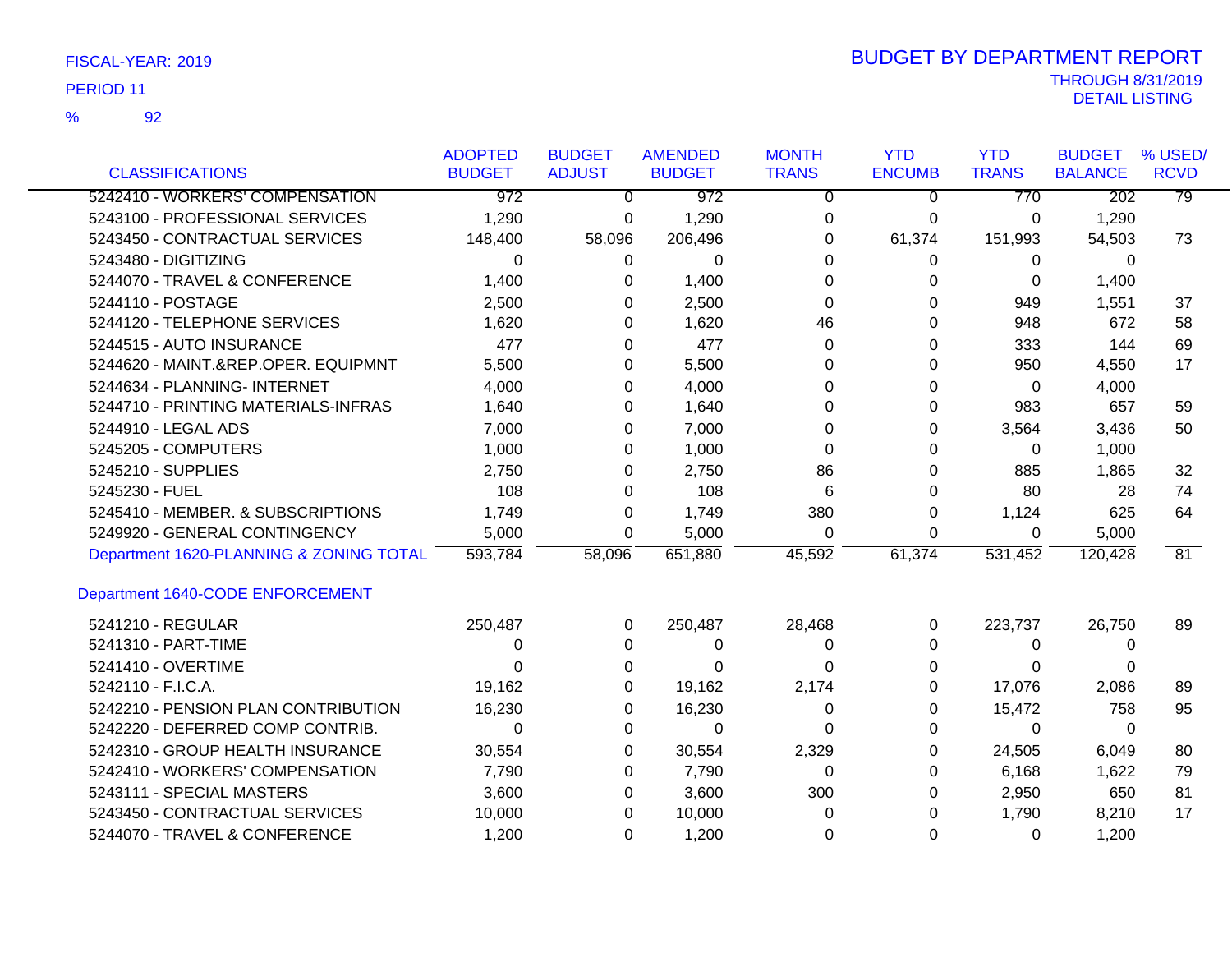FISCAL-YEAR: 2019

PERIOD 11

% 92

# BUDGET BY DEPARTMENT REPORT

THROUGH 8/31/2019

DETAIL LISTING

| CLASSIFICATIONS | ADOPTED BUDGET | BUDGET ADJUST | AMENDED BUDGET | MONTH TRANS | YTD ENCUMB | YTD TRANS | BUDGET BALANCE | % USED/ RCVD |
|---|---|---|---|---|---|---|---|---|
| 5242410 - WORKERS' COMPENSATION | 972 | 0 | 972 | 0 | 0 | 770 | 202 | 79 |
| 5243100 - PROFESSIONAL SERVICES | 1,290 | 0 | 1,290 | 0 | 0 | 0 | 1,290 | |
| 5243450 - CONTRACTUAL SERVICES | 148,400 | 58,096 | 206,496 | 0 | 61,374 | 151,993 | 54,503 | 73 |
| 5243480 - DIGITIZING | 0 | 0 | 0 | 0 | 0 | 0 | 0 | |
| 5244070 - TRAVEL & CONFERENCE | 1,400 | 0 | 1,400 | 0 | 0 | 0 | 1,400 | |
| 5244110 - POSTAGE | 2,500 | 0 | 2,500 | 0 | 0 | 949 | 1,551 | 37 |
| 5244120 - TELEPHONE SERVICES | 1,620 | 0 | 1,620 | 46 | 0 | 948 | 672 | 58 |
| 5244515 - AUTO INSURANCE | 477 | 0 | 477 | 0 | 0 | 333 | 144 | 69 |
| 5244620 - MAINT.&REP.OPER. EQUIPMNT | 5,500 | 0 | 5,500 | 0 | 0 | 950 | 4,550 | 17 |
| 5244634 - PLANNING- INTERNET | 4,000 | 0 | 4,000 | 0 | 0 | 0 | 4,000 | |
| 5244710 - PRINTING MATERIALS-INFRAS | 1,640 | 0 | 1,640 | 0 | 0 | 983 | 657 | 59 |
| 5244910 - LEGAL ADS | 7,000 | 0 | 7,000 | 0 | 0 | 3,564 | 3,436 | 50 |
| 5245205 - COMPUTERS | 1,000 | 0 | 1,000 | 0 | 0 | 0 | 1,000 | |
| 5245210 - SUPPLIES | 2,750 | 0 | 2,750 | 86 | 0 | 885 | 1,865 | 32 |
| 5245230 - FUEL | 108 | 0 | 108 | 6 | 0 | 80 | 28 | 74 |
| 5245410 - MEMBER. & SUBSCRIPTIONS | 1,749 | 0 | 1,749 | 380 | 0 | 1,124 | 625 | 64 |
| 5249920 - GENERAL CONTINGENCY | 5,000 | 0 | 5,000 | 0 | 0 | 0 | 5,000 | |
| Department 1620-PLANNING & ZONING TOTAL | 593,784 | 58,096 | 651,880 | 45,592 | 61,374 | 531,452 | 120,428 | 81 |
| **Department 1640-CODE ENFORCEMENT** | | | | | | | | |
| 5241210 - REGULAR | 250,487 | 0 | 250,487 | 28,468 | 0 | 223,737 | 26,750 | 89 |
| 5241310 - PART-TIME | 0 | 0 | 0 | 0 | 0 | 0 | 0 | |
| 5241410 - OVERTIME | 0 | 0 | 0 | 0 | 0 | 0 | 0 | |
| 5242110 - F.I.C.A. | 19,162 | 0 | 19,162 | 2,174 | 0 | 17,076 | 2,086 | 89 |
| 5242210 - PENSION PLAN CONTRIBUTION | 16,230 | 0 | 16,230 | 0 | 0 | 15,472 | 758 | 95 |
| 5242220 - DEFERRED COMP CONTRIB. | 0 | 0 | 0 | 0 | 0 | 0 | 0 | |
| 5242310 - GROUP HEALTH INSURANCE | 30,554 | 0 | 30,554 | 2,329 | 0 | 24,505 | 6,049 | 80 |
| 5242410 - WORKERS' COMPENSATION | 7,790 | 0 | 7,790 | 0 | 0 | 6,168 | 1,622 | 79 |
| 5243111 - SPECIAL MASTERS | 3,600 | 0 | 3,600 | 300 | 0 | 2,950 | 650 | 81 |
| 5243450 - CONTRACTUAL SERVICES | 10,000 | 0 | 10,000 | 0 | 0 | 1,790 | 8,210 | 17 |
| 5244070 - TRAVEL & CONFERENCE | 1,200 | 0 | 1,200 | 0 | 0 | 0 | 1,200 | |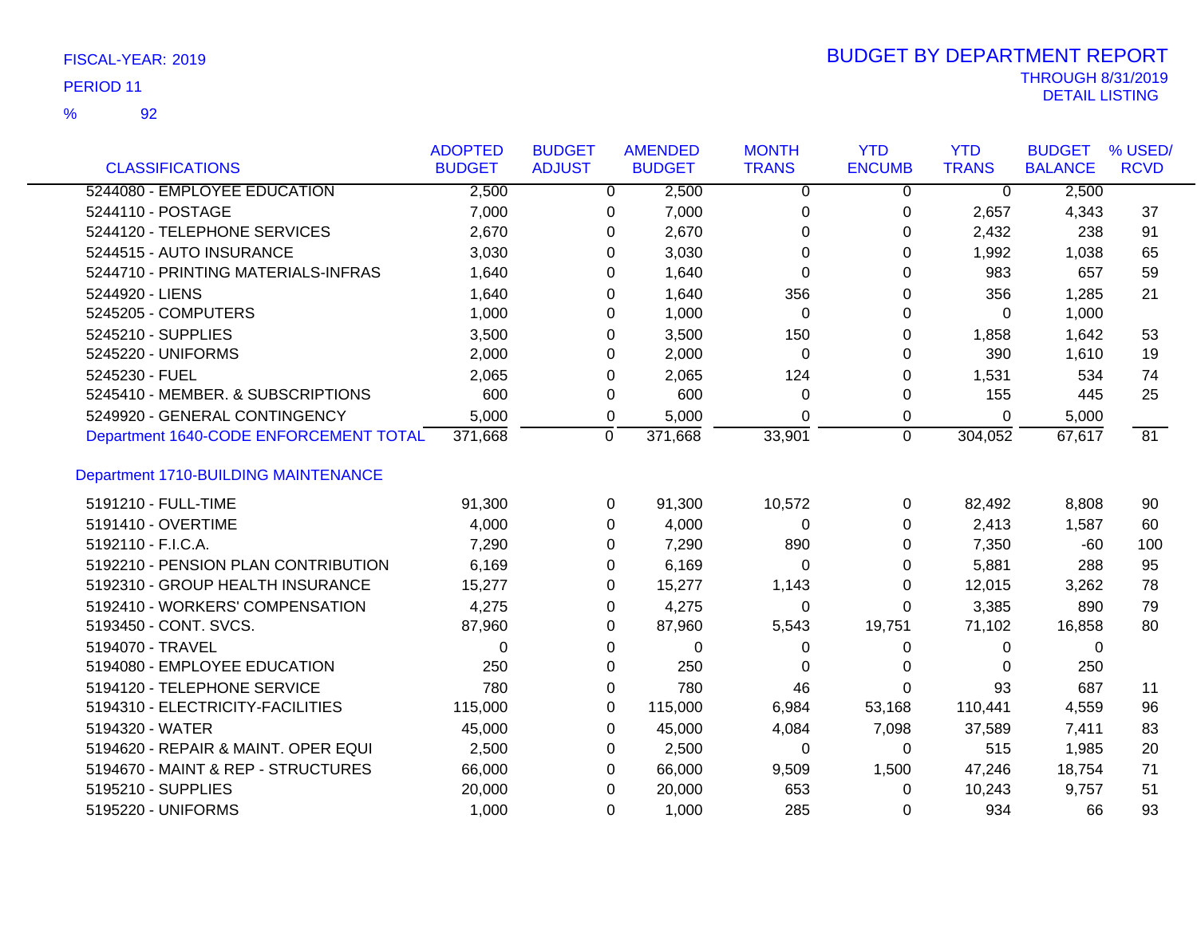FISCAL-YEAR: 2019

PERIOD 11

% 92

# BUDGET BY DEPARTMENT REPORT

THROUGH 8/31/2019
DETAIL LISTING

| CLASSIFICATIONS | ADOPTED BUDGET | BUDGET ADJUST | AMENDED BUDGET | MONTH TRANS | YTD ENCUMB | YTD TRANS | BUDGET BALANCE | % USED/ RCVD |
|---|---|---|---|---|---|---|---|---|
| 5244080 - EMPLOYEE EDUCATION | 2,500 | 0 | 2,500 | 0 | 0 | 0 | 2,500 | |
| 5244110 - POSTAGE | 7,000 | 0 | 7,000 | 0 | 0 | 2,657 | 4,343 | 37 |
| 5244120 - TELEPHONE SERVICES | 2,670 | 0 | 2,670 | 0 | 0 | 2,432 | 238 | 91 |
| 5244515 - AUTO INSURANCE | 3,030 | 0 | 3,030 | 0 | 0 | 1,992 | 1,038 | 65 |
| 5244710 - PRINTING MATERIALS-INFRAS | 1,640 | 0 | 1,640 | 0 | 0 | 983 | 657 | 59 |
| 5244920 - LIENS | 1,640 | 0 | 1,640 | 356 | 0 | 356 | 1,285 | 21 |
| 5245205 - COMPUTERS | 1,000 | 0 | 1,000 | 0 | 0 | 0 | 1,000 | |
| 5245210 - SUPPLIES | 3,500 | 0 | 3,500 | 150 | 0 | 1,858 | 1,642 | 53 |
| 5245220 - UNIFORMS | 2,000 | 0 | 2,000 | 0 | 0 | 390 | 1,610 | 19 |
| 5245230 - FUEL | 2,065 | 0 | 2,065 | 124 | 0 | 1,531 | 534 | 74 |
| 5245410 - MEMBER. & SUBSCRIPTIONS | 600 | 0 | 600 | 0 | 0 | 155 | 445 | 25 |
| 5249920 - GENERAL CONTINGENCY | 5,000 | 0 | 5,000 | 0 | 0 | 0 | 5,000 | |
| Department 1640-CODE ENFORCEMENT TOTAL | 371,668 | 0 | 371,668 | 33,901 | 0 | 304,052 | 67,617 | 81 |
| **Department 1710-BUILDING MAINTENANCE** | | | | | | | | |
| 5191210 - FULL-TIME | 91,300 | 0 | 91,300 | 10,572 | 0 | 82,492 | 8,808 | 90 |
| 5191410 - OVERTIME | 4,000 | 0 | 4,000 | 0 | 0 | 2,413 | 1,587 | 60 |
| 5192110 - F.I.C.A. | 7,290 | 0 | 7,290 | 890 | 0 | 7,350 | -60 | 100 |
| 5192210 - PENSION PLAN CONTRIBUTION | 6,169 | 0 | 6,169 | 0 | 0 | 5,881 | 288 | 95 |
| 5192310 - GROUP HEALTH INSURANCE | 15,277 | 0 | 15,277 | 1,143 | 0 | 12,015 | 3,262 | 78 |
| 5192410 - WORKERS' COMPENSATION | 4,275 | 0 | 4,275 | 0 | 0 | 3,385 | 890 | 79 |
| 5193450 - CONT. SVCS. | 87,960 | 0 | 87,960 | 5,543 | 19,751 | 71,102 | 16,858 | 80 |
| 5194070 - TRAVEL | 0 | 0 | 0 | 0 | 0 | 0 | 0 | |
| 5194080 - EMPLOYEE EDUCATION | 250 | 0 | 250 | 0 | 0 | 0 | 250 | |
| 5194120 - TELEPHONE SERVICE | 780 | 0 | 780 | 46 | 0 | 93 | 687 | 11 |
| 5194310 - ELECTRICITY-FACILITIES | 115,000 | 0 | 115,000 | 6,984 | 53,168 | 110,441 | 4,559 | 96 |
| 5194320 - WATER | 45,000 | 0 | 45,000 | 4,084 | 7,098 | 37,589 | 7,411 | 83 |
| 5194620 - REPAIR & MAINT. OPER EQUI | 2,500 | 0 | 2,500 | 0 | 0 | 515 | 1,985 | 20 |
| 5194670 - MAINT & REP - STRUCTURES | 66,000 | 0 | 66,000 | 9,509 | 1,500 | 47,246 | 18,754 | 71 |
| 5195210 - SUPPLIES | 20,000 | 0 | 20,000 | 653 | 0 | 10,243 | 9,757 | 51 |
| 5195220 - UNIFORMS | 1,000 | 0 | 1,000 | 285 | 0 | 934 | 66 | 93 |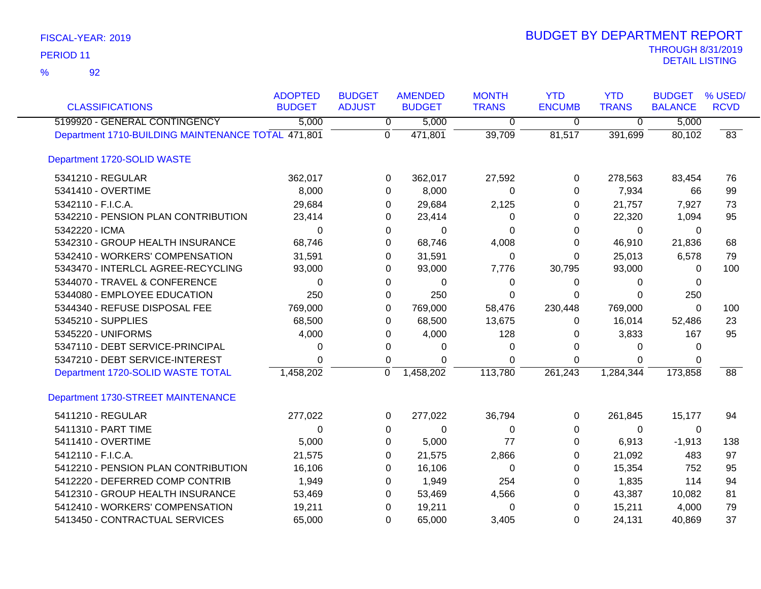FISCAL-YEAR: 2019

PERIOD 11

% 92

# BUDGET BY DEPARTMENT REPORT

THROUGH 8/31/2019
DETAIL LISTING

| CLASSIFICATIONS | ADOPTED BUDGET | BUDGET ADJUST | AMENDED BUDGET | MONTH TRANS | YTD ENCUMB | YTD TRANS | BUDGET BALANCE | % USED/ RCVD |
|---|---|---|---|---|---|---|---|---|
| 5199920 - GENERAL CONTINGENCY | 5,000 | 0 | 5,000 | 0 | 0 | 0 | 5,000 | |
| Department 1710-BUILDING MAINTENANCE TOTAL | 471,801 | 0 | 471,801 | 39,709 | 81,517 | 391,699 | 80,102 | 83 |
| **Department 1720-SOLID WASTE** | | | | | | | | |
| 5341210 - REGULAR | 362,017 | 0 | 362,017 | 27,592 | 0 | 278,563 | 83,454 | 76 |
| 5341410 - OVERTIME | 8,000 | 0 | 8,000 | 0 | 0 | 7,934 | 66 | 99 |
| 5342110 - F.I.C.A. | 29,684 | 0 | 29,684 | 2,125 | 0 | 21,757 | 7,927 | 73 |
| 5342210 - PENSION PLAN CONTRIBUTION | 23,414 | 0 | 23,414 | 0 | 0 | 22,320 | 1,094 | 95 |
| 5342220 - ICMA | 0 | 0 | 0 | 0 | 0 | 0 | 0 | |
| 5342310 - GROUP HEALTH INSURANCE | 68,746 | 0 | 68,746 | 4,008 | 0 | 46,910 | 21,836 | 68 |
| 5342410 - WORKERS' COMPENSATION | 31,591 | 0 | 31,591 | 0 | 0 | 25,013 | 6,578 | 79 |
| 5343470 - INTERLCL AGREE-RECYCLING | 93,000 | 0 | 93,000 | 7,776 | 30,795 | 93,000 | 0 | 100 |
| 5344070 - TRAVEL & CONFERENCE | 0 | 0 | 0 | 0 | 0 | 0 | 0 | |
| 5344080 - EMPLOYEE EDUCATION | 250 | 0 | 250 | 0 | 0 | 0 | 250 | |
| 5344340 - REFUSE DISPOSAL FEE | 769,000 | 0 | 769,000 | 58,476 | 230,448 | 769,000 | 0 | 100 |
| 5345210 - SUPPLIES | 68,500 | 0 | 68,500 | 13,675 | 0 | 16,014 | 52,486 | 23 |
| 5345220 - UNIFORMS | 4,000 | 0 | 4,000 | 128 | 0 | 3,833 | 167 | 95 |
| 5347110 - DEBT SERVICE-PRINCIPAL | 0 | 0 | 0 | 0 | 0 | 0 | 0 | |
| 5347210 - DEBT SERVICE-INTEREST | 0 | 0 | 0 | 0 | 0 | 0 | 0 | |
| Department 1720-SOLID WASTE TOTAL | 1,458,202 | 0 | 1,458,202 | 113,780 | 261,243 | 1,284,344 | 173,858 | 88 |
| **Department 1730-STREET MAINTENANCE** | | | | | | | | |
| 5411210 - REGULAR | 277,022 | 0 | 277,022 | 36,794 | 0 | 261,845 | 15,177 | 94 |
| 5411310 - PART TIME | 0 | 0 | 0 | 0 | 0 | 0 | 0 | |
| 5411410 - OVERTIME | 5,000 | 0 | 5,000 | 77 | 0 | 6,913 | -1,913 | 138 |
| 5412110 - F.I.C.A. | 21,575 | 0 | 21,575 | 2,866 | 0 | 21,092 | 483 | 97 |
| 5412210 - PENSION PLAN CONTRIBUTION | 16,106 | 0 | 16,106 | 0 | 0 | 15,354 | 752 | 95 |
| 5412220 - DEFERRED COMP CONTRIB | 1,949 | 0 | 1,949 | 254 | 0 | 1,835 | 114 | 94 |
| 5412310 - GROUP HEALTH INSURANCE | 53,469 | 0 | 53,469 | 4,566 | 0 | 43,387 | 10,082 | 81 |
| 5412410 - WORKERS' COMPENSATION | 19,211 | 0 | 19,211 | 0 | 0 | 15,211 | 4,000 | 79 |
| 5413450 - CONTRACTUAL SERVICES | 65,000 | 0 | 65,000 | 3,405 | 0 | 24,131 | 40,869 | 37 |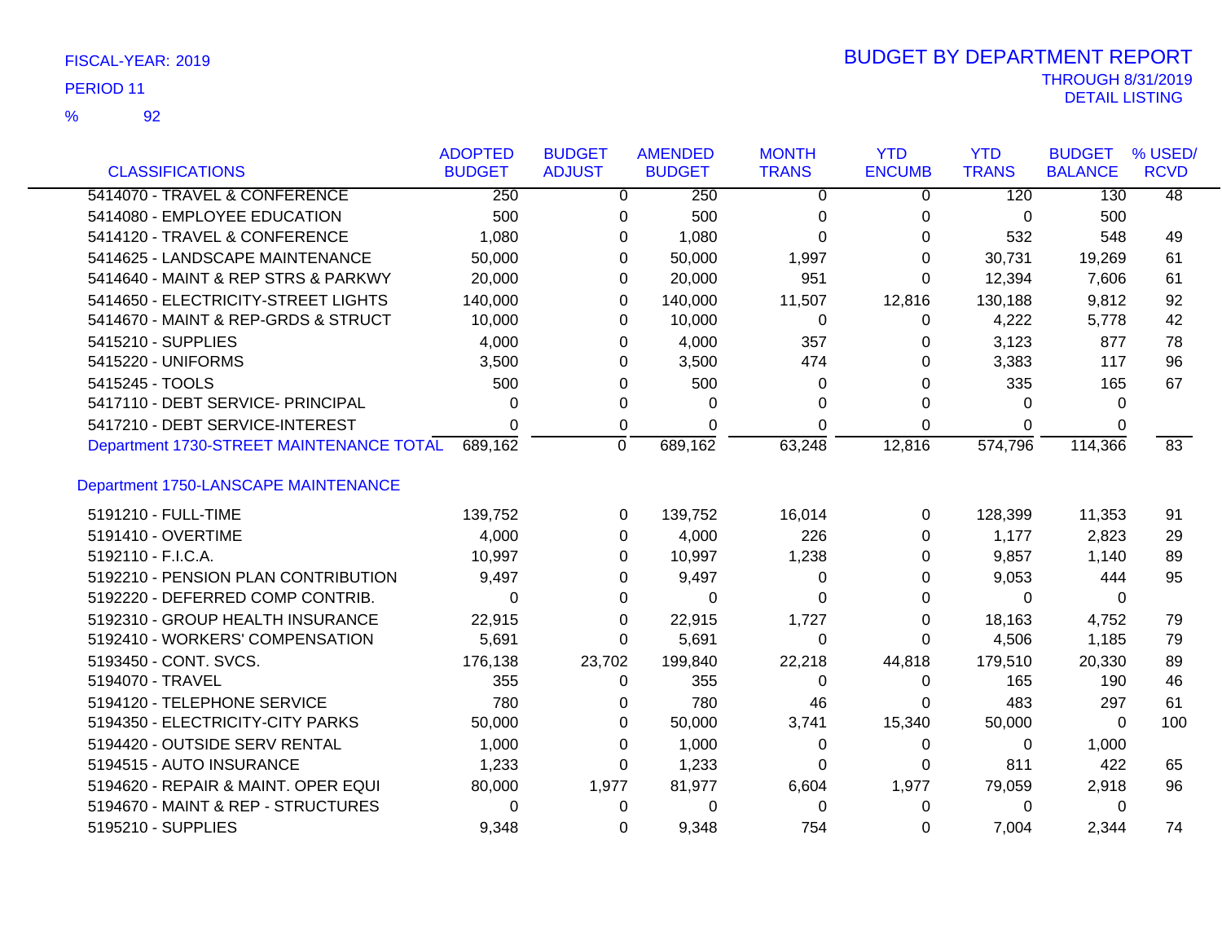FISCAL-YEAR: 2019

PERIOD 11

% 92

# BUDGET BY DEPARTMENT REPORT

THROUGH 8/31/2019

DETAIL LISTING

| CLASSIFICATIONS | ADOPTED BUDGET | BUDGET ADJUST | AMENDED BUDGET | MONTH TRANS | YTD ENCUMB | YTD TRANS | BUDGET BALANCE | % USED/ RCVD |
|---|---|---|---|---|---|---|---|---|
| 5414070 - TRAVEL & CONFERENCE | 250 | 0 | 250 | 0 | 0 | 120 | 130 | 48 |
| 5414080 - EMPLOYEE EDUCATION | 500 | 0 | 500 | 0 | 0 | 0 | 500 | |
| 5414120 - TRAVEL & CONFERENCE | 1,080 | 0 | 1,080 | 0 | 0 | 532 | 548 | 49 |
| 5414625 - LANDSCAPE MAINTENANCE | 50,000 | 0 | 50,000 | 1,997 | 0 | 30,731 | 19,269 | 61 |
| 5414640 - MAINT & REP STRS & PARKWY | 20,000 | 0 | 20,000 | 951 | 0 | 12,394 | 7,606 | 61 |
| 5414650 - ELECTRICITY-STREET LIGHTS | 140,000 | 0 | 140,000 | 11,507 | 12,816 | 130,188 | 9,812 | 92 |
| 5414670 - MAINT & REP-GRDS & STRUCT | 10,000 | 0 | 10,000 | 0 | 0 | 4,222 | 5,778 | 42 |
| 5415210 - SUPPLIES | 4,000 | 0 | 4,000 | 357 | 0 | 3,123 | 877 | 78 |
| 5415220 - UNIFORMS | 3,500 | 0 | 3,500 | 474 | 0 | 3,383 | 117 | 96 |
| 5415245 - TOOLS | 500 | 0 | 500 | 0 | 0 | 335 | 165 | 67 |
| 5417110 - DEBT SERVICE- PRINCIPAL | 0 | 0 | 0 | 0 | 0 | 0 | 0 | |
| 5417210 - DEBT SERVICE-INTEREST | 0 | 0 | 0 | 0 | 0 | 0 | 0 | |
| Department 1730-STREET MAINTENANCE TOTAL | 689,162 | 0 | 689,162 | 63,248 | 12,816 | 574,796 | 114,366 | 83 |
| **Department 1750-LANSCAPE MAINTENANCE** | | | | | | | | |
| 5191210 - FULL-TIME | 139,752 | 0 | 139,752 | 16,014 | 0 | 128,399 | 11,353 | 91 |
| 5191410 - OVERTIME | 4,000 | 0 | 4,000 | 226 | 0 | 1,177 | 2,823 | 29 |
| 5192110 - F.I.C.A. | 10,997 | 0 | 10,997 | 1,238 | 0 | 9,857 | 1,140 | 89 |
| 5192210 - PENSION PLAN CONTRIBUTION | 9,497 | 0 | 9,497 | 0 | 0 | 9,053 | 444 | 95 |
| 5192220 - DEFERRED COMP CONTRIB. | 0 | 0 | 0 | 0 | 0 | 0 | 0 | |
| 5192310 - GROUP HEALTH INSURANCE | 22,915 | 0 | 22,915 | 1,727 | 0 | 18,163 | 4,752 | 79 |
| 5192410 - WORKERS' COMPENSATION | 5,691 | 0 | 5,691 | 0 | 0 | 4,506 | 1,185 | 79 |
| 5193450 - CONT. SVCS. | 176,138 | 23,702 | 199,840 | 22,218 | 44,818 | 179,510 | 20,330 | 89 |
| 5194070 - TRAVEL | 355 | 0 | 355 | 0 | 0 | 165 | 190 | 46 |
| 5194120 - TELEPHONE SERVICE | 780 | 0 | 780 | 46 | 0 | 483 | 297 | 61 |
| 5194350 - ELECTRICITY-CITY PARKS | 50,000 | 0 | 50,000 | 3,741 | 15,340 | 50,000 | 0 | 100 |
| 5194420 - OUTSIDE SERV RENTAL | 1,000 | 0 | 1,000 | 0 | 0 | 0 | 1,000 | |
| 5194515 - AUTO INSURANCE | 1,233 | 0 | 1,233 | 0 | 0 | 811 | 422 | 65 |
| 5194620 - REPAIR & MAINT. OPER EQUI | 80,000 | 1,977 | 81,977 | 6,604 | 1,977 | 79,059 | 2,918 | 96 |
| 5194670 - MAINT & REP - STRUCTURES | 0 | 0 | 0 | 0 | 0 | 0 | 0 | |
| 5195210 - SUPPLIES | 9,348 | 0 | 9,348 | 754 | 0 | 7,004 | 2,344 | 74 |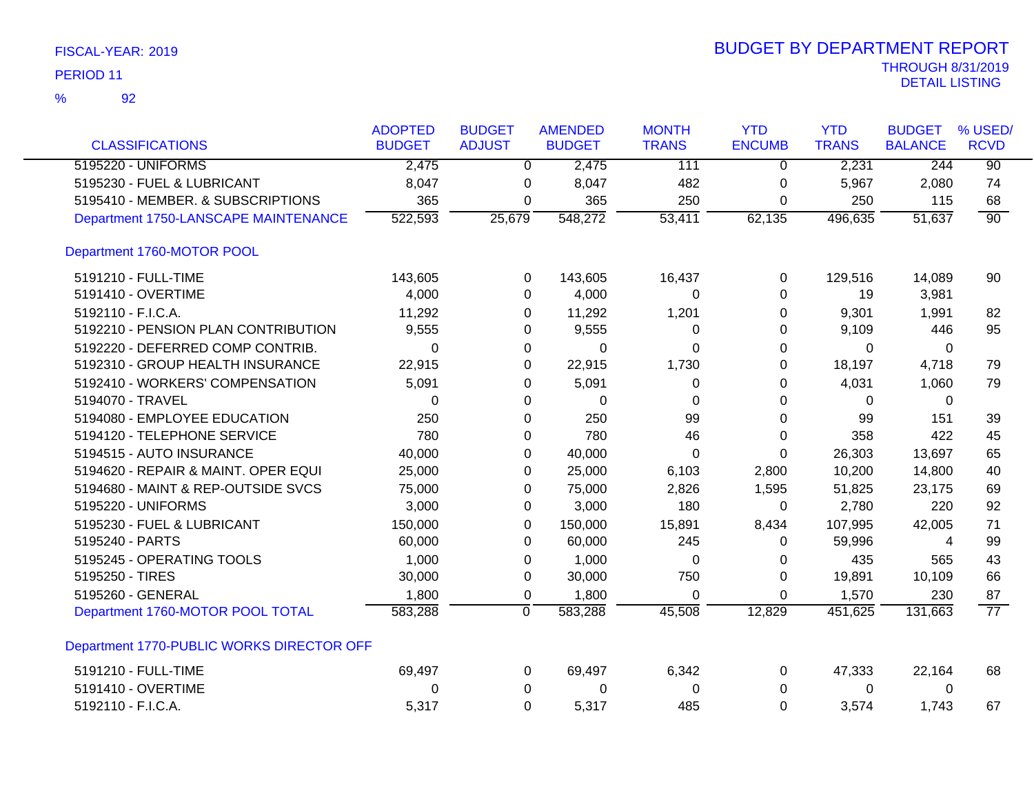FISCAL-YEAR: 2019
PERIOD 11
% 92

# BUDGET BY DEPARTMENT REPORT

THROUGH 8/31/2019
DETAIL LISTING

| CLASSIFICATIONS | ADOPTED BUDGET | BUDGET ADJUST | AMENDED BUDGET | MONTH TRANS | YTD ENCUMB | YTD TRANS | BUDGET BALANCE | % USED/ RCVD |
|---|---|---|---|---|---|---|---|---|
| 5195220 - UNIFORMS | 2,475 | 0 | 2,475 | 111 | 0 | 2,231 | 244 | 90 |
| 5195230 - FUEL & LUBRICANT | 8,047 | 0 | 8,047 | 482 | 0 | 5,967 | 2,080 | 74 |
| 5195410 - MEMBER. & SUBSCRIPTIONS | 365 | 0 | 365 | 250 | 0 | 250 | 115 | 68 |
| Department 1750-LANSCAPE MAINTENANCE | 522,593 | 25,679 | 548,272 | 53,411 | 62,135 | 496,635 | 51,637 | 90 |
| **Department 1760-MOTOR POOL** | | | | | | | | |
| 5191210 - FULL-TIME | 143,605 | 0 | 143,605 | 16,437 | 0 | 129,516 | 14,089 | 90 |
| 5191410 - OVERTIME | 4,000 | 0 | 4,000 | 0 | 0 | 19 | 3,981 | |
| 5192110 - F.I.C.A. | 11,292 | 0 | 11,292 | 1,201 | 0 | 9,301 | 1,991 | 82 |
| 5192210 - PENSION PLAN CONTRIBUTION | 9,555 | 0 | 9,555 | 0 | 0 | 9,109 | 446 | 95 |
| 5192220 - DEFERRED COMP CONTRIB. | 0 | 0 | 0 | 0 | 0 | 0 | 0 | |
| 5192310 - GROUP HEALTH INSURANCE | 22,915 | 0 | 22,915 | 1,730 | 0 | 18,197 | 4,718 | 79 |
| 5192410 - WORKERS' COMPENSATION | 5,091 | 0 | 5,091 | 0 | 0 | 4,031 | 1,060 | 79 |
| 5194070 - TRAVEL | 0 | 0 | 0 | 0 | 0 | 0 | 0 | |
| 5194080 - EMPLOYEE EDUCATION | 250 | 0 | 250 | 99 | 0 | 99 | 151 | 39 |
| 5194120 - TELEPHONE SERVICE | 780 | 0 | 780 | 46 | 0 | 358 | 422 | 45 |
| 5194515 - AUTO INSURANCE | 40,000 | 0 | 40,000 | 0 | 0 | 26,303 | 13,697 | 65 |
| 5194620 - REPAIR & MAINT. OPER EQUI | 25,000 | 0 | 25,000 | 6,103 | 2,800 | 10,200 | 14,800 | 40 |
| 5194680 - MAINT & REP-OUTSIDE SVCS | 75,000 | 0 | 75,000 | 2,826 | 1,595 | 51,825 | 23,175 | 69 |
| 5195220 - UNIFORMS | 3,000 | 0 | 3,000 | 180 | 0 | 2,780 | 220 | 92 |
| 5195230 - FUEL & LUBRICANT | 150,000 | 0 | 150,000 | 15,891 | 8,434 | 107,995 | 42,005 | 71 |
| 5195240 - PARTS | 60,000 | 0 | 60,000 | 245 | 0 | 59,996 | 4 | 99 |
| 5195245 - OPERATING TOOLS | 1,000 | 0 | 1,000 | 0 | 0 | 435 | 565 | 43 |
| 5195250 - TIRES | 30,000 | 0 | 30,000 | 750 | 0 | 19,891 | 10,109 | 66 |
| 5195260 - GENERAL | 1,800 | 0 | 1,800 | 0 | 0 | 1,570 | 230 | 87 |
| Department 1760-MOTOR POOL TOTAL | 583,288 | 0 | 583,288 | 45,508 | 12,829 | 451,625 | 131,663 | 77 |
| **Department 1770-PUBLIC WORKS DIRECTOR OFF** | | | | | | | | |
| 5191210 - FULL-TIME | 69,497 | 0 | 69,497 | 6,342 | 0 | 47,333 | 22,164 | 68 |
| 5191410 - OVERTIME | 0 | 0 | 0 | 0 | 0 | 0 | 0 | |
| 5192110 - F.I.C.A. | 5,317 | 0 | 5,317 | 485 | 0 | 3,574 | 1,743 | 67 |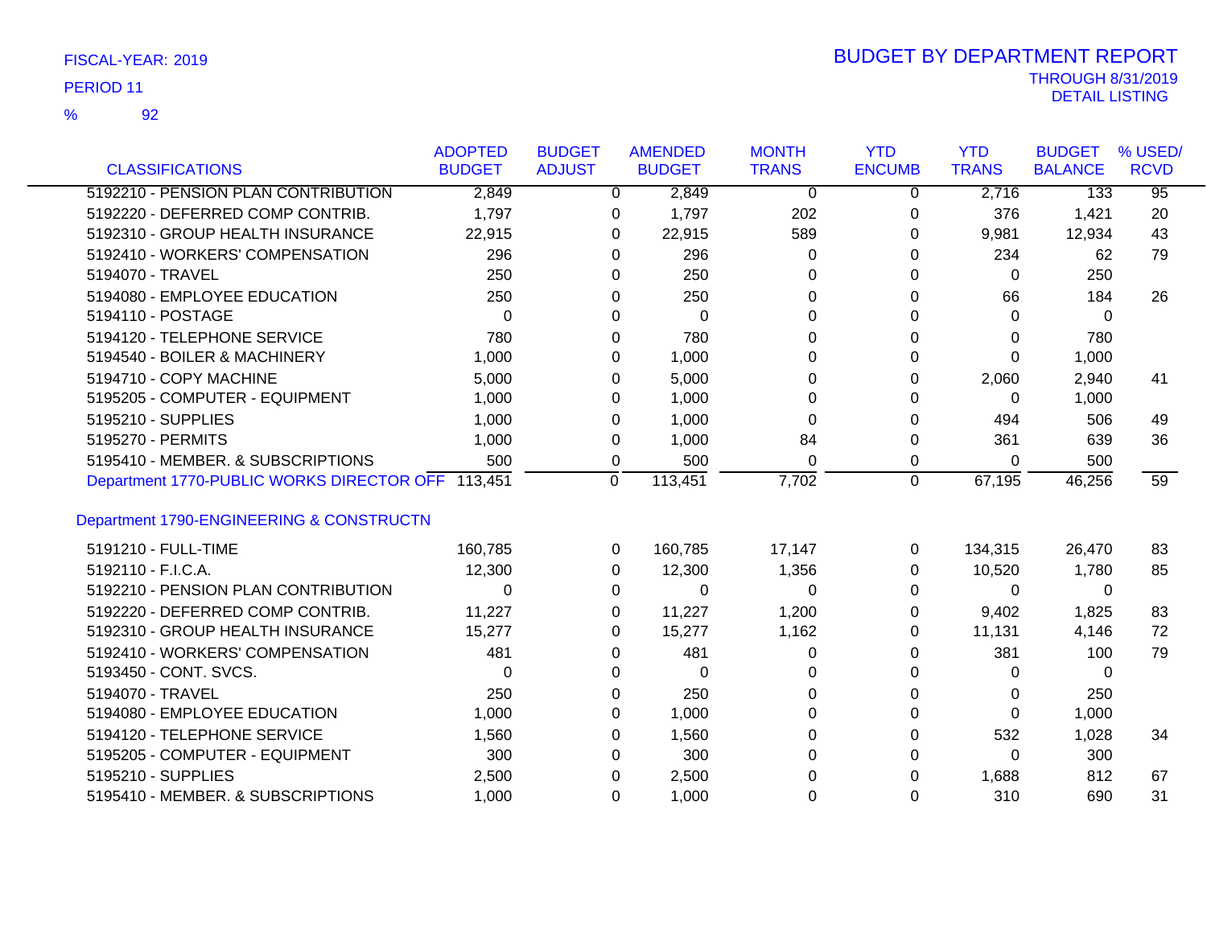FISCAL-YEAR: 2019

PERIOD 11

% 92

# BUDGET BY DEPARTMENT REPORT

THROUGH 8/31/2019

DETAIL LISTING

| CLASSIFICATIONS | ADOPTED BUDGET | BUDGET ADJUST | AMENDED BUDGET | MONTH TRANS | YTD ENCUMB | YTD TRANS | BUDGET BALANCE | % USED/ RCVD |
|---|---|---|---|---|---|---|---|---|
| 5192210 - PENSION PLAN CONTRIBUTION | 2,849 | 0 | 2,849 | 0 | 0 | 2,716 | 133 | 95 |
| 5192220 - DEFERRED COMP CONTRIB. | 1,797 | 0 | 1,797 | 202 | 0 | 376 | 1,421 | 20 |
| 5192310 - GROUP HEALTH INSURANCE | 22,915 | 0 | 22,915 | 589 | 0 | 9,981 | 12,934 | 43 |
| 5192410 - WORKERS' COMPENSATION | 296 | 0 | 296 | 0 | 0 | 234 | 62 | 79 |
| 5194070 - TRAVEL | 250 | 0 | 250 | 0 | 0 | 0 | 250 | |
| 5194080 - EMPLOYEE EDUCATION | 250 | 0 | 250 | 0 | 0 | 66 | 184 | 26 |
| 5194110 - POSTAGE | 0 | 0 | 0 | 0 | 0 | 0 | 0 | |
| 5194120 - TELEPHONE SERVICE | 780 | 0 | 780 | 0 | 0 | 0 | 780 | |
| 5194540 - BOILER & MACHINERY | 1,000 | 0 | 1,000 | 0 | 0 | 0 | 1,000 | |
| 5194710 - COPY MACHINE | 5,000 | 0 | 5,000 | 0 | 0 | 2,060 | 2,940 | 41 |
| 5195205 - COMPUTER - EQUIPMENT | 1,000 | 0 | 1,000 | 0 | 0 | 0 | 1,000 | |
| 5195210 - SUPPLIES | 1,000 | 0 | 1,000 | 0 | 0 | 494 | 506 | 49 |
| 5195270 - PERMITS | 1,000 | 0 | 1,000 | 84 | 0 | 361 | 639 | 36 |
| 5195410 - MEMBER. & SUBSCRIPTIONS | 500 | 0 | 500 | 0 | 0 | 0 | 500 | |
| Department 1770-PUBLIC WORKS DIRECTOR OFF | 113,451 | 0 | 113,451 | 7,702 | 0 | 67,195 | 46,256 | 59 |
| **Department 1790-ENGINEERING & CONSTRUCTN** | | | | | | | | |
| 5191210 - FULL-TIME | 160,785 | 0 | 160,785 | 17,147 | 0 | 134,315 | 26,470 | 83 |
| 5192110 - F.I.C.A. | 12,300 | 0 | 12,300 | 1,356 | 0 | 10,520 | 1,780 | 85 |
| 5192210 - PENSION PLAN CONTRIBUTION | 0 | 0 | 0 | 0 | 0 | 0 | 0 | |
| 5192220 - DEFERRED COMP CONTRIB. | 11,227 | 0 | 11,227 | 1,200 | 0 | 9,402 | 1,825 | 83 |
| 5192310 - GROUP HEALTH INSURANCE | 15,277 | 0 | 15,277 | 1,162 | 0 | 11,131 | 4,146 | 72 |
| 5192410 - WORKERS' COMPENSATION | 481 | 0 | 481 | 0 | 0 | 381 | 100 | 79 |
| 5193450 - CONT. SVCS. | 0 | 0 | 0 | 0 | 0 | 0 | 0 | |
| 5194070 - TRAVEL | 250 | 0 | 250 | 0 | 0 | 0 | 250 | |
| 5194080 - EMPLOYEE EDUCATION | 1,000 | 0 | 1,000 | 0 | 0 | 0 | 1,000 | |
| 5194120 - TELEPHONE SERVICE | 1,560 | 0 | 1,560 | 0 | 0 | 532 | 1,028 | 34 |
| 5195205 - COMPUTER - EQUIPMENT | 300 | 0 | 300 | 0 | 0 | 0 | 300 | |
| 5195210 - SUPPLIES | 2,500 | 0 | 2,500 | 0 | 0 | 1,688 | 812 | 67 |
| 5195410 - MEMBER. & SUBSCRIPTIONS | 1,000 | 0 | 1,000 | 0 | 0 | 310 | 690 | 31 |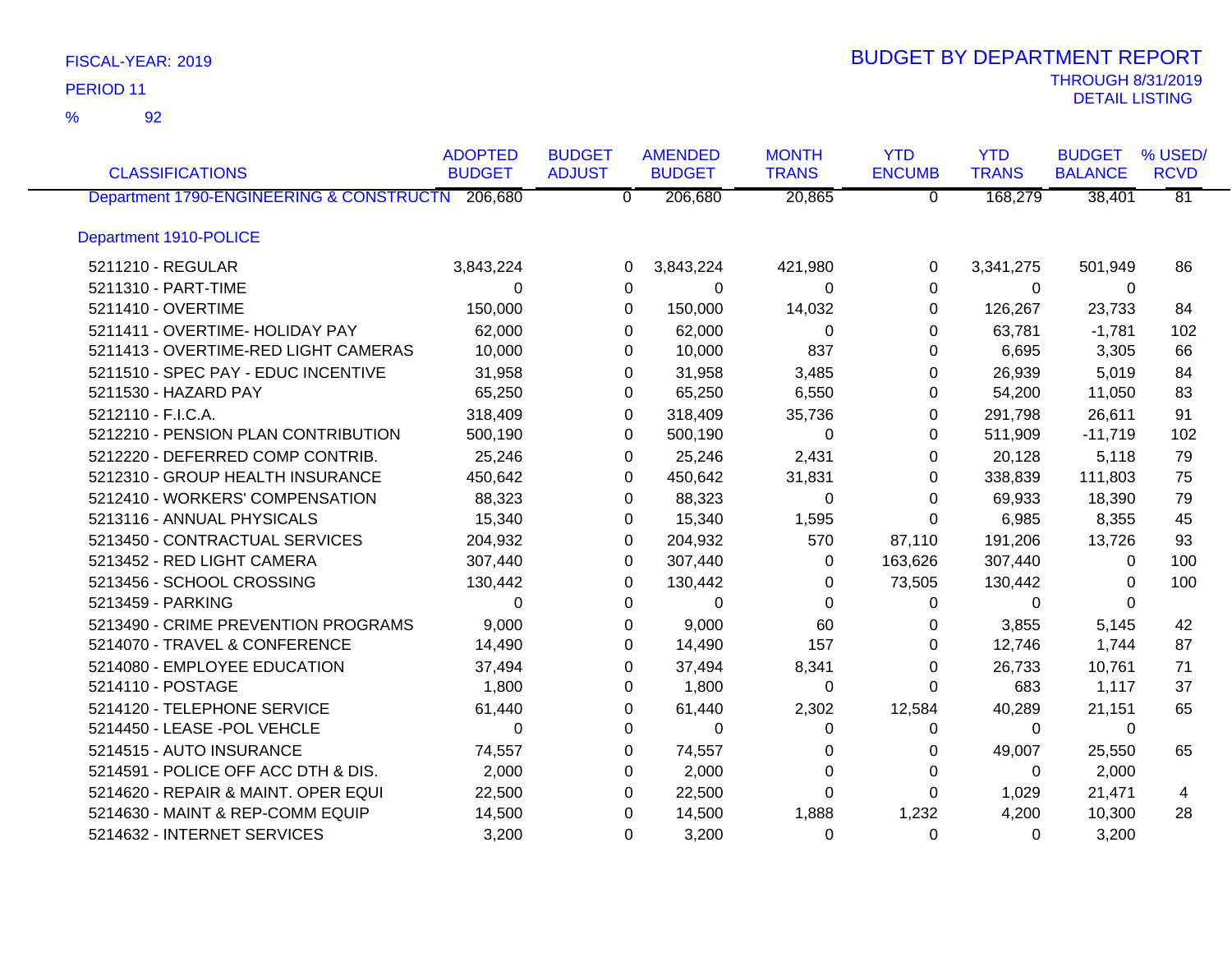FISCAL-YEAR: 2019

PERIOD 11

% 92

# BUDGET BY DEPARTMENT REPORT

THROUGH 8/31/2019

DETAIL LISTING

| CLASSIFICATIONS | ADOPTED BUDGET | BUDGET ADJUST | AMENDED BUDGET | MONTH TRANS | YTD ENCUMB | YTD TRANS | BUDGET BALANCE | % USED/ RCVD |
|---|---|---|---|---|---|---|---|---|
| Department 1790-ENGINEERING & CONSTRUCTN | 206,680 | 0 | 206,680 | 20,865 | 0 | 168,279 | 38,401 | 81 |
| **Department 1910-POLICE** | | | | | | | | |
| 5211210 - REGULAR | 3,843,224 | 0 | 3,843,224 | 421,980 | 0 | 3,341,275 | 501,949 | 86 |
| 5211310 - PART-TIME | 0 | 0 | 0 | 0 | 0 | 0 | 0 | |
| 5211410 - OVERTIME | 150,000 | 0 | 150,000 | 14,032 | 0 | 126,267 | 23,733 | 84 |
| 5211411 - OVERTIME- HOLIDAY PAY | 62,000 | 0 | 62,000 | 0 | 0 | 63,781 | -1,781 | 102 |
| 5211413 - OVERTIME-RED LIGHT CAMERAS | 10,000 | 0 | 10,000 | 837 | 0 | 6,695 | 3,305 | 66 |
| 5211510 - SPEC PAY - EDUC INCENTIVE | 31,958 | 0 | 31,958 | 3,485 | 0 | 26,939 | 5,019 | 84 |
| 5211530 - HAZARD PAY | 65,250 | 0 | 65,250 | 6,550 | 0 | 54,200 | 11,050 | 83 |
| 5212110 - F.I.C.A. | 318,409 | 0 | 318,409 | 35,736 | 0 | 291,798 | 26,611 | 91 |
| 5212210 - PENSION PLAN CONTRIBUTION | 500,190 | 0 | 500,190 | 0 | 0 | 511,909 | -11,719 | 102 |
| 5212220 - DEFERRED COMP CONTRIB. | 25,246 | 0 | 25,246 | 2,431 | 0 | 20,128 | 5,118 | 79 |
| 5212310 - GROUP HEALTH INSURANCE | 450,642 | 0 | 450,642 | 31,831 | 0 | 338,839 | 111,803 | 75 |
| 5212410 - WORKERS' COMPENSATION | 88,323 | 0 | 88,323 | 0 | 0 | 69,933 | 18,390 | 79 |
| 5213116 - ANNUAL PHYSICALS | 15,340 | 0 | 15,340 | 1,595 | 0 | 6,985 | 8,355 | 45 |
| 5213450 - CONTRACTUAL SERVICES | 204,932 | 0 | 204,932 | 570 | 87,110 | 191,206 | 13,726 | 93 |
| 5213452 - RED LIGHT CAMERA | 307,440 | 0 | 307,440 | 0 | 163,626 | 307,440 | 0 | 100 |
| 5213456 - SCHOOL CROSSING | 130,442 | 0 | 130,442 | 0 | 73,505 | 130,442 | 0 | 100 |
| 5213459 - PARKING | 0 | 0 | 0 | 0 | 0 | 0 | 0 | |
| 5213490 - CRIME PREVENTION PROGRAMS | 9,000 | 0 | 9,000 | 60 | 0 | 3,855 | 5,145 | 42 |
| 5214070 - TRAVEL & CONFERENCE | 14,490 | 0 | 14,490 | 157 | 0 | 12,746 | 1,744 | 87 |
| 5214080 - EMPLOYEE EDUCATION | 37,494 | 0 | 37,494 | 8,341 | 0 | 26,733 | 10,761 | 71 |
| 5214110 - POSTAGE | 1,800 | 0 | 1,800 | 0 | 0 | 683 | 1,117 | 37 |
| 5214120 - TELEPHONE SERVICE | 61,440 | 0 | 61,440 | 2,302 | 12,584 | 40,289 | 21,151 | 65 |
| 5214450 - LEASE -POL VEHCLE | 0 | 0 | 0 | 0 | 0 | 0 | 0 | |
| 5214515 - AUTO INSURANCE | 74,557 | 0 | 74,557 | 0 | 0 | 49,007 | 25,550 | 65 |
| 5214591 - POLICE OFF ACC DTH & DIS. | 2,000 | 0 | 2,000 | 0 | 0 | 0 | 2,000 | |
| 5214620 - REPAIR & MAINT. OPER EQUI | 22,500 | 0 | 22,500 | 0 | 0 | 1,029 | 21,471 | 4 |
| 5214630 - MAINT & REP-COMM EQUIP | 14,500 | 0 | 14,500 | 1,888 | 1,232 | 4,200 | 10,300 | 28 |
| 5214632 - INTERNET SERVICES | 3,200 | 0 | 3,200 | 0 | 0 | 0 | 3,200 | |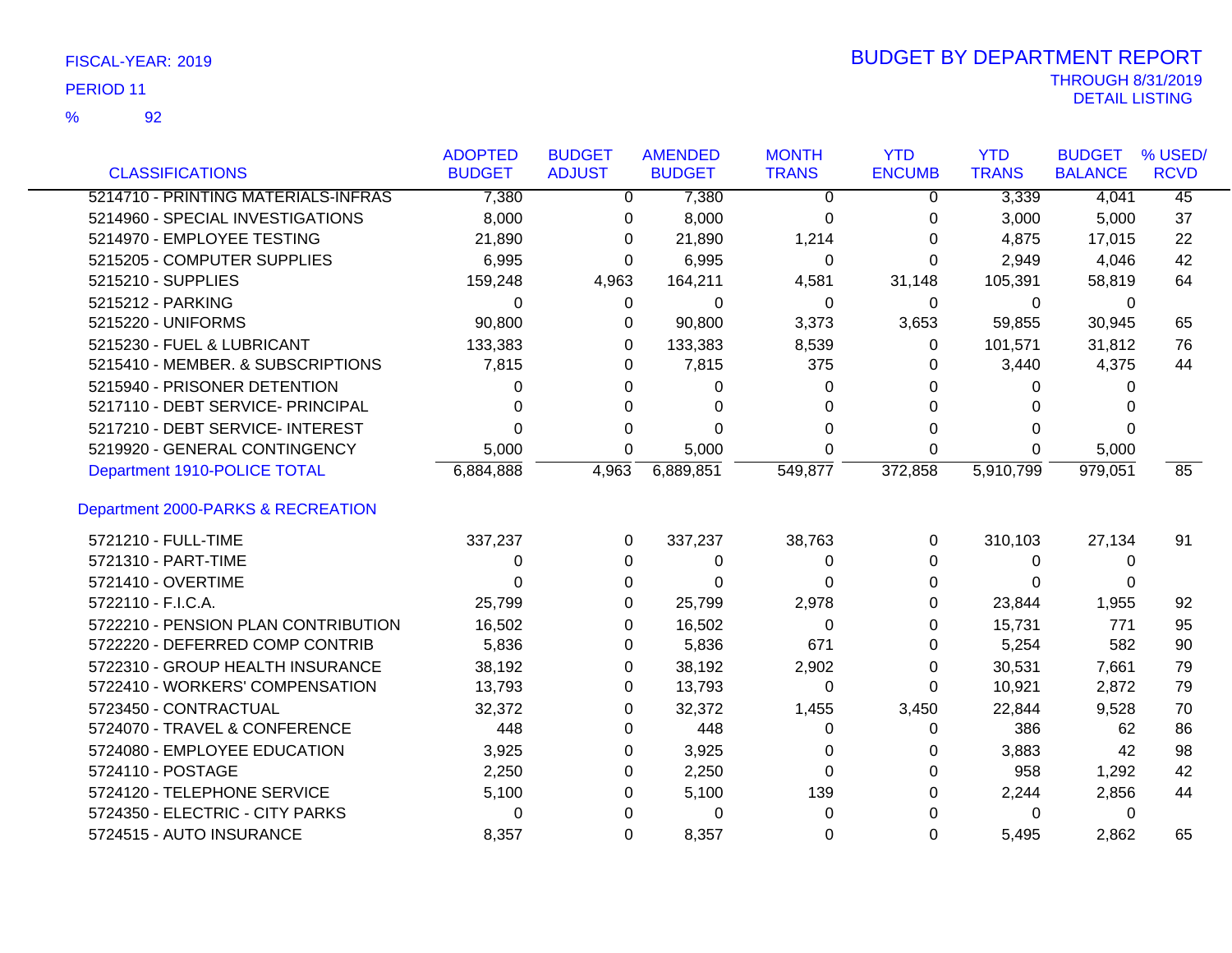FISCAL-YEAR: 2019

PERIOD 11

% 92

# BUDGET BY DEPARTMENT REPORT

THROUGH 8/31/2019

DETAIL LISTING

| CLASSIFICATIONS | ADOPTED BUDGET | BUDGET ADJUST | AMENDED BUDGET | MONTH TRANS | YTD ENCUMB | YTD TRANS | BUDGET BALANCE | % USED/ RCVD |
|---|---|---|---|---|---|---|---|---|
| 5214710 - PRINTING MATERIALS-INFRAS | 7,380 | 0 | 7,380 | 0 | 0 | 3,339 | 4,041 | 45 |
| 5214960 - SPECIAL INVESTIGATIONS | 8,000 | 0 | 8,000 | 0 | 0 | 3,000 | 5,000 | 37 |
| 5214970 - EMPLOYEE TESTING | 21,890 | 0 | 21,890 | 1,214 | 0 | 4,875 | 17,015 | 22 |
| 5215205 - COMPUTER SUPPLIES | 6,995 | 0 | 6,995 | 0 | 0 | 2,949 | 4,046 | 42 |
| 5215210 - SUPPLIES | 159,248 | 4,963 | 164,211 | 4,581 | 31,148 | 105,391 | 58,819 | 64 |
| 5215212 - PARKING | 0 | 0 | 0 | 0 | 0 | 0 | 0 | |
| 5215220 - UNIFORMS | 90,800 | 0 | 90,800 | 3,373 | 3,653 | 59,855 | 30,945 | 65 |
| 5215230 - FUEL & LUBRICANT | 133,383 | 0 | 133,383 | 8,539 | 0 | 101,571 | 31,812 | 76 |
| 5215410 - MEMBER. & SUBSCRIPTIONS | 7,815 | 0 | 7,815 | 375 | 0 | 3,440 | 4,375 | 44 |
| 5215940 - PRISONER DETENTION | 0 | 0 | 0 | 0 | 0 | 0 | 0 | |
| 5217110 - DEBT SERVICE- PRINCIPAL | 0 | 0 | 0 | 0 | 0 | 0 | 0 | |
| 5217210 - DEBT SERVICE- INTEREST | 0 | 0 | 0 | 0 | 0 | 0 | 0 | |
| 5219920 - GENERAL CONTINGENCY | 5,000 | 0 | 5,000 | 0 | 0 | 0 | 5,000 | |
| Department 1910-POLICE TOTAL | 6,884,888 | 4,963 | 6,889,851 | 549,877 | 372,858 | 5,910,799 | 979,051 | 85 |
| Department 2000-PARKS & RECREATION | | | | | | | | |
| 5721210 - FULL-TIME | 337,237 | 0 | 337,237 | 38,763 | 0 | 310,103 | 27,134 | 91 |
| 5721310 - PART-TIME | 0 | 0 | 0 | 0 | 0 | 0 | 0 | |
| 5721410 - OVERTIME | 0 | 0 | 0 | 0 | 0 | 0 | 0 | |
| 5722110 - F.I.C.A. | 25,799 | 0 | 25,799 | 2,978 | 0 | 23,844 | 1,955 | 92 |
| 5722210 - PENSION PLAN CONTRIBUTION | 16,502 | 0 | 16,502 | 0 | 0 | 15,731 | 771 | 95 |
| 5722220 - DEFERRED COMP CONTRIB | 5,836 | 0 | 5,836 | 671 | 0 | 5,254 | 582 | 90 |
| 5722310 - GROUP HEALTH INSURANCE | 38,192 | 0 | 38,192 | 2,902 | 0 | 30,531 | 7,661 | 79 |
| 5722410 - WORKERS' COMPENSATION | 13,793 | 0 | 13,793 | 0 | 0 | 10,921 | 2,872 | 79 |
| 5723450 - CONTRACTUAL | 32,372 | 0 | 32,372 | 1,455 | 3,450 | 22,844 | 9,528 | 70 |
| 5724070 - TRAVEL & CONFERENCE | 448 | 0 | 448 | 0 | 0 | 386 | 62 | 86 |
| 5724080 - EMPLOYEE EDUCATION | 3,925 | 0 | 3,925 | 0 | 0 | 3,883 | 42 | 98 |
| 5724110 - POSTAGE | 2,250 | 0 | 2,250 | 0 | 0 | 958 | 1,292 | 42 |
| 5724120 - TELEPHONE SERVICE | 5,100 | 0 | 5,100 | 139 | 0 | 2,244 | 2,856 | 44 |
| 5724350 - ELECTRIC - CITY PARKS | 0 | 0 | 0 | 0 | 0 | 0 | 0 | |
| 5724515 - AUTO INSURANCE | 8,357 | 0 | 8,357 | 0 | 0 | 5,495 | 2,862 | 65 |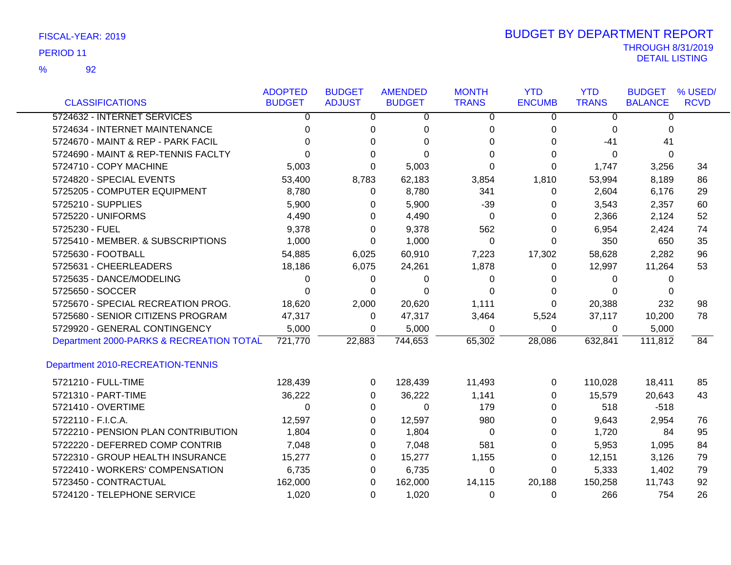FISCAL-YEAR: 2019

PERIOD 11

% 92

# BUDGET BY DEPARTMENT REPORT

THROUGH 8/31/2019

DETAIL LISTING

| CLASSIFICATIONS | ADOPTED BUDGET | BUDGET ADJUST | AMENDED BUDGET | MONTH TRANS | YTD ENCUMB | YTD TRANS | BUDGET BALANCE | % USED/ RCVD |
|---|---|---|---|---|---|---|---|---|
| 5724632 - INTERNET SERVICES | 0 | 0 | 0 | 0 | 0 | 0 | 0 | |
| 5724634 - INTERNET MAINTENANCE | 0 | 0 | 0 | 0 | 0 | 0 | 0 | |
| 5724670 - MAINT & REP - PARK FACIL | 0 | 0 | 0 | 0 | 0 | -41 | 41 | |
| 5724690 - MAINT & REP-TENNIS FACLTY | 0 | 0 | 0 | 0 | 0 | 0 | 0 | |
| 5724710 - COPY MACHINE | 5,003 | 0 | 5,003 | 0 | 0 | 1,747 | 3,256 | 34 |
| 5724820 - SPECIAL EVENTS | 53,400 | 8,783 | 62,183 | 3,854 | 1,810 | 53,994 | 8,189 | 86 |
| 5725205 - COMPUTER EQUIPMENT | 8,780 | 0 | 8,780 | 341 | 0 | 2,604 | 6,176 | 29 |
| 5725210 - SUPPLIES | 5,900 | 0 | 5,900 | -39 | 0 | 3,543 | 2,357 | 60 |
| 5725220 - UNIFORMS | 4,490 | 0 | 4,490 | 0 | 0 | 2,366 | 2,124 | 52 |
| 5725230 - FUEL | 9,378 | 0 | 9,378 | 562 | 0 | 6,954 | 2,424 | 74 |
| 5725410 - MEMBER. & SUBSCRIPTIONS | 1,000 | 0 | 1,000 | 0 | 0 | 350 | 650 | 35 |
| 5725630 - FOOTBALL | 54,885 | 6,025 | 60,910 | 7,223 | 17,302 | 58,628 | 2,282 | 96 |
| 5725631 - CHEERLEADERS | 18,186 | 6,075 | 24,261 | 1,878 | 0 | 12,997 | 11,264 | 53 |
| 5725635 - DANCE/MODELING | 0 | 0 | 0 | 0 | 0 | 0 | 0 | |
| 5725650 - SOCCER | 0 | 0 | 0 | 0 | 0 | 0 | 0 | |
| 5725670 - SPECIAL RECREATION PROG. | 18,620 | 2,000 | 20,620 | 1,111 | 0 | 20,388 | 232 | 98 |
| 5725680 - SENIOR CITIZENS PROGRAM | 47,317 | 0 | 47,317 | 3,464 | 5,524 | 37,117 | 10,200 | 78 |
| 5729920 - GENERAL CONTINGENCY | 5,000 | 0 | 5,000 | 0 | 0 | 0 | 5,000 | |
| Department 2000-PARKS & RECREATION TOTAL | 721,770 | 22,883 | 744,653 | 65,302 | 28,086 | 632,841 | 111,812 | 84 |
| **Department 2010-RECREATION-TENNIS** | | | | | | | | |
| 5721210 - FULL-TIME | 128,439 | 0 | 128,439 | 11,493 | 0 | 110,028 | 18,411 | 85 |
| 5721310 - PART-TIME | 36,222 | 0 | 36,222 | 1,141 | 0 | 15,579 | 20,643 | 43 |
| 5721410 - OVERTIME | 0 | 0 | 0 | 179 | 0 | 518 | -518 | |
| 5722110 - F.I.C.A. | 12,597 | 0 | 12,597 | 980 | 0 | 9,643 | 2,954 | 76 |
| 5722210 - PENSION PLAN CONTRIBUTION | 1,804 | 0 | 1,804 | 0 | 0 | 1,720 | 84 | 95 |
| 5722220 - DEFERRED COMP CONTRIB | 7,048 | 0 | 7,048 | 581 | 0 | 5,953 | 1,095 | 84 |
| 5722310 - GROUP HEALTH INSURANCE | 15,277 | 0 | 15,277 | 1,155 | 0 | 12,151 | 3,126 | 79 |
| 5722410 - WORKERS' COMPENSATION | 6,735 | 0 | 6,735 | 0 | 0 | 5,333 | 1,402 | 79 |
| 5723450 - CONTRACTUAL | 162,000 | 0 | 162,000 | 14,115 | 20,188 | 150,258 | 11,743 | 92 |
| 5724120 - TELEPHONE SERVICE | 1,020 | 0 | 1,020 | 0 | 0 | 266 | 754 | 26 |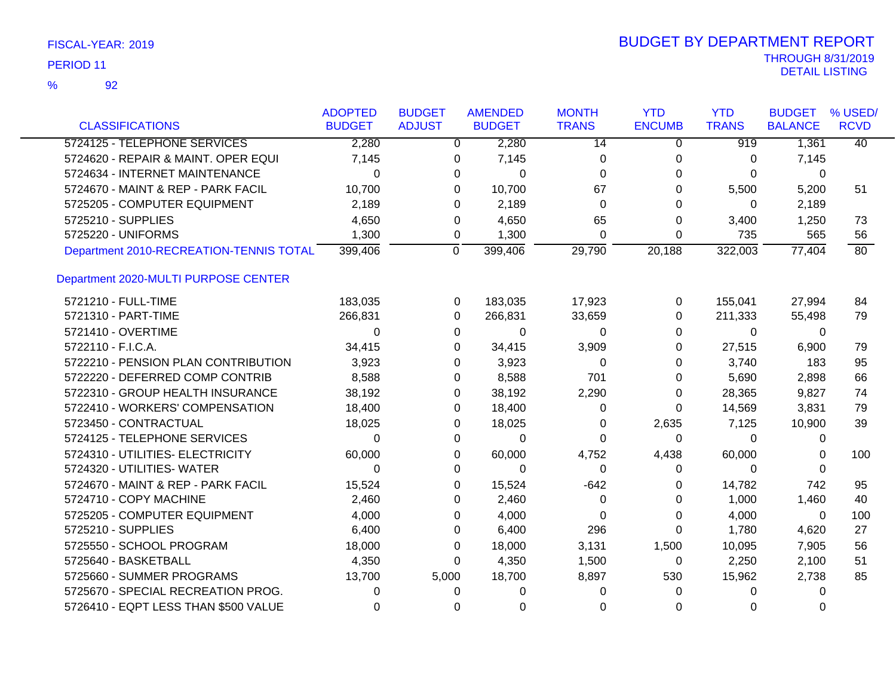FISCAL-YEAR: 2019

PERIOD 11

% 92

# BUDGET BY DEPARTMENT REPORT

THROUGH 8/31/2019

DETAIL LISTING

| CLASSIFICATIONS | ADOPTED BUDGET | BUDGET ADJUST | AMENDED BUDGET | MONTH TRANS | YTD ENCUMB | YTD TRANS | BUDGET BALANCE | % USED/ RCVD |
|---|---|---|---|---|---|---|---|---|
| 5724125 - TELEPHONE SERVICES | 2,280 | 0 | 2,280 | 14 | 0 | 919 | 1,361 | 40 |
| 5724620 - REPAIR & MAINT. OPER EQUI | 7,145 | 0 | 7,145 | 0 | 0 | 0 | 7,145 | |
| 5724634 - INTERNET MAINTENANCE | 0 | 0 | 0 | 0 | 0 | 0 | 0 | |
| 5724670 - MAINT & REP - PARK FACIL | 10,700 | 0 | 10,700 | 67 | 0 | 5,500 | 5,200 | 51 |
| 5725205 - COMPUTER EQUIPMENT | 2,189 | 0 | 2,189 | 0 | 0 | 0 | 2,189 | |
| 5725210 - SUPPLIES | 4,650 | 0 | 4,650 | 65 | 0 | 3,400 | 1,250 | 73 |
| 5725220 - UNIFORMS | 1,300 | 0 | 1,300 | 0 | 0 | 735 | 565 | 56 |
| Department 2010-RECREATION-TENNIS TOTAL | 399,406 | 0 | 399,406 | 29,790 | 20,188 | 322,003 | 77,404 | 80 |
| **Department 2020-MULTI PURPOSE CENTER** | | | | | | | | |
| 5721210 - FULL-TIME | 183,035 | 0 | 183,035 | 17,923 | 0 | 155,041 | 27,994 | 84 |
| 5721310 - PART-TIME | 266,831 | 0 | 266,831 | 33,659 | 0 | 211,333 | 55,498 | 79 |
| 5721410 - OVERTIME | 0 | 0 | 0 | 0 | 0 | 0 | 0 | |
| 5722110 - F.I.C.A. | 34,415 | 0 | 34,415 | 3,909 | 0 | 27,515 | 6,900 | 79 |
| 5722210 - PENSION PLAN CONTRIBUTION | 3,923 | 0 | 3,923 | 0 | 0 | 3,740 | 183 | 95 |
| 5722220 - DEFERRED COMP CONTRIB | 8,588 | 0 | 8,588 | 701 | 0 | 5,690 | 2,898 | 66 |
| 5722310 - GROUP HEALTH INSURANCE | 38,192 | 0 | 38,192 | 2,290 | 0 | 28,365 | 9,827 | 74 |
| 5722410 - WORKERS' COMPENSATION | 18,400 | 0 | 18,400 | 0 | 0 | 14,569 | 3,831 | 79 |
| 5723450 - CONTRACTUAL | 18,025 | 0 | 18,025 | 0 | 2,635 | 7,125 | 10,900 | 39 |
| 5724125 - TELEPHONE SERVICES | 0 | 0 | 0 | 0 | 0 | 0 | 0 | |
| 5724310 - UTILITIES- ELECTRICITY | 60,000 | 0 | 60,000 | 4,752 | 4,438 | 60,000 | 0 | 100 |
| 5724320 - UTILITIES- WATER | 0 | 0 | 0 | 0 | 0 | 0 | 0 | |
| 5724670 - MAINT & REP - PARK FACIL | 15,524 | 0 | 15,524 | -642 | 0 | 14,782 | 742 | 95 |
| 5724710 - COPY MACHINE | 2,460 | 0 | 2,460 | 0 | 0 | 1,000 | 1,460 | 40 |
| 5725205 - COMPUTER EQUIPMENT | 4,000 | 0 | 4,000 | 0 | 0 | 4,000 | 0 | 100 |
| 5725210 - SUPPLIES | 6,400 | 0 | 6,400 | 296 | 0 | 1,780 | 4,620 | 27 |
| 5725550 - SCHOOL PROGRAM | 18,000 | 0 | 18,000 | 3,131 | 1,500 | 10,095 | 7,905 | 56 |
| 5725640 - BASKETBALL | 4,350 | 0 | 4,350 | 1,500 | 0 | 2,250 | 2,100 | 51 |
| 5725660 - SUMMER PROGRAMS | 13,700 | 5,000 | 18,700 | 8,897 | 530 | 15,962 | 2,738 | 85 |
| 5725670 - SPECIAL RECREATION PROG. | 0 | 0 | 0 | 0 | 0 | 0 | 0 | |
| 5726410 - EQPT LESS THAN $500 VALUE | 0 | 0 | 0 | 0 | 0 | 0 | 0 | |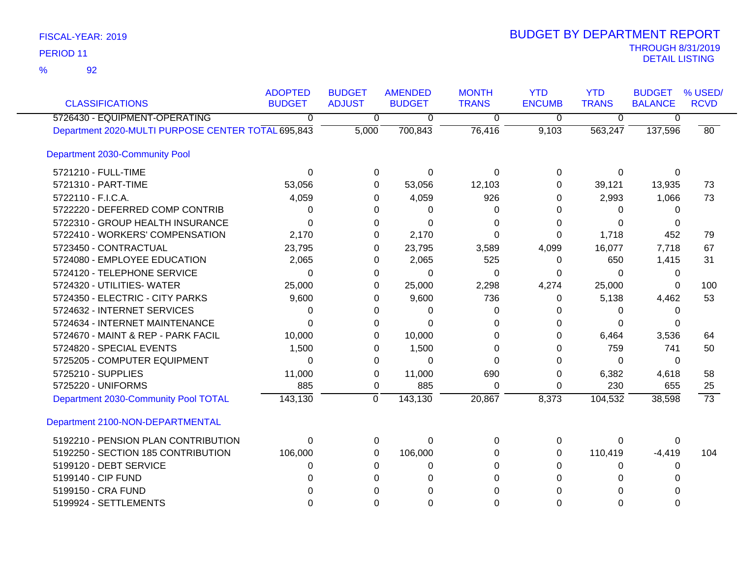FISCAL-YEAR: 2019

PERIOD 11

% 92

# BUDGET BY DEPARTMENT REPORT

THROUGH 8/31/2019

DETAIL LISTING

| CLASSIFICATIONS | ADOPTED BUDGET | BUDGET ADJUST | AMENDED BUDGET | MONTH TRANS | YTD ENCUMB | YTD TRANS | BUDGET BALANCE | % USED/ RCVD |
|---|---|---|---|---|---|---|---|---|
| 5726430 - EQUIPMENT-OPERATING | 0 | 0 | 0 | 0 | 0 | 0 | 0 | |
| Department 2020-MULTI PURPOSE CENTER TOTAL | 695,843 | 5,000 | 700,843 | 76,416 | 9,103 | 563,247 | 137,596 | 80 |
| **Department 2030-Community Pool** | | | | | | | | |
| 5721210 - FULL-TIME | 0 | 0 | 0 | 0 | 0 | 0 | 0 | |
| 5721310 - PART-TIME | 53,056 | 0 | 53,056 | 12,103 | 0 | 39,121 | 13,935 | 73 |
| 5722110 - F.I.C.A. | 4,059 | 0 | 4,059 | 926 | 0 | 2,993 | 1,066 | 73 |
| 5722220 - DEFERRED COMP CONTRIB | 0 | 0 | 0 | 0 | 0 | 0 | 0 | |
| 5722310 - GROUP HEALTH INSURANCE | 0 | 0 | 0 | 0 | 0 | 0 | 0 | |
| 5722410 - WORKERS' COMPENSATION | 2,170 | 0 | 2,170 | 0 | 0 | 1,718 | 452 | 79 |
| 5723450 - CONTRACTUAL | 23,795 | 0 | 23,795 | 3,589 | 4,099 | 16,077 | 7,718 | 67 |
| 5724080 - EMPLOYEE EDUCATION | 2,065 | 0 | 2,065 | 525 | 0 | 650 | 1,415 | 31 |
| 5724120 - TELEPHONE SERVICE | 0 | 0 | 0 | 0 | 0 | 0 | 0 | |
| 5724320 - UTILITIES- WATER | 25,000 | 0 | 25,000 | 2,298 | 4,274 | 25,000 | 0 | 100 |
| 5724350 - ELECTRIC - CITY PARKS | 9,600 | 0 | 9,600 | 736 | 0 | 5,138 | 4,462 | 53 |
| 5724632 - INTERNET SERVICES | 0 | 0 | 0 | 0 | 0 | 0 | 0 | |
| 5724634 - INTERNET MAINTENANCE | 0 | 0 | 0 | 0 | 0 | 0 | 0 | |
| 5724670 - MAINT & REP - PARK FACIL | 10,000 | 0 | 10,000 | 0 | 0 | 6,464 | 3,536 | 64 |
| 5724820 - SPECIAL EVENTS | 1,500 | 0 | 1,500 | 0 | 0 | 759 | 741 | 50 |
| 5725205 - COMPUTER EQUIPMENT | 0 | 0 | 0 | 0 | 0 | 0 | 0 | |
| 5725210 - SUPPLIES | 11,000 | 0 | 11,000 | 690 | 0 | 6,382 | 4,618 | 58 |
| 5725220 - UNIFORMS | 885 | 0 | 885 | 0 | 0 | 230 | 655 | 25 |
| Department 2030-Community Pool TOTAL | 143,130 | 0 | 143,130 | 20,867 | 8,373 | 104,532 | 38,598 | 73 |
| **Department 2100-NON-DEPARTMENTAL** | | | | | | | | |
| 5192210 - PENSION PLAN CONTRIBUTION | 0 | 0 | 0 | 0 | 0 | 0 | 0 | |
| 5192250 - SECTION 185 CONTRIBUTION | 106,000 | 0 | 106,000 | 0 | 0 | 110,419 | -4,419 | 104 |
| 5199120 - DEBT SERVICE | 0 | 0 | 0 | 0 | 0 | 0 | 0 | |
| 5199140 - CIP FUND | 0 | 0 | 0 | 0 | 0 | 0 | 0 | |
| 5199150 - CRA FUND | 0 | 0 | 0 | 0 | 0 | 0 | 0 | |
| 5199924 - SETTLEMENTS | 0 | 0 | 0 | 0 | 0 | 0 | 0 | |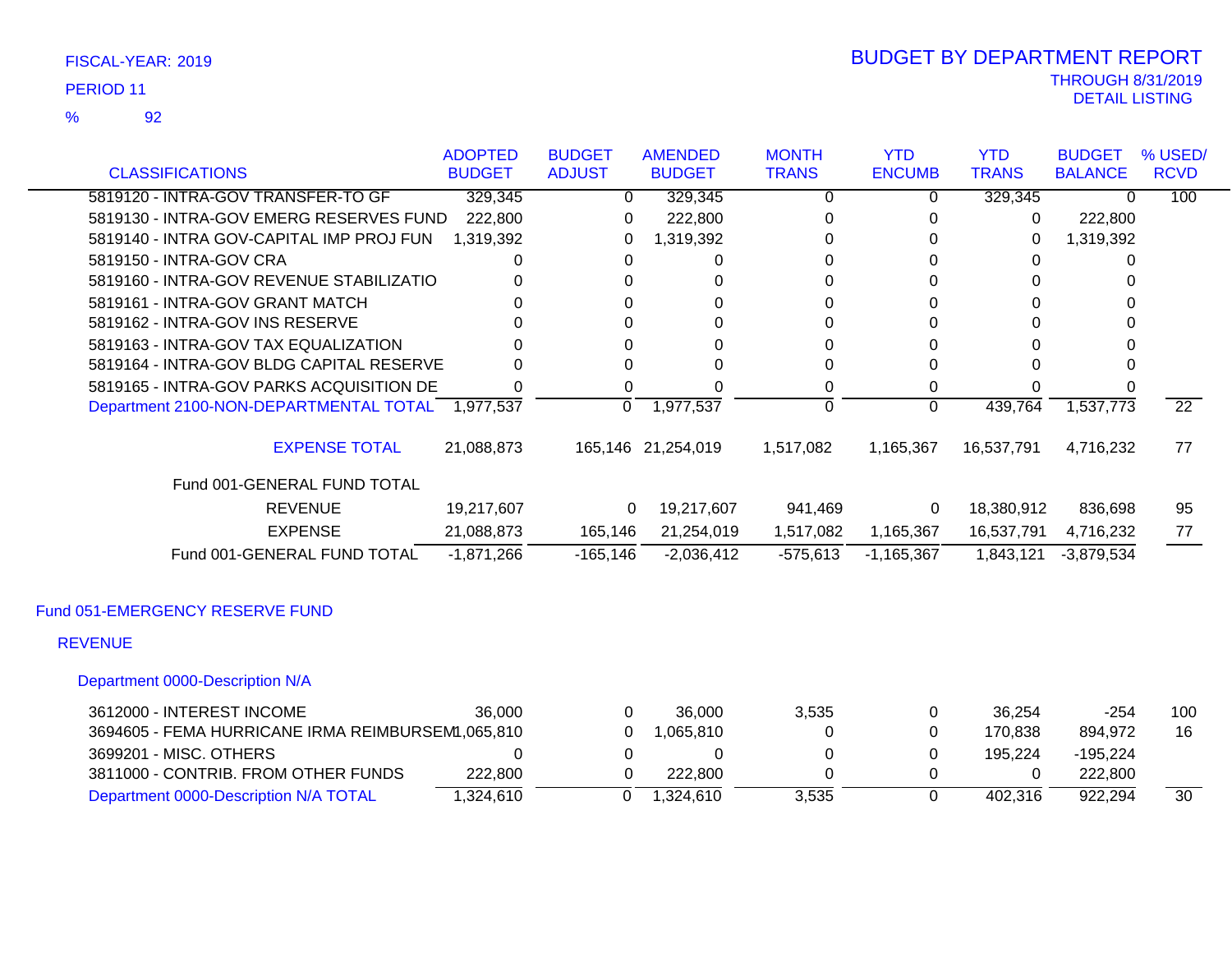FISCAL-YEAR: 2019

PERIOD 11

% 92

# BUDGET BY DEPARTMENT REPORT

THROUGH 8/31/2019
DETAIL LISTING

| CLASSIFICATIONS | ADOPTED BUDGET | BUDGET ADJUST | AMENDED BUDGET | MONTH TRANS | YTD ENCUMB | YTD TRANS | BUDGET BALANCE | % USED/ RCVD |
|---|---|---|---|---|---|---|---|---|
| 5819120 - INTRA-GOV TRANSFER-TO GF | 329,345 | 0 | 329,345 | 0 | 0 | 329,345 | 0 | 100 |
| 5819130 - INTRA-GOV EMERG RESERVES FUND | 222,800 | 0 | 222,800 | 0 | 0 | 0 | 222,800 | |
| 5819140 - INTRA GOV-CAPITAL IMP PROJ FUN | 1,319,392 | 0 | 1,319,392 | 0 | 0 | 0 | 1,319,392 | |
| 5819150 - INTRA-GOV CRA | 0 | 0 | 0 | 0 | 0 | 0 | 0 | |
| 5819160 - INTRA-GOV REVENUE STABILIZATIO | 0 | 0 | 0 | 0 | 0 | 0 | 0 | |
| 5819161 - INTRA-GOV GRANT MATCH | 0 | 0 | 0 | 0 | 0 | 0 | 0 | |
| 5819162 - INTRA-GOV INS RESERVE | 0 | 0 | 0 | 0 | 0 | 0 | 0 | |
| 5819163 - INTRA-GOV TAX EQUALIZATION | 0 | 0 | 0 | 0 | 0 | 0 | 0 | |
| 5819164 - INTRA-GOV BLDG CAPITAL RESERVE | 0 | 0 | 0 | 0 | 0 | 0 | 0 | |
| 5819165 - INTRA-GOV PARKS ACQUISITION DE | 0 | 0 | 0 | 0 | 0 | 0 | 0 | |
| Department 2100-NON-DEPARTMENTAL TOTAL | 1,977,537 | 0 | 1,977,537 | 0 | 0 | 439,764 | 1,537,773 | 22 |
| EXPENSE TOTAL | 21,088,873 | 165,146 | 21,254,019 | 1,517,082 | 1,165,367 | 16,537,791 | 4,716,232 | 77 |
| Fund 001-GENERAL FUND TOTAL | | | | | | | | |
| REVENUE | 19,217,607 | 0 | 19,217,607 | 941,469 | 0 | 18,380,912 | 836,698 | 95 |
| EXPENSE | 21,088,873 | 165,146 | 21,254,019 | 1,517,082 | 1,165,367 | 16,537,791 | 4,716,232 | 77 |
| Fund 001-GENERAL FUND TOTAL | -1,871,266 | -165,146 | -2,036,412 | -575,613 | -1,165,367 | 1,843,121 | -3,879,534 | |

## Fund 051-EMERGENCY RESERVE FUND

### REVENUE

#### Department 0000-Description N/A

| CLASSIFICATIONS | ADOPTED BUDGET | BUDGET ADJUST | AMENDED BUDGET | MONTH TRANS | YTD ENCUMB | YTD TRANS | BUDGET BALANCE | % USED/ RCVD |
|---|---|---|---|---|---|---|---|---|
| 3612000 - INTEREST INCOME | 36,000 | 0 | 36,000 | 3,535 | 0 | 36,254 | -254 | 100 |
| 3694605 - FEMA HURRICANE IRMA REIMBURSEM | 1,065,810 | 0 | 1,065,810 | 0 | 0 | 170,838 | 894,972 | 16 |
| 3699201 - MISC. OTHERS | 0 | 0 | 0 | 0 | 0 | 195,224 | -195,224 | |
| 3811000 - CONTRIB. FROM OTHER FUNDS | 222,800 | 0 | 222,800 | 0 | 0 | 0 | 222,800 | |
| Department 0000-Description N/A TOTAL | 1,324,610 | 0 | 1,324,610 | 3,535 | 0 | 402,316 | 922,294 | 30 |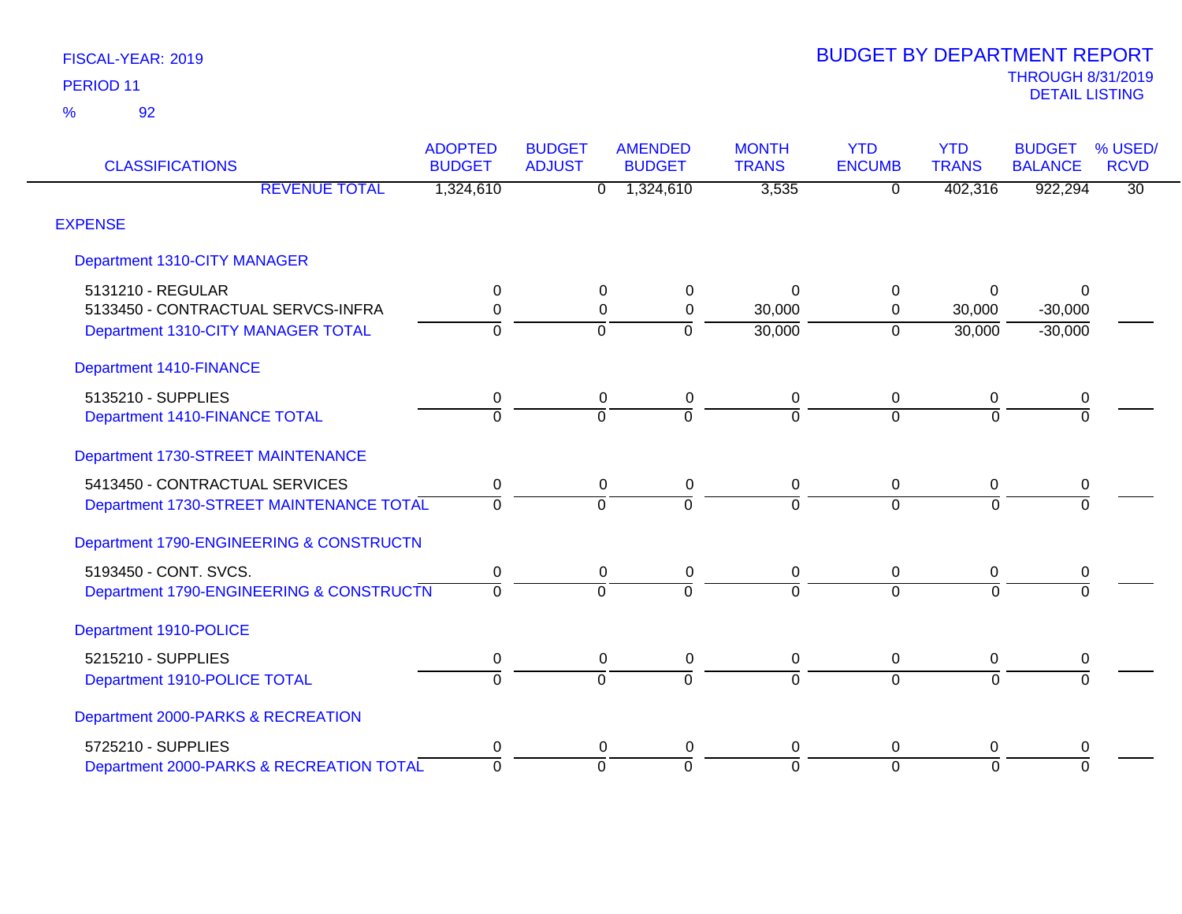FISCAL-YEAR: 2019

PERIOD 11

% 92

# BUDGET BY DEPARTMENT REPORT

THROUGH 8/31/2019

DETAIL LISTING

| CLASSIFICATIONS | ADOPTED BUDGET | BUDGET ADJUST | AMENDED BUDGET | MONTH TRANS | YTD ENCUMB | YTD TRANS | BUDGET BALANCE | % USED/ RCVD |
|---|---|---|---|---|---|---|---|---|
| REVENUE TOTAL | 1,324,610 | 0 | 1,324,610 | 3,535 | 0 | 402,316 | 922,294 | 30 |
| **EXPENSE** | | | | | | | | |
| **Department 1310-CITY MANAGER** | | | | | | | | |
| 5131210 - REGULAR | 0 | 0 | 0 | 0 | 0 | 0 | 0 | |
| 5133450 - CONTRACTUAL SERVCS-INFRA | 0 | 0 | 0 | 30,000 | 0 | 30,000 | -30,000 | |
| Department 1310-CITY MANAGER TOTAL | 0 | 0 | 0 | 30,000 | 0 | 30,000 | -30,000 | |
| **Department 1410-FINANCE** | | | | | | | | |
| 5135210 - SUPPLIES | 0 | 0 | 0 | 0 | 0 | 0 | 0 | |
| Department 1410-FINANCE TOTAL | 0 | 0 | 0 | 0 | 0 | 0 | 0 | |
| **Department 1730-STREET MAINTENANCE** | | | | | | | | |
| 5413450 - CONTRACTUAL SERVICES | 0 | 0 | 0 | 0 | 0 | 0 | 0 | |
| Department 1730-STREET MAINTENANCE TOTAL | 0 | 0 | 0 | 0 | 0 | 0 | 0 | |
| **Department 1790-ENGINEERING & CONSTRUCTN** | | | | | | | | |
| 5193450 - CONT. SVCS. | 0 | 0 | 0 | 0 | 0 | 0 | 0 | |
| Department 1790-ENGINEERING & CONSTRUCTN | 0 | 0 | 0 | 0 | 0 | 0 | 0 | |
| **Department 1910-POLICE** | | | | | | | | |
| 5215210 - SUPPLIES | 0 | 0 | 0 | 0 | 0 | 0 | 0 | |
| Department 1910-POLICE TOTAL | 0 | 0 | 0 | 0 | 0 | 0 | 0 | |
| **Department 2000-PARKS & RECREATION** | | | | | | | | |
| 5725210 - SUPPLIES | 0 | 0 | 0 | 0 | 0 | 0 | 0 | |
| Department 2000-PARKS & RECREATION TOTAL | 0 | 0 | 0 | 0 | 0 | 0 | 0 | |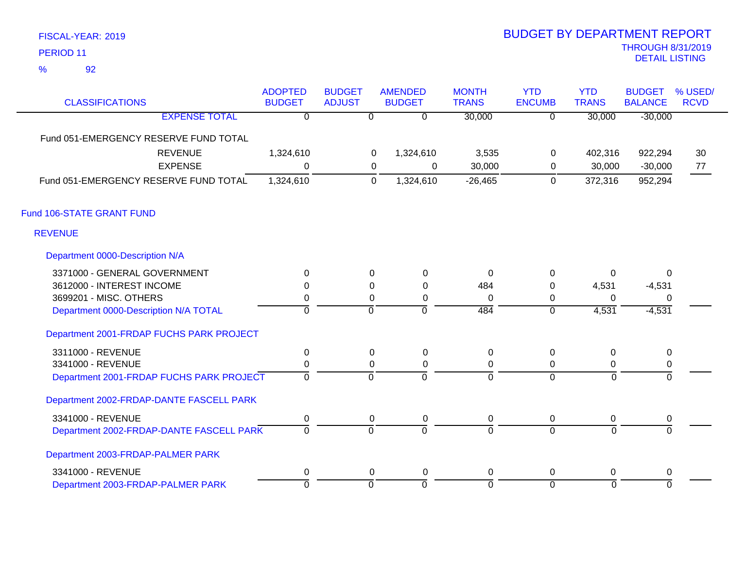FISCAL-YEAR: 2019

PERIOD 11

% 92

# BUDGET BY DEPARTMENT REPORT

THROUGH 8/31/2019

DETAIL LISTING

| CLASSIFICATIONS | ADOPTED BUDGET | BUDGET ADJUST | AMENDED BUDGET | MONTH TRANS | YTD ENCUMB | YTD TRANS | BUDGET BALANCE | % USED/ RCVD |
|---|---|---|---|---|---|---|---|---|
| EXPENSE TOTAL | 0 | 0 | 0 | 30,000 | 0 | 30,000 | -30,000 | |
| Fund 051-EMERGENCY RESERVE FUND TOTAL | | | | | | | | |
| REVENUE | 1,324,610 | 0 | 1,324,610 | 3,535 | 0 | 402,316 | 922,294 | 30 |
| EXPENSE | 0 | 0 | 0 | 30,000 | 0 | 30,000 | -30,000 | 77 |
| Fund 051-EMERGENCY RESERVE FUND TOTAL | 1,324,610 | 0 | 1,324,610 | -26,465 | 0 | 372,316 | 952,294 | |
| **Fund 106-STATE GRANT FUND** | | | | | | | | |
| **REVENUE** | | | | | | | | |
| **Department 0000-Description N/A** | | | | | | | | |
| 3371000 - GENERAL GOVERNMENT | 0 | 0 | 0 | 0 | 0 | 0 | 0 | |
| 3612000 - INTEREST INCOME | 0 | 0 | 0 | 484 | 0 | 4,531 | -4,531 | |
| 3699201 - MISC. OTHERS | 0 | 0 | 0 | 0 | 0 | 0 | 0 | |
| Department 0000-Description N/A TOTAL | 0 | 0 | 0 | 484 | 0 | 4,531 | -4,531 | |
| **Department 2001-FRDAP FUCHS PARK PROJECT** | | | | | | | | |
| 3311000 - REVENUE | 0 | 0 | 0 | 0 | 0 | 0 | 0 | |
| 3341000 - REVENUE | 0 | 0 | 0 | 0 | 0 | 0 | 0 | |
| Department 2001-FRDAP FUCHS PARK PROJECT | 0 | 0 | 0 | 0 | 0 | 0 | 0 | |
| **Department 2002-FRDAP-DANTE FASCELL PARK** | | | | | | | | |
| 3341000 - REVENUE | 0 | 0 | 0 | 0 | 0 | 0 | 0 | |
| Department 2002-FRDAP-DANTE FASCELL PARK | 0 | 0 | 0 | 0 | 0 | 0 | 0 | |
| **Department 2003-FRDAP-PALMER PARK** | | | | | | | | |
| 3341000 - REVENUE | 0 | 0 | 0 | 0 | 0 | 0 | 0 | |
| Department 2003-FRDAP-PALMER PARK | 0 | 0 | 0 | 0 | 0 | 0 | 0 | |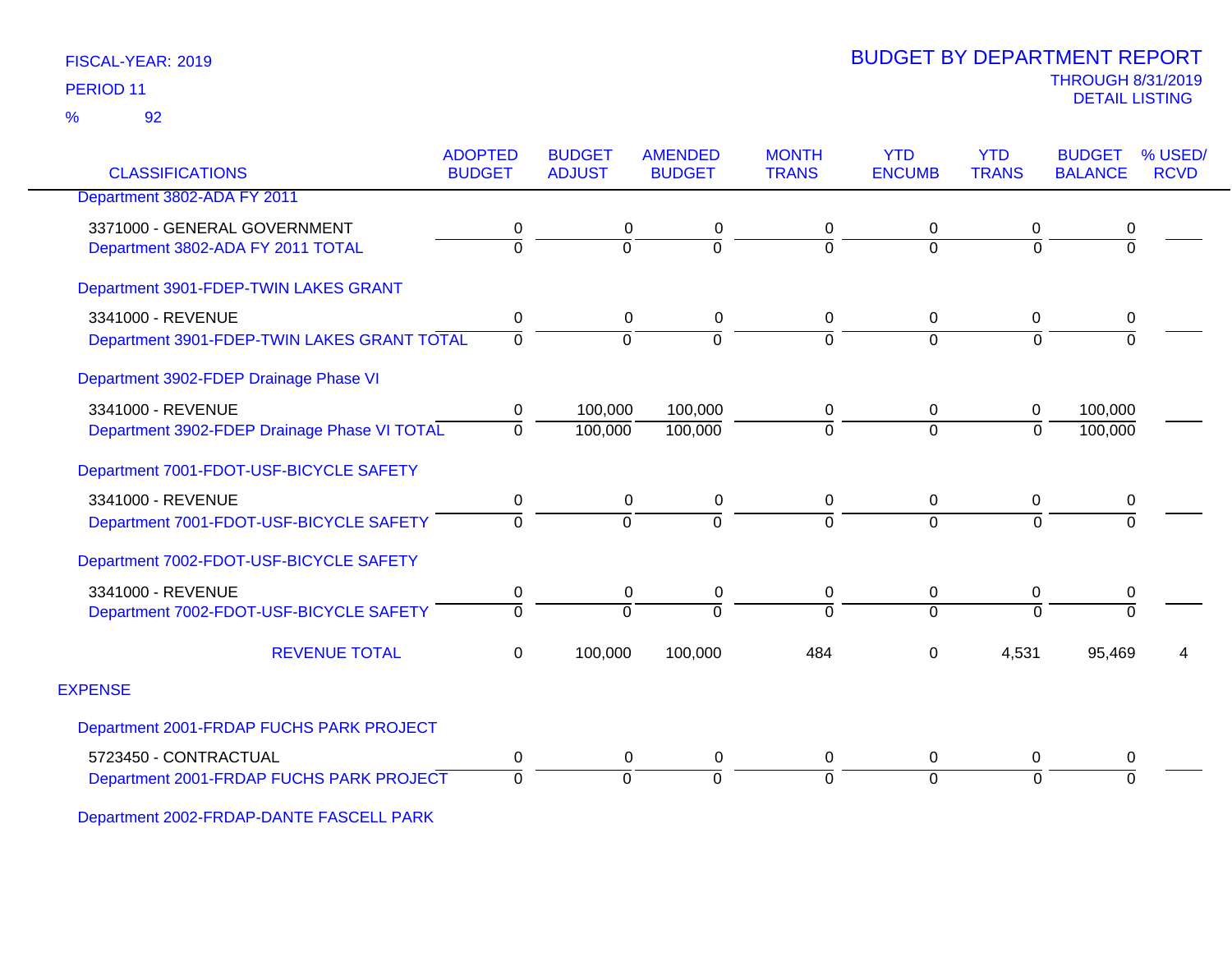FISCAL-YEAR: 2019

PERIOD 11

% 92

# BUDGET BY DEPARTMENT REPORT

THROUGH 8/31/2019

DETAIL LISTING

| CLASSIFICATIONS | ADOPTED BUDGET | BUDGET ADJUST | AMENDED BUDGET | MONTH TRANS | YTD ENCUMB | YTD TRANS | BUDGET BALANCE | % USED/ RCVD |
|---|---|---|---|---|---|---|---|---|
| Department 3802-ADA FY 2011 | | | | | | | | |
| 3371000 - GENERAL GOVERNMENT | 0 | 0 | 0 | 0 | 0 | 0 | 0 | |
| Department 3802-ADA FY 2011 TOTAL | 0 | 0 | 0 | 0 | 0 | 0 | 0 | |
| Department 3901-FDEP-TWIN LAKES GRANT | | | | | | | | |
| 3341000 - REVENUE | 0 | 0 | 0 | 0 | 0 | 0 | 0 | |
| Department 3901-FDEP-TWIN LAKES GRANT TOTAL | 0 | 0 | 0 | 0 | 0 | 0 | 0 | |
| Department 3902-FDEP Drainage Phase VI | | | | | | | | |
| 3341000 - REVENUE | 0 | 100,000 | 100,000 | 0 | 0 | 0 | 100,000 | |
| Department 3902-FDEP Drainage Phase VI TOTAL | 0 | 100,000 | 100,000 | 0 | 0 | 0 | 100,000 | |
| Department 7001-FDOT-USF-BICYCLE SAFETY | | | | | | | | |
| 3341000 - REVENUE | 0 | 0 | 0 | 0 | 0 | 0 | 0 | |
| Department 7001-FDOT-USF-BICYCLE SAFETY | 0 | 0 | 0 | 0 | 0 | 0 | 0 | |
| Department 7002-FDOT-USF-BICYCLE SAFETY | | | | | | | | |
| 3341000 - REVENUE | 0 | 0 | 0 | 0 | 0 | 0 | 0 | |
| Department 7002-FDOT-USF-BICYCLE SAFETY | 0 | 0 | 0 | 0 | 0 | 0 | 0 | |
| REVENUE TOTAL | 0 | 100,000 | 100,000 | 484 | 0 | 4,531 | 95,469 | 4 |
| **EXPENSE** | | | | | | | | |
| Department 2001-FRDAP FUCHS PARK PROJECT | | | | | | | | |
| 5723450 - CONTRACTUAL | 0 | 0 | 0 | 0 | 0 | 0 | 0 | |
| Department 2001-FRDAP FUCHS PARK PROJECT | 0 | 0 | 0 | 0 | 0 | 0 | 0 | |
| Department 2002-FRDAP-DANTE FASCELL PARK | | | | | | | | |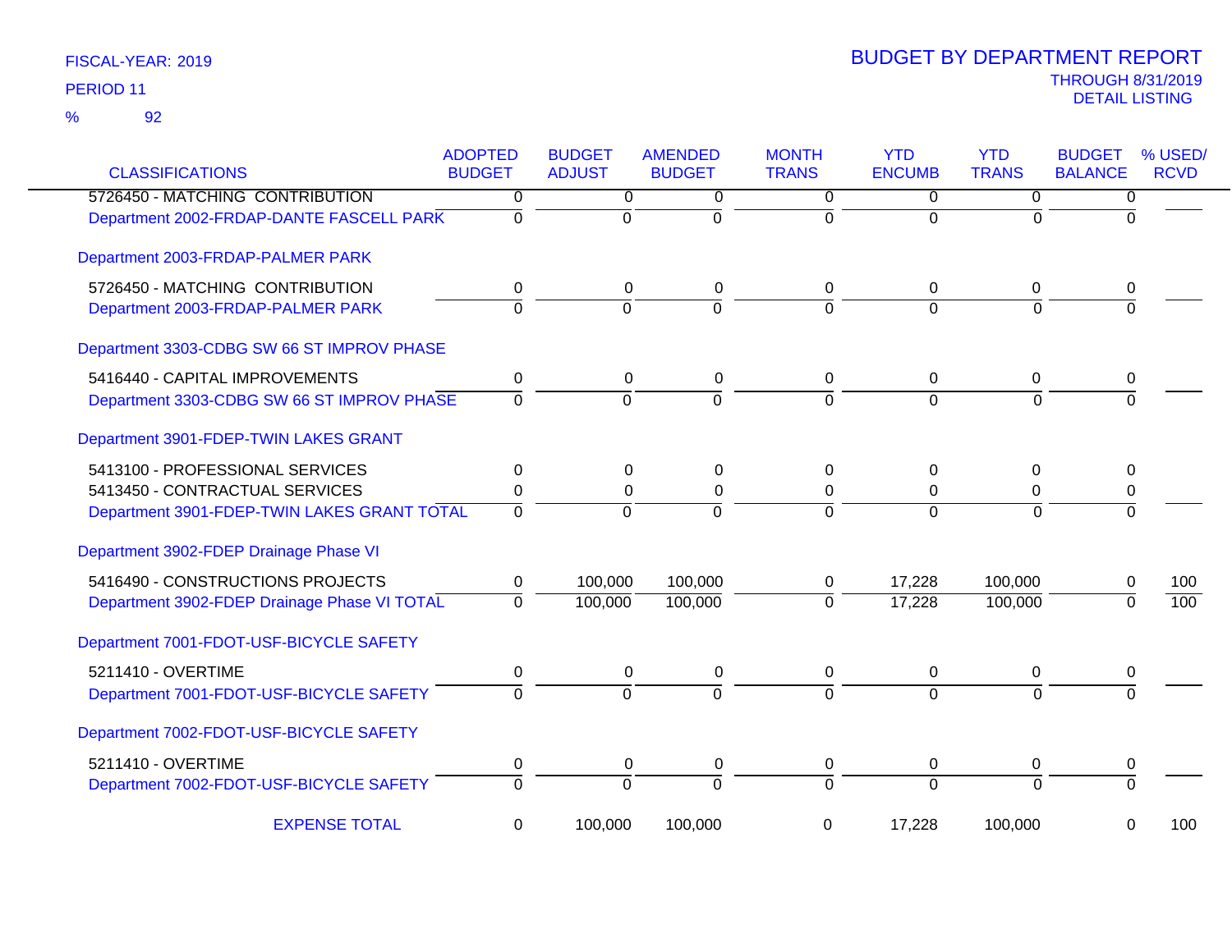FISCAL-YEAR: 2019
PERIOD 11
% 92

# BUDGET BY DEPARTMENT REPORT

THROUGH 8/31/2019
DETAIL LISTING

| CLASSIFICATIONS | ADOPTED BUDGET | BUDGET ADJUST | AMENDED BUDGET | MONTH TRANS | YTD ENCUMB | YTD TRANS | BUDGET BALANCE | % USED/ RCVD |
|---|---|---|---|---|---|---|---|---|
| 5726450 - MATCHING CONTRIBUTION | 0 | 0 | 0 | 0 | 0 | 0 | 0 | |
| Department 2002-FRDAP-DANTE FASCELL PARK | 0 | 0 | 0 | 0 | 0 | 0 | 0 | |
| Department 2003-FRDAP-PALMER PARK | | | | | | | | |
| 5726450 - MATCHING CONTRIBUTION | 0 | 0 | 0 | 0 | 0 | 0 | 0 | |
| Department 2003-FRDAP-PALMER PARK | 0 | 0 | 0 | 0 | 0 | 0 | 0 | |
| Department 3303-CDBG SW 66 ST IMPROV PHASE | | | | | | | | |
| 5416440 - CAPITAL IMPROVEMENTS | 0 | 0 | 0 | 0 | 0 | 0 | 0 | |
| Department 3303-CDBG SW 66 ST IMPROV PHASE | 0 | 0 | 0 | 0 | 0 | 0 | 0 | |
| Department 3901-FDEP-TWIN LAKES GRANT | | | | | | | | |
| 5413100 - PROFESSIONAL SERVICES | 0 | 0 | 0 | 0 | 0 | 0 | 0 | |
| 5413450 - CONTRACTUAL SERVICES | 0 | 0 | 0 | 0 | 0 | 0 | 0 | |
| Department 3901-FDEP-TWIN LAKES GRANT TOTAL | 0 | 0 | 0 | 0 | 0 | 0 | 0 | |
| Department 3902-FDEP Drainage Phase VI | | | | | | | | |
| 5416490 - CONSTRUCTIONS PROJECTS | 0 | 100,000 | 100,000 | 0 | 17,228 | 100,000 | 0 | 100 |
| Department 3902-FDEP Drainage Phase VI TOTAL | 0 | 100,000 | 100,000 | 0 | 17,228 | 100,000 | 0 | 100 |
| Department 7001-FDOT-USF-BICYCLE SAFETY | | | | | | | | |
| 5211410 - OVERTIME | 0 | 0 | 0 | 0 | 0 | 0 | 0 | |
| Department 7001-FDOT-USF-BICYCLE SAFETY | 0 | 0 | 0 | 0 | 0 | 0 | 0 | |
| Department 7002-FDOT-USF-BICYCLE SAFETY | | | | | | | | |
| 5211410 - OVERTIME | 0 | 0 | 0 | 0 | 0 | 0 | 0 | |
| Department 7002-FDOT-USF-BICYCLE SAFETY | 0 | 0 | 0 | 0 | 0 | 0 | 0 | |
| EXPENSE TOTAL | 0 | 100,000 | 100,000 | 0 | 17,228 | 100,000 | 0 | 100 |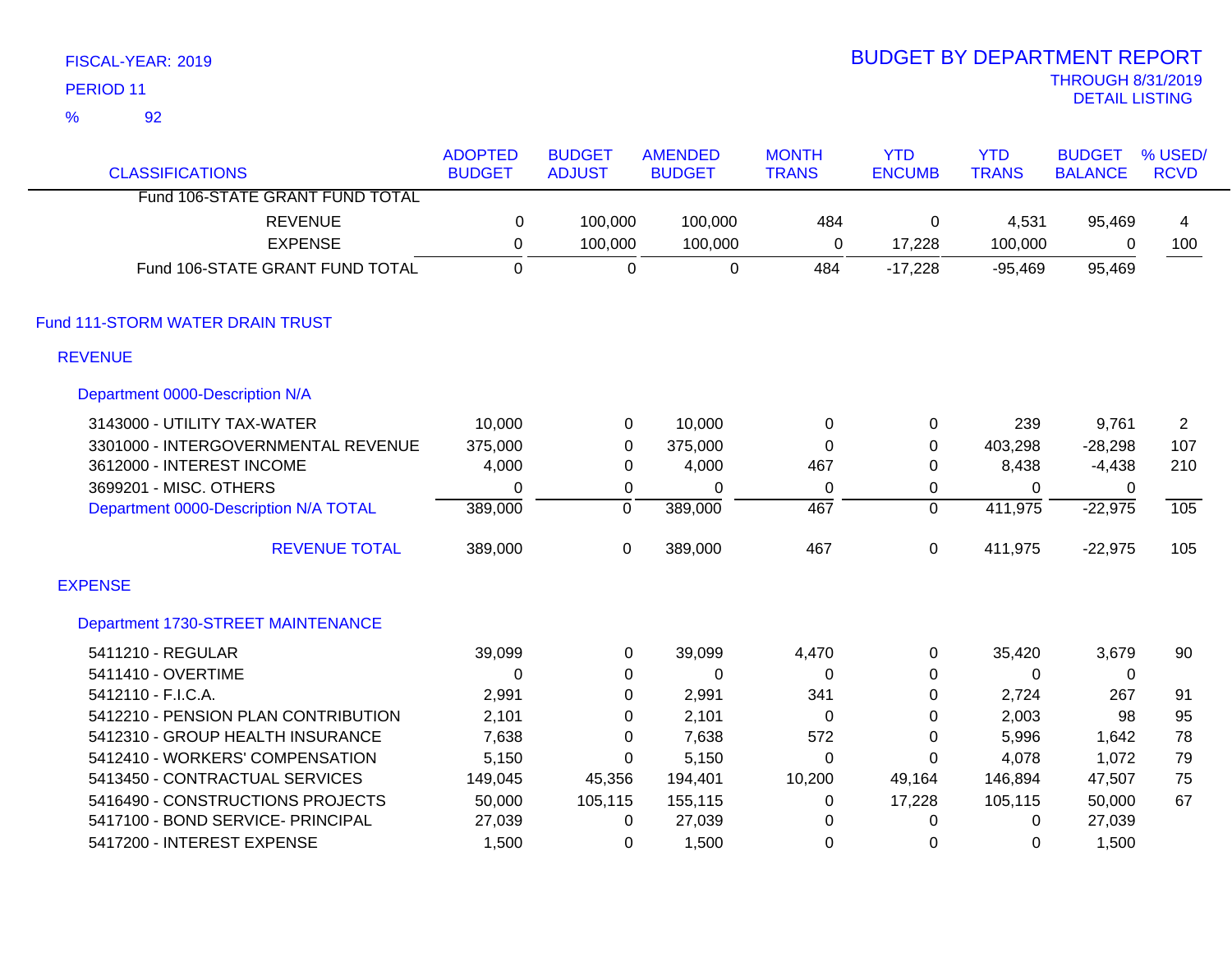FISCAL-YEAR: 2019

PERIOD 11

% 92

# BUDGET BY DEPARTMENT REPORT

THROUGH 8/31/2019

DETAIL LISTING

| CLASSIFICATIONS | ADOPTED BUDGET | BUDGET ADJUST | AMENDED BUDGET | MONTH TRANS | YTD ENCUMB | YTD TRANS | BUDGET BALANCE | % USED/ RCVD |
|---|---|---|---|---|---|---|---|---|
| Fund 106-STATE GRANT FUND TOTAL | | | | | | | | |
| REVENUE | 0 | 100,000 | 100,000 | 484 | 0 | 4,531 | 95,469 | 4 |
| EXPENSE | 0 | 100,000 | 100,000 | 0 | 17,228 | 100,000 | 0 | 100 |
| Fund 106-STATE GRANT FUND TOTAL | 0 | 0 | 0 | 484 | -17,228 | -95,469 | 95,469 | |
| **Fund 111-STORM WATER DRAIN TRUST** | | | | | | | | |
| **REVENUE** | | | | | | | | |
| **Department 0000-Description N/A** | | | | | | | | |
| 3143000 - UTILITY TAX-WATER | 10,000 | 0 | 10,000 | 0 | 0 | 239 | 9,761 | 2 |
| 3301000 - INTERGOVERNMENTAL REVENUE | 375,000 | 0 | 375,000 | 0 | 0 | 403,298 | -28,298 | 107 |
| 3612000 - INTEREST INCOME | 4,000 | 0 | 4,000 | 467 | 0 | 8,438 | -4,438 | 210 |
| 3699201 - MISC. OTHERS | 0 | 0 | 0 | 0 | 0 | 0 | 0 | |
| Department 0000-Description N/A TOTAL | 389,000 | 0 | 389,000 | 467 | 0 | 411,975 | -22,975 | 105 |
| REVENUE TOTAL | 389,000 | 0 | 389,000 | 467 | 0 | 411,975 | -22,975 | 105 |
| **EXPENSE** | | | | | | | | |
| **Department 1730-STREET MAINTENANCE** | | | | | | | | |
| 5411210 - REGULAR | 39,099 | 0 | 39,099 | 4,470 | 0 | 35,420 | 3,679 | 90 |
| 5411410 - OVERTIME | 0 | 0 | 0 | 0 | 0 | 0 | 0 | |
| 5412110 - F.I.C.A. | 2,991 | 0 | 2,991 | 341 | 0 | 2,724 | 267 | 91 |
| 5412210 - PENSION PLAN CONTRIBUTION | 2,101 | 0 | 2,101 | 0 | 0 | 2,003 | 98 | 95 |
| 5412310 - GROUP HEALTH INSURANCE | 7,638 | 0 | 7,638 | 572 | 0 | 5,996 | 1,642 | 78 |
| 5412410 - WORKERS' COMPENSATION | 5,150 | 0 | 5,150 | 0 | 0 | 4,078 | 1,072 | 79 |
| 5413450 - CONTRACTUAL SERVICES | 149,045 | 45,356 | 194,401 | 10,200 | 49,164 | 146,894 | 47,507 | 75 |
| 5416490 - CONSTRUCTIONS PROJECTS | 50,000 | 105,115 | 155,115 | 0 | 17,228 | 105,115 | 50,000 | 67 |
| 5417100 - BOND SERVICE- PRINCIPAL | 27,039 | 0 | 27,039 | 0 | 0 | 0 | 27,039 | |
| 5417200 - INTEREST EXPENSE | 1,500 | 0 | 1,500 | 0 | 0 | 0 | 1,500 | |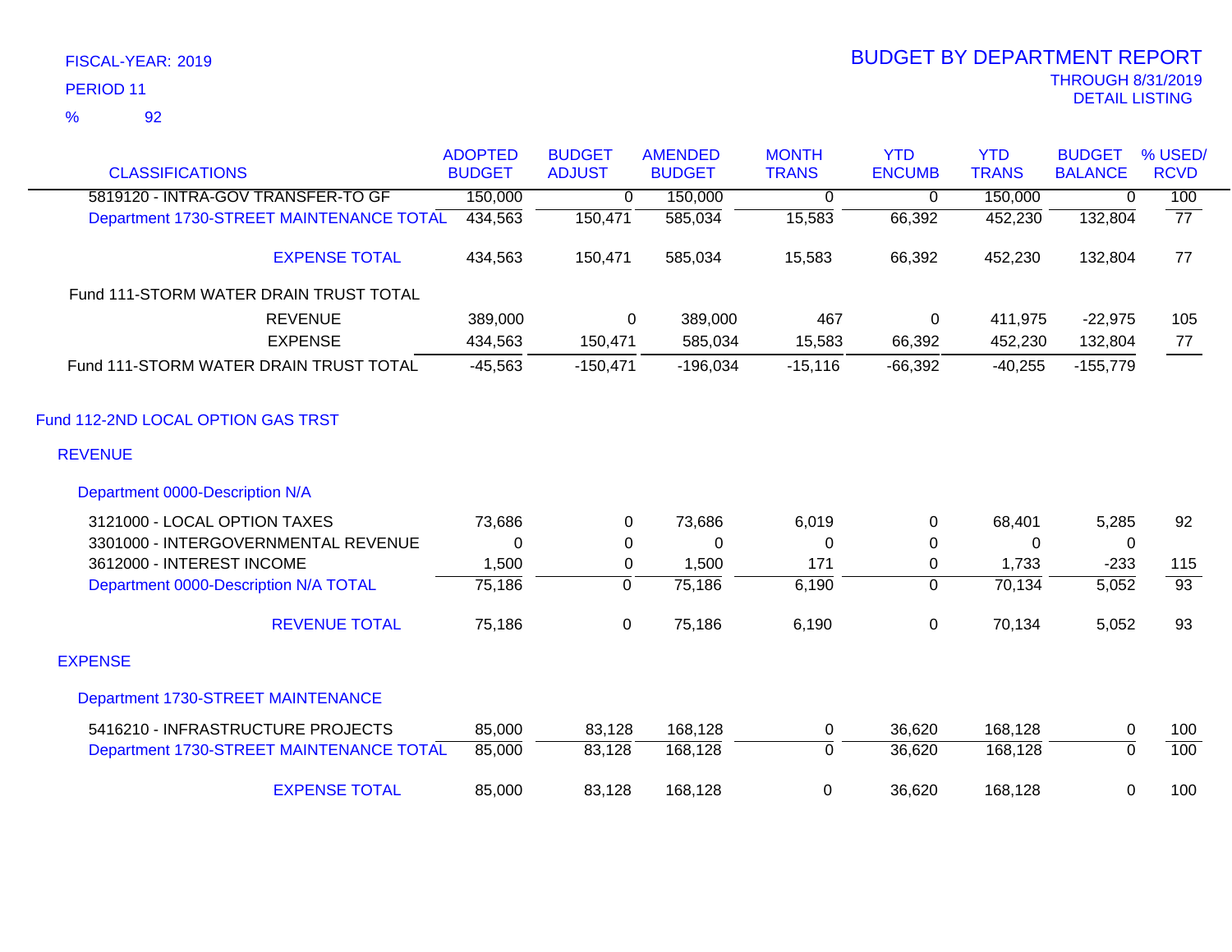FISCAL-YEAR: 2019

PERIOD 11

% 92

# BUDGET BY DEPARTMENT REPORT

THROUGH 8/31/2019

DETAIL LISTING

| CLASSIFICATIONS | ADOPTED BUDGET | BUDGET ADJUST | AMENDED BUDGET | MONTH TRANS | YTD ENCUMB | YTD TRANS | BUDGET BALANCE | % USED/ RCVD |
|---|---|---|---|---|---|---|---|---|
| 5819120 - INTRA-GOV TRANSFER-TO GF | 150,000 | 0 | 150,000 | 0 | 0 | 150,000 | 0 | 100 |
| Department 1730-STREET MAINTENANCE TOTAL | 434,563 | 150,471 | 585,034 | 15,583 | 66,392 | 452,230 | 132,804 | 77 |
| EXPENSE TOTAL | 434,563 | 150,471 | 585,034 | 15,583 | 66,392 | 452,230 | 132,804 | 77 |
| Fund 111-STORM WATER DRAIN TRUST TOTAL | | | | | | | | |
| REVENUE | 389,000 | 0 | 389,000 | 467 | 0 | 411,975 | -22,975 | 105 |
| EXPENSE | 434,563 | 150,471 | 585,034 | 15,583 | 66,392 | 452,230 | 132,804 | 77 |
| Fund 111-STORM WATER DRAIN TRUST TOTAL | -45,563 | -150,471 | -196,034 | -15,116 | -66,392 | -40,255 | -155,779 | |
| **Fund 112-2ND LOCAL OPTION GAS TRST** | | | | | | | | |
| **REVENUE** | | | | | | | | |
| Department 0000-Description N/A | | | | | | | | |
| 3121000 - LOCAL OPTION TAXES | 73,686 | 0 | 73,686 | 6,019 | 0 | 68,401 | 5,285 | 92 |
| 3301000 - INTERGOVERNMENTAL REVENUE | 0 | 0 | 0 | 0 | 0 | 0 | 0 | |
| 3612000 - INTEREST INCOME | 1,500 | 0 | 1,500 | 171 | 0 | 1,733 | -233 | 115 |
| Department 0000-Description N/A TOTAL | 75,186 | 0 | 75,186 | 6,190 | 0 | 70,134 | 5,052 | 93 |
| REVENUE TOTAL | 75,186 | 0 | 75,186 | 6,190 | 0 | 70,134 | 5,052 | 93 |
| **EXPENSE** | | | | | | | | |
| Department 1730-STREET MAINTENANCE | | | | | | | | |
| 5416210 - INFRASTRUCTURE PROJECTS | 85,000 | 83,128 | 168,128 | 0 | 36,620 | 168,128 | 0 | 100 |
| Department 1730-STREET MAINTENANCE TOTAL | 85,000 | 83,128 | 168,128 | 0 | 36,620 | 168,128 | 0 | 100 |
| EXPENSE TOTAL | 85,000 | 83,128 | 168,128 | 0 | 36,620 | 168,128 | 0 | 100 |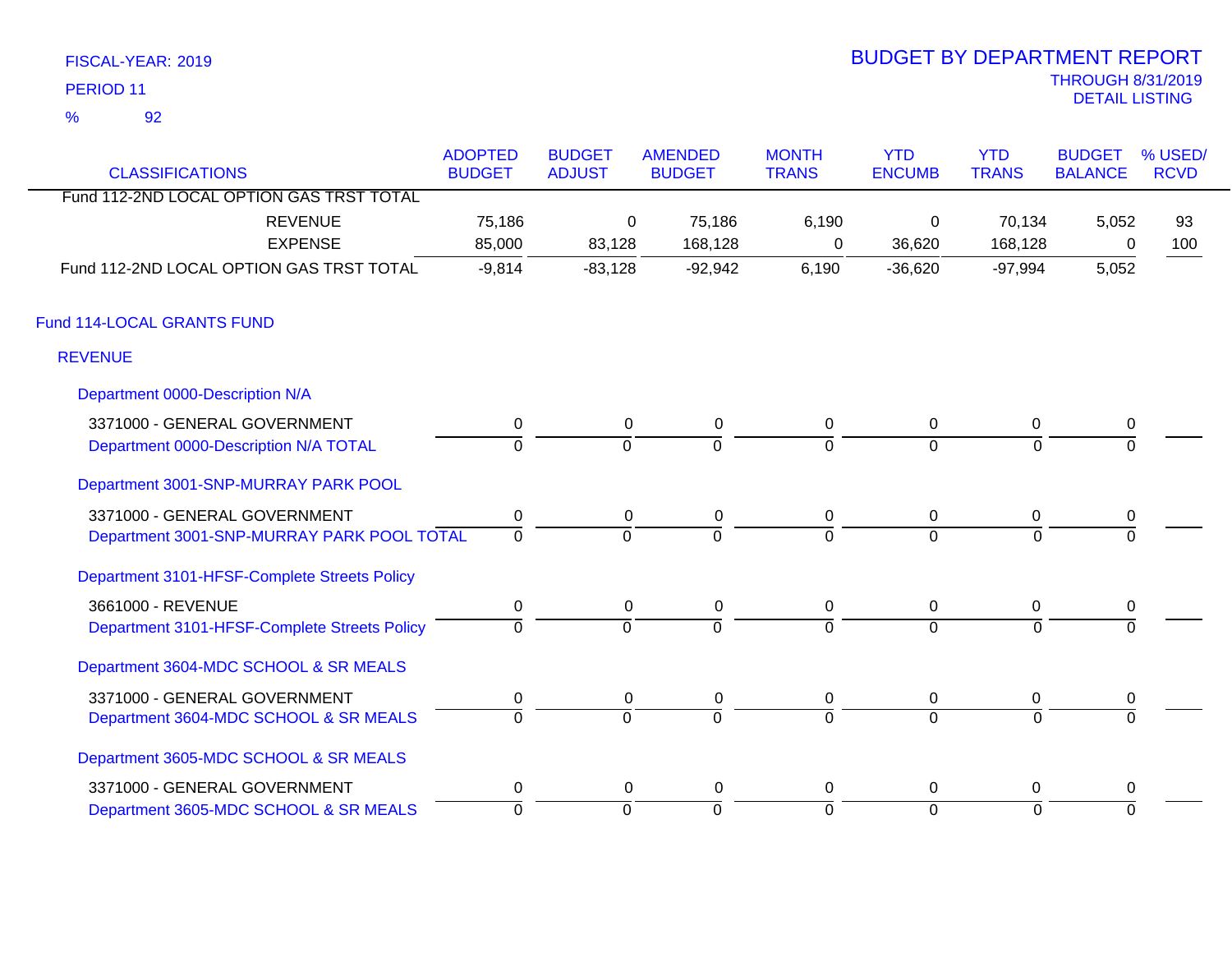FISCAL-YEAR: 2019
PERIOD 11
% 92

# BUDGET BY DEPARTMENT REPORT

THROUGH 8/31/2019
DETAIL LISTING

| CLASSIFICATIONS | ADOPTED BUDGET | BUDGET ADJUST | AMENDED BUDGET | MONTH TRANS | YTD ENCUMB | YTD TRANS | BUDGET BALANCE | % USED/ RCVD |
|---|---|---|---|---|---|---|---|---|
| Fund 112-2ND LOCAL OPTION GAS TRST TOTAL | | | | | | | | |
| REVENUE | 75,186 | 0 | 75,186 | 6,190 | 0 | 70,134 | 5,052 | 93 |
| EXPENSE | 85,000 | 83,128 | 168,128 | 0 | 36,620 | 168,128 | 0 | 100 |
| Fund 112-2ND LOCAL OPTION GAS TRST TOTAL | -9,814 | -83,128 | -92,942 | 6,190 | -36,620 | -97,994 | 5,052 | |
| **Fund 114-LOCAL GRANTS FUND** | | | | | | | | |
| **REVENUE** | | | | | | | | |
| **Department 0000-Description N/A** | | | | | | | | |
| 3371000 - GENERAL GOVERNMENT | 0 | 0 | 0 | 0 | 0 | 0 | 0 | |
| Department 0000-Description N/A TOTAL | 0 | 0 | 0 | 0 | 0 | 0 | 0 | |
| **Department 3001-SNP-MURRAY PARK POOL** | | | | | | | | |
| 3371000 - GENERAL GOVERNMENT | 0 | 0 | 0 | 0 | 0 | 0 | 0 | |
| Department 3001-SNP-MURRAY PARK POOL TOTAL | 0 | 0 | 0 | 0 | 0 | 0 | 0 | |
| **Department 3101-HFSF-Complete Streets Policy** | | | | | | | | |
| 3661000 - REVENUE | 0 | 0 | 0 | 0 | 0 | 0 | 0 | |
| Department 3101-HFSF-Complete Streets Policy | 0 | 0 | 0 | 0 | 0 | 0 | 0 | |
| **Department 3604-MDC SCHOOL & SR MEALS** | | | | | | | | |
| 3371000 - GENERAL GOVERNMENT | 0 | 0 | 0 | 0 | 0 | 0 | 0 | |
| Department 3604-MDC SCHOOL & SR MEALS | 0 | 0 | 0 | 0 | 0 | 0 | 0 | |
| **Department 3605-MDC SCHOOL & SR MEALS** | | | | | | | | |
| 3371000 - GENERAL GOVERNMENT | 0 | 0 | 0 | 0 | 0 | 0 | 0 | |
| Department 3605-MDC SCHOOL & SR MEALS | 0 | 0 | 0 | 0 | 0 | 0 | 0 | |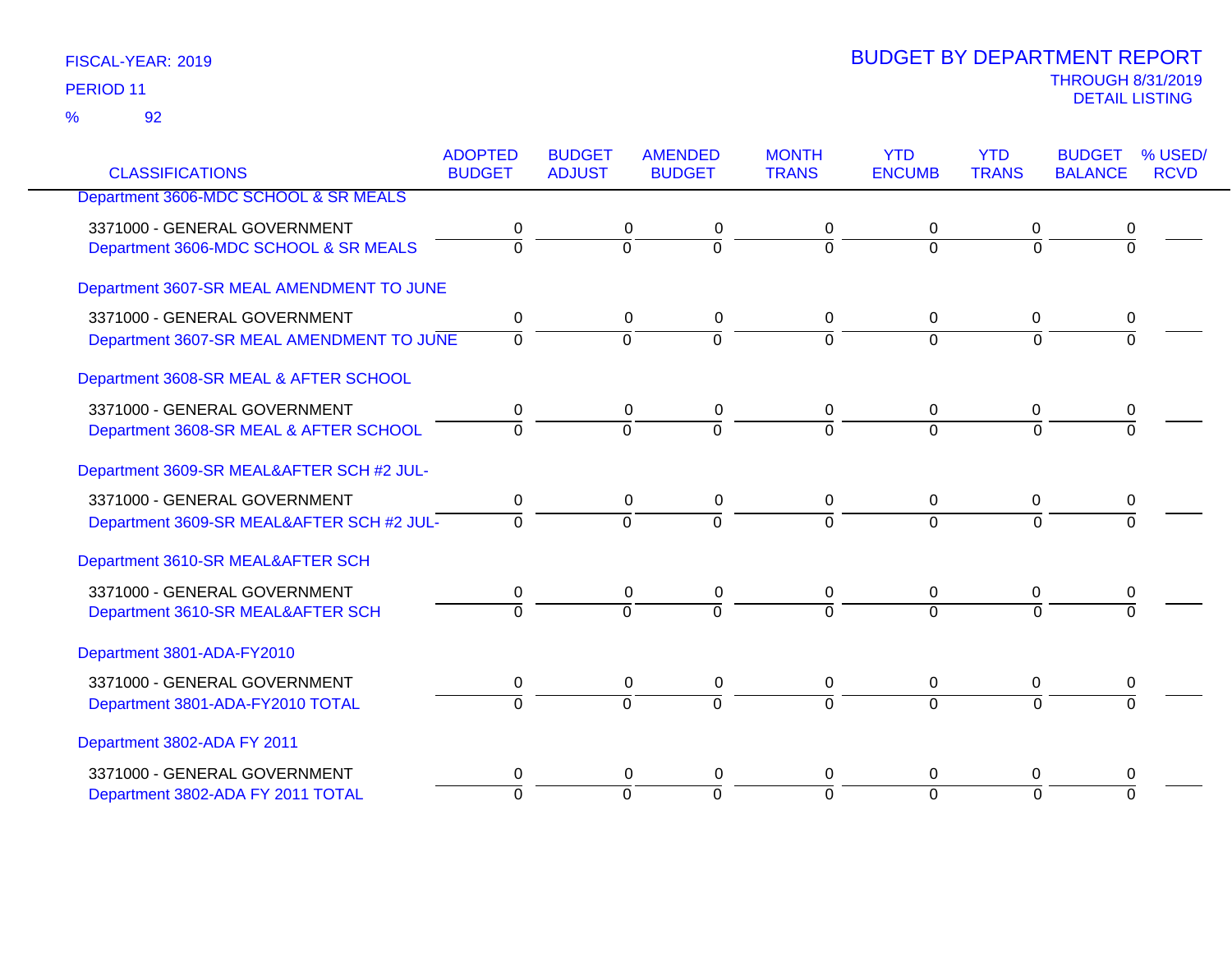FISCAL-YEAR: 2019

PERIOD 11

% 92

# BUDGET BY DEPARTMENT REPORT

THROUGH 8/31/2019
DETAIL LISTING

| CLASSIFICATIONS | ADOPTED BUDGET | BUDGET ADJUST | AMENDED BUDGET | MONTH TRANS | YTD ENCUMB | YTD TRANS | BUDGET BALANCE | % USED/ RCVD |
|---|---|---|---|---|---|---|---|---|
| Department 3606-MDC SCHOOL & SR MEALS | | | | | | | | |
| 3371000 - GENERAL GOVERNMENT | 0 | 0 | 0 | 0 | 0 | 0 | 0 | |
| Department 3606-MDC SCHOOL & SR MEALS | 0 | 0 | 0 | 0 | 0 | 0 | 0 | |
| Department 3607-SR MEAL AMENDMENT TO JUNE | | | | | | | | |
| 3371000 - GENERAL GOVERNMENT | 0 | 0 | 0 | 0 | 0 | 0 | 0 | |
| Department 3607-SR MEAL AMENDMENT TO JUNE | 0 | 0 | 0 | 0 | 0 | 0 | 0 | |
| Department 3608-SR MEAL & AFTER SCHOOL | | | | | | | | |
| 3371000 - GENERAL GOVERNMENT | 0 | 0 | 0 | 0 | 0 | 0 | 0 | |
| Department 3608-SR MEAL & AFTER SCHOOL | 0 | 0 | 0 | 0 | 0 | 0 | 0 | |
| Department 3609-SR MEAL&AFTER SCH #2 JUL- | | | | | | | | |
| 3371000 - GENERAL GOVERNMENT | 0 | 0 | 0 | 0 | 0 | 0 | 0 | |
| Department 3609-SR MEAL&AFTER SCH #2 JUL- | 0 | 0 | 0 | 0 | 0 | 0 | 0 | |
| Department 3610-SR MEAL&AFTER SCH | | | | | | | | |
| 3371000 - GENERAL GOVERNMENT | 0 | 0 | 0 | 0 | 0 | 0 | 0 | |
| Department 3610-SR MEAL&AFTER SCH | 0 | 0 | 0 | 0 | 0 | 0 | 0 | |
| Department 3801-ADA-FY2010 | | | | | | | | |
| 3371000 - GENERAL GOVERNMENT | 0 | 0 | 0 | 0 | 0 | 0 | 0 | |
| Department 3801-ADA-FY2010 TOTAL | 0 | 0 | 0 | 0 | 0 | 0 | 0 | |
| Department 3802-ADA FY 2011 | | | | | | | | |
| 3371000 - GENERAL GOVERNMENT | 0 | 0 | 0 | 0 | 0 | 0 | 0 | |
| Department 3802-ADA FY 2011 TOTAL | 0 | 0 | 0 | 0 | 0 | 0 | 0 | |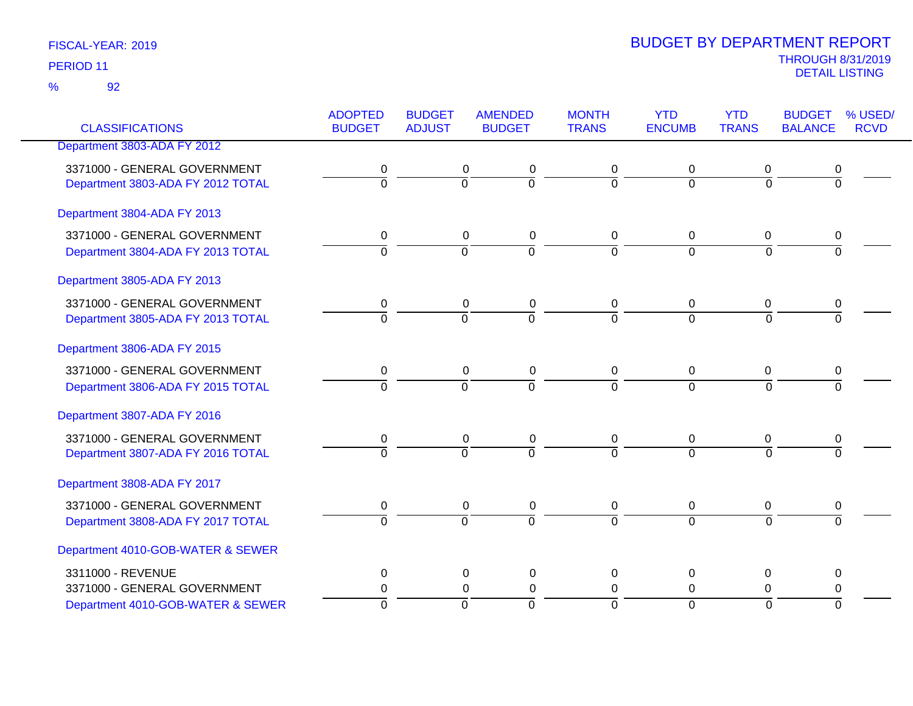FISCAL-YEAR: 2019

PERIOD 11

% 92

# BUDGET BY DEPARTMENT REPORT

THROUGH 8/31/2019

DETAIL LISTING

| CLASSIFICATIONS | ADOPTED BUDGET | BUDGET ADJUST | AMENDED BUDGET | MONTH TRANS | YTD ENCUMB | YTD TRANS | BUDGET BALANCE | % USED/ RCVD |
|---|---|---|---|---|---|---|---|---|
| Department 3803-ADA FY 2012 | | | | | | | | |
| 3371000 - GENERAL GOVERNMENT | 0 | 0 | 0 | 0 | 0 | 0 | 0 | |
| Department 3803-ADA FY 2012 TOTAL | 0 | 0 | 0 | 0 | 0 | 0 | 0 | |
| Department 3804-ADA FY 2013 | | | | | | | | |
| 3371000 - GENERAL GOVERNMENT | 0 | 0 | 0 | 0 | 0 | 0 | 0 | |
| Department 3804-ADA FY 2013 TOTAL | 0 | 0 | 0 | 0 | 0 | 0 | 0 | |
| Department 3805-ADA FY 2013 | | | | | | | | |
| 3371000 - GENERAL GOVERNMENT | 0 | 0 | 0 | 0 | 0 | 0 | 0 | |
| Department 3805-ADA FY 2013 TOTAL | 0 | 0 | 0 | 0 | 0 | 0 | 0 | |
| Department 3806-ADA FY 2015 | | | | | | | | |
| 3371000 - GENERAL GOVERNMENT | 0 | 0 | 0 | 0 | 0 | 0 | 0 | |
| Department 3806-ADA FY 2015 TOTAL | 0 | 0 | 0 | 0 | 0 | 0 | 0 | |
| Department 3807-ADA FY 2016 | | | | | | | | |
| 3371000 - GENERAL GOVERNMENT | 0 | 0 | 0 | 0 | 0 | 0 | 0 | |
| Department 3807-ADA FY 2016 TOTAL | 0 | 0 | 0 | 0 | 0 | 0 | 0 | |
| Department 3808-ADA FY 2017 | | | | | | | | |
| 3371000 - GENERAL GOVERNMENT | 0 | 0 | 0 | 0 | 0 | 0 | 0 | |
| Department 3808-ADA FY 2017 TOTAL | 0 | 0 | 0 | 0 | 0 | 0 | 0 | |
| Department 4010-GOB-WATER & SEWER | | | | | | | | |
| 3311000 - REVENUE | 0 | 0 | 0 | 0 | 0 | 0 | 0 | |
| 3371000 - GENERAL GOVERNMENT | 0 | 0 | 0 | 0 | 0 | 0 | 0 | |
| Department 4010-GOB-WATER & SEWER | 0 | 0 | 0 | 0 | 0 | 0 | 0 | |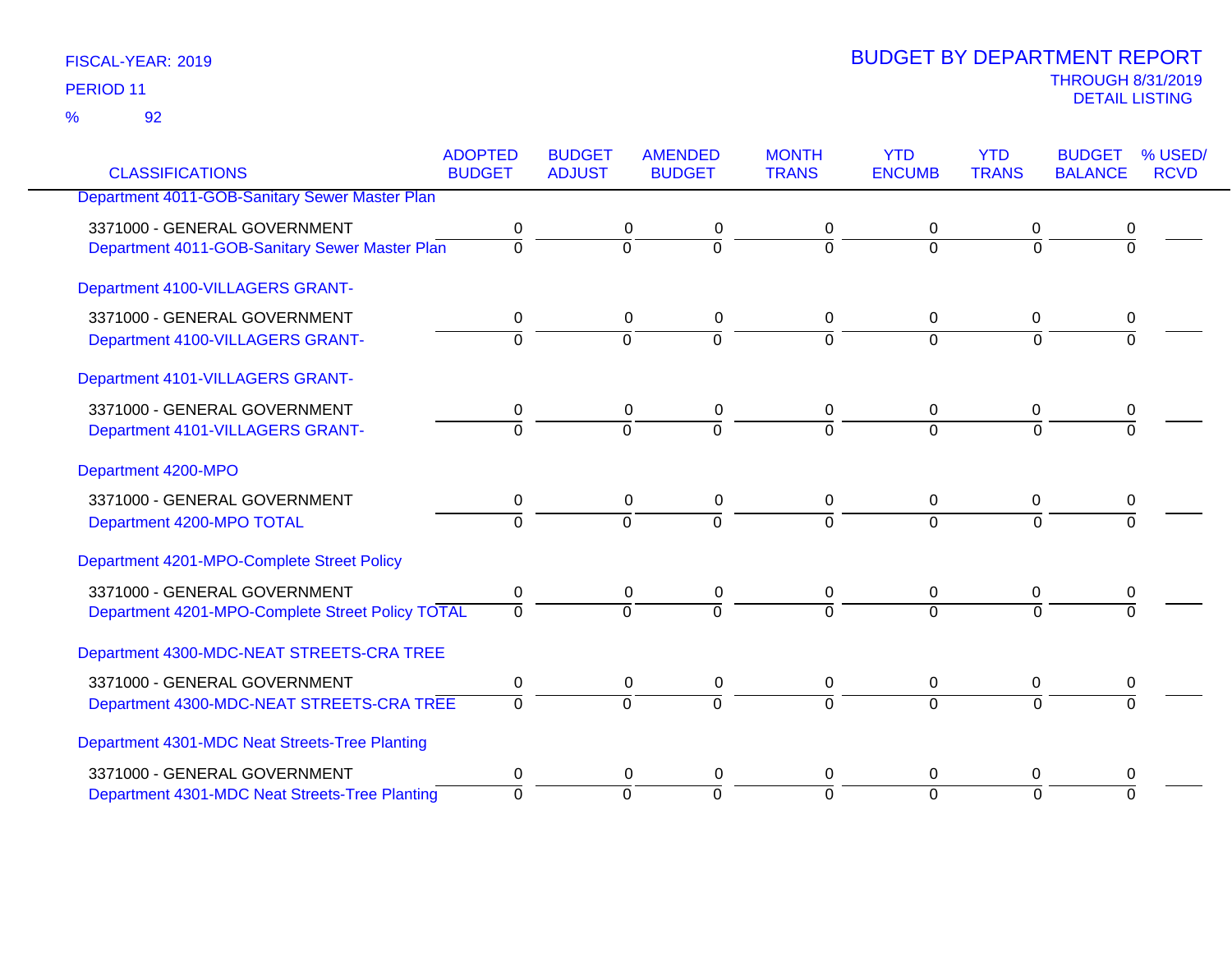FISCAL-YEAR: 2019

PERIOD 11

% 92

# BUDGET BY DEPARTMENT REPORT

THROUGH 8/31/2019

DETAIL LISTING

| CLASSIFICATIONS | ADOPTED BUDGET | BUDGET ADJUST | AMENDED BUDGET | MONTH TRANS | YTD ENCUMB | YTD TRANS | BUDGET BALANCE | % USED/ RCVD |
|---|---|---|---|---|---|---|---|---|
| **Department 4011-GOB-Sanitary Sewer Master Plan** | | | | | | | | |
| 3371000 - GENERAL GOVERNMENT | 0 | 0 | 0 | 0 | 0 | 0 | 0 | |
| Department 4011-GOB-Sanitary Sewer Master Plan | 0 | 0 | 0 | 0 | 0 | 0 | 0 | |
| **Department 4100-VILLAGERS GRANT-** | | | | | | | | |
| 3371000 - GENERAL GOVERNMENT | 0 | 0 | 0 | 0 | 0 | 0 | 0 | |
| Department 4100-VILLAGERS GRANT- | 0 | 0 | 0 | 0 | 0 | 0 | 0 | |
| **Department 4101-VILLAGERS GRANT-** | | | | | | | | |
| 3371000 - GENERAL GOVERNMENT | 0 | 0 | 0 | 0 | 0 | 0 | 0 | |
| Department 4101-VILLAGERS GRANT- | 0 | 0 | 0 | 0 | 0 | 0 | 0 | |
| **Department 4200-MPO** | | | | | | | | |
| 3371000 - GENERAL GOVERNMENT | 0 | 0 | 0 | 0 | 0 | 0 | 0 | |
| Department 4200-MPO TOTAL | 0 | 0 | 0 | 0 | 0 | 0 | 0 | |
| **Department 4201-MPO-Complete Street Policy** | | | | | | | | |
| 3371000 - GENERAL GOVERNMENT | 0 | 0 | 0 | 0 | 0 | 0 | 0 | |
| Department 4201-MPO-Complete Street Policy TOTAL | 0 | 0 | 0 | 0 | 0 | 0 | 0 | |
| **Department 4300-MDC-NEAT STREETS-CRA TREE** | | | | | | | | |
| 3371000 - GENERAL GOVERNMENT | 0 | 0 | 0 | 0 | 0 | 0 | 0 | |
| Department 4300-MDC-NEAT STREETS-CRA TREE | 0 | 0 | 0 | 0 | 0 | 0 | 0 | |
| **Department 4301-MDC Neat Streets-Tree Planting** | | | | | | | | |
| 3371000 - GENERAL GOVERNMENT | 0 | 0 | 0 | 0 | 0 | 0 | 0 | |
| Department 4301-MDC Neat Streets-Tree Planting | 0 | 0 | 0 | 0 | 0 | 0 | 0 | |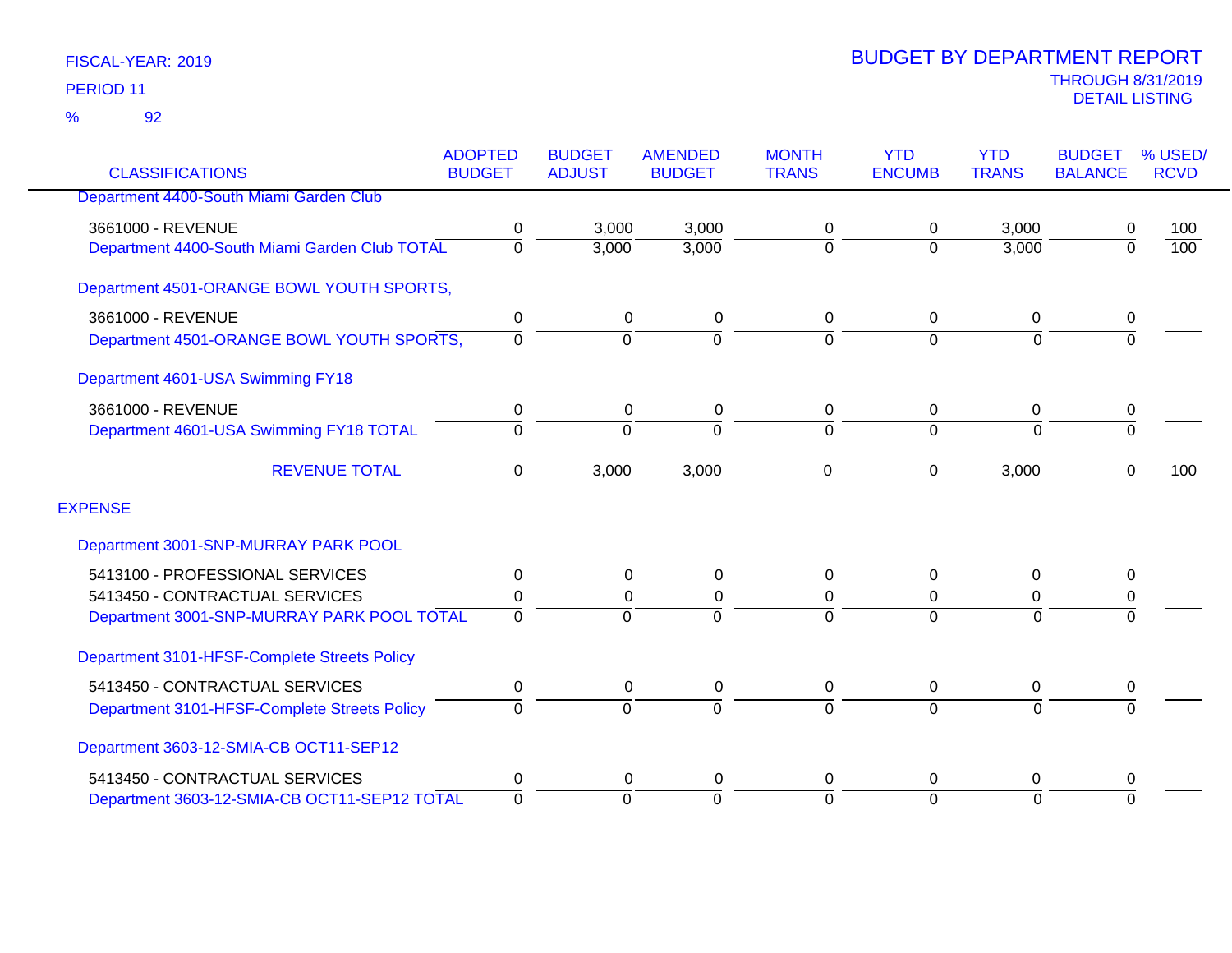FISCAL-YEAR: 2019

PERIOD 11

% 92

# BUDGET BY DEPARTMENT REPORT

THROUGH 8/31/2019

DETAIL LISTING

| CLASSIFICATIONS | ADOPTED BUDGET | BUDGET ADJUST | AMENDED BUDGET | MONTH TRANS | YTD ENCUMB | YTD TRANS | BUDGET BALANCE | % USED/ RCVD |
|---|---|---|---|---|---|---|---|---|
| Department 4400-South Miami Garden Club | | | | | | | | |
| 3661000 - REVENUE | 0 | 3,000 | 3,000 | 0 | 0 | 3,000 | 0 | 100 |
| Department 4400-South Miami Garden Club TOTAL | 0 | 3,000 | 3,000 | 0 | 0 | 3,000 | 0 | 100 |
| Department 4501-ORANGE BOWL YOUTH SPORTS, | | | | | | | | |
| 3661000 - REVENUE | 0 | 0 | 0 | 0 | 0 | 0 | 0 | |
| Department 4501-ORANGE BOWL YOUTH SPORTS, | 0 | 0 | 0 | 0 | 0 | 0 | 0 | |
| Department 4601-USA Swimming FY18 | | | | | | | | |
| 3661000 - REVENUE | 0 | 0 | 0 | 0 | 0 | 0 | 0 | |
| Department 4601-USA Swimming FY18 TOTAL | 0 | 0 | 0 | 0 | 0 | 0 | 0 | |
| REVENUE TOTAL | 0 | 3,000 | 3,000 | 0 | 0 | 3,000 | 0 | 100 |
| EXPENSE | | | | | | | | |
| Department 3001-SNP-MURRAY PARK POOL | | | | | | | | |
| 5413100 - PROFESSIONAL SERVICES | 0 | 0 | 0 | 0 | 0 | 0 | 0 | |
| 5413450 - CONTRACTUAL SERVICES | 0 | 0 | 0 | 0 | 0 | 0 | 0 | |
| Department 3001-SNP-MURRAY PARK POOL TOTAL | 0 | 0 | 0 | 0 | 0 | 0 | 0 | |
| Department 3101-HFSF-Complete Streets Policy | | | | | | | | |
| 5413450 - CONTRACTUAL SERVICES | 0 | 0 | 0 | 0 | 0 | 0 | 0 | |
| Department 3101-HFSF-Complete Streets Policy | 0 | 0 | 0 | 0 | 0 | 0 | 0 | |
| Department 3603-12-SMIA-CB OCT11-SEP12 | | | | | | | | |
| 5413450 - CONTRACTUAL SERVICES | 0 | 0 | 0 | 0 | 0 | 0 | 0 | |
| Department 3603-12-SMIA-CB OCT11-SEP12 TOTAL | 0 | 0 | 0 | 0 | 0 | 0 | 0 | |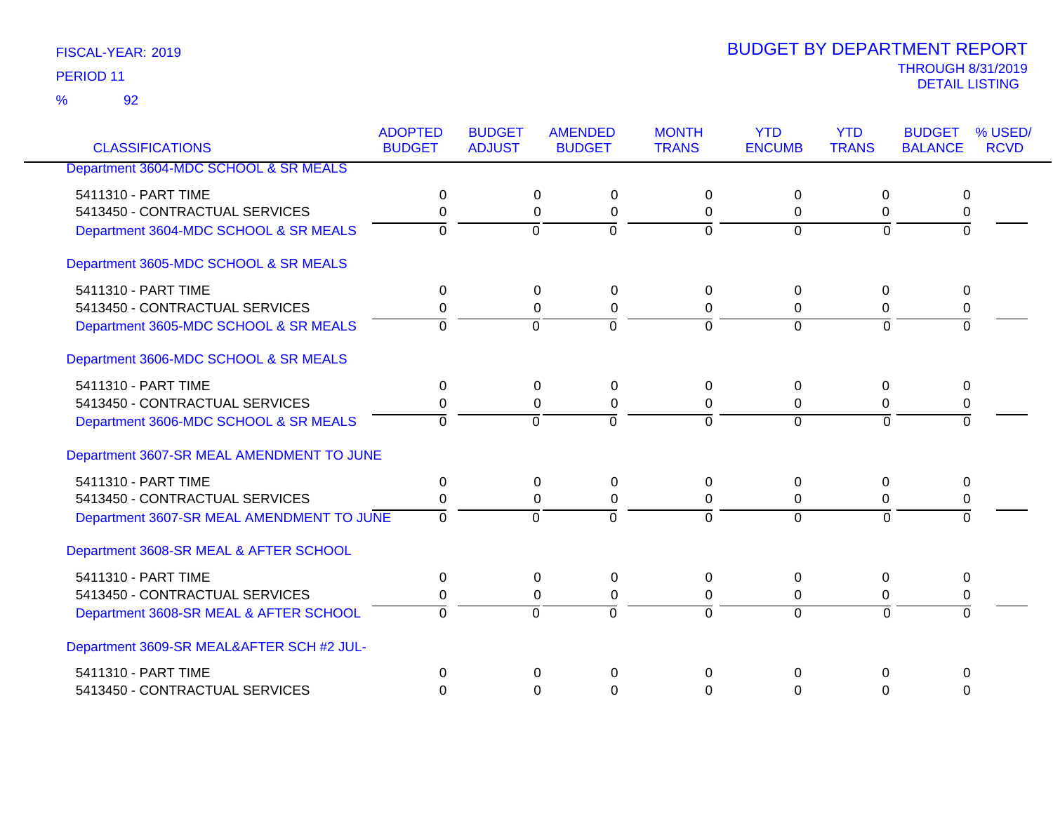FISCAL-YEAR: 2019

PERIOD 11

% 92

# BUDGET BY DEPARTMENT REPORT

THROUGH 8/31/2019

DETAIL LISTING

| CLASSIFICATIONS | ADOPTED BUDGET | BUDGET ADJUST | AMENDED BUDGET | MONTH TRANS | YTD ENCUMB | YTD TRANS | BUDGET BALANCE | % USED/ RCVD |
|---|---|---|---|---|---|---|---|---|
| Department 3604-MDC SCHOOL & SR MEALS | | | | | | | | |
| 5411310 - PART TIME | 0 | 0 | 0 | 0 | 0 | 0 | 0 | |
| 5413450 - CONTRACTUAL SERVICES | 0 | 0 | 0 | 0 | 0 | 0 | 0 | |
| Department 3604-MDC SCHOOL & SR MEALS | 0 | 0 | 0 | 0 | 0 | 0 | 0 | |
| Department 3605-MDC SCHOOL & SR MEALS | | | | | | | | |
| 5411310 - PART TIME | 0 | 0 | 0 | 0 | 0 | 0 | 0 | |
| 5413450 - CONTRACTUAL SERVICES | 0 | 0 | 0 | 0 | 0 | 0 | 0 | |
| Department 3605-MDC SCHOOL & SR MEALS | 0 | 0 | 0 | 0 | 0 | 0 | 0 | |
| Department 3606-MDC SCHOOL & SR MEALS | | | | | | | | |
| 5411310 - PART TIME | 0 | 0 | 0 | 0 | 0 | 0 | 0 | |
| 5413450 - CONTRACTUAL SERVICES | 0 | 0 | 0 | 0 | 0 | 0 | 0 | |
| Department 3606-MDC SCHOOL & SR MEALS | 0 | 0 | 0 | 0 | 0 | 0 | 0 | |
| Department 3607-SR MEAL AMENDMENT TO JUNE | | | | | | | | |
| 5411310 - PART TIME | 0 | 0 | 0 | 0 | 0 | 0 | 0 | |
| 5413450 - CONTRACTUAL SERVICES | 0 | 0 | 0 | 0 | 0 | 0 | 0 | |
| Department 3607-SR MEAL AMENDMENT TO JUNE | 0 | 0 | 0 | 0 | 0 | 0 | 0 | |
| Department 3608-SR MEAL & AFTER SCHOOL | | | | | | | | |
| 5411310 - PART TIME | 0 | 0 | 0 | 0 | 0 | 0 | 0 | |
| 5413450 - CONTRACTUAL SERVICES | 0 | 0 | 0 | 0 | 0 | 0 | 0 | |
| Department 3608-SR MEAL & AFTER SCHOOL | 0 | 0 | 0 | 0 | 0 | 0 | 0 | |
| Department 3609-SR MEAL&AFTER SCH #2 JUL- | | | | | | | | |
| 5411310 - PART TIME | 0 | 0 | 0 | 0 | 0 | 0 | 0 | |
| 5413450 - CONTRACTUAL SERVICES | 0 | 0 | 0 | 0 | 0 | 0 | 0 | |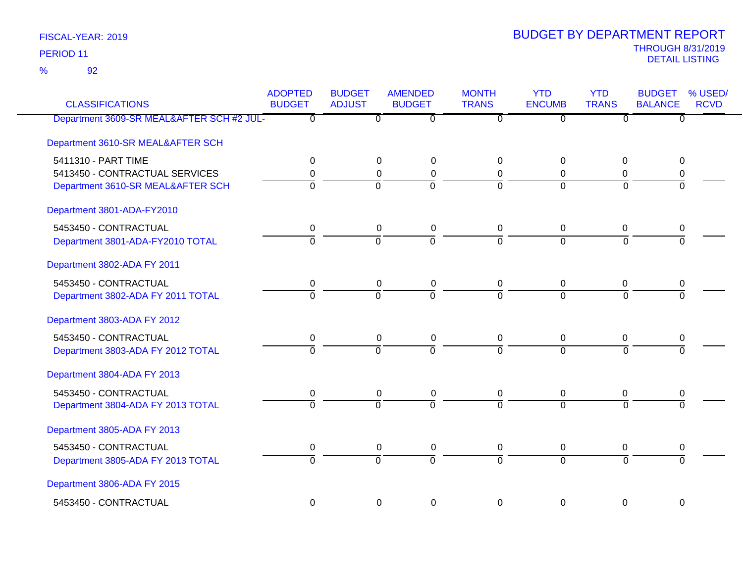FISCAL-YEAR: 2019

PERIOD 11

% 92

# BUDGET BY DEPARTMENT REPORT

THROUGH 8/31/2019

DETAIL LISTING

| CLASSIFICATIONS | ADOPTED BUDGET | BUDGET ADJUST | AMENDED BUDGET | MONTH TRANS | YTD ENCUMB | YTD TRANS | BUDGET BALANCE | % USED/ RCVD |
|---|---|---|---|---|---|---|---|---|
| Department 3609-SR MEAL&AFTER SCH #2 JUL- | 0 | 0 | 0 | 0 | 0 | 0 | 0 | |
| Department 3610-SR MEAL&AFTER SCH | | | | | | | | |
| 5411310 - PART TIME | 0 | 0 | 0 | 0 | 0 | 0 | 0 | |
| 5413450 - CONTRACTUAL SERVICES | 0 | 0 | 0 | 0 | 0 | 0 | 0 | |
| Department 3610-SR MEAL&AFTER SCH | 0 | 0 | 0 | 0 | 0 | 0 | 0 | |
| Department 3801-ADA-FY2010 | | | | | | | | |
| 5453450 - CONTRACTUAL | 0 | 0 | 0 | 0 | 0 | 0 | 0 | |
| Department 3801-ADA-FY2010 TOTAL | 0 | 0 | 0 | 0 | 0 | 0 | 0 | |
| Department 3802-ADA FY 2011 | | | | | | | | |
| 5453450 - CONTRACTUAL | 0 | 0 | 0 | 0 | 0 | 0 | 0 | |
| Department 3802-ADA FY 2011 TOTAL | 0 | 0 | 0 | 0 | 0 | 0 | 0 | |
| Department 3803-ADA FY 2012 | | | | | | | | |
| 5453450 - CONTRACTUAL | 0 | 0 | 0 | 0 | 0 | 0 | 0 | |
| Department 3803-ADA FY 2012 TOTAL | 0 | 0 | 0 | 0 | 0 | 0 | 0 | |
| Department 3804-ADA FY 2013 | | | | | | | | |
| 5453450 - CONTRACTUAL | 0 | 0 | 0 | 0 | 0 | 0 | 0 | |
| Department 3804-ADA FY 2013 TOTAL | 0 | 0 | 0 | 0 | 0 | 0 | 0 | |
| Department 3805-ADA FY 2013 | | | | | | | | |
| 5453450 - CONTRACTUAL | 0 | 0 | 0 | 0 | 0 | 0 | 0 | |
| Department 3805-ADA FY 2013 TOTAL | 0 | 0 | 0 | 0 | 0 | 0 | 0 | |
| Department 3806-ADA FY 2015 | | | | | | | | |
| 5453450 - CONTRACTUAL | 0 | 0 | 0 | 0 | 0 | 0 | 0 | |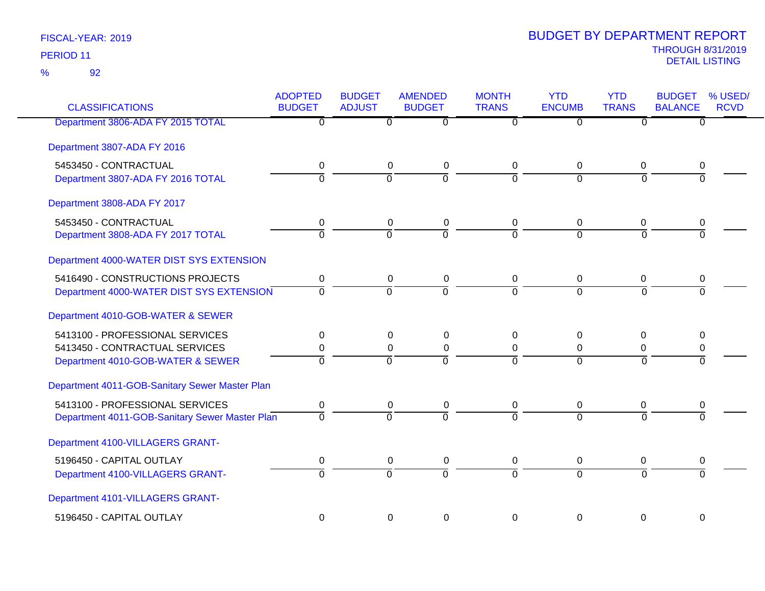FISCAL-YEAR: 2019
PERIOD 11
% 92

# BUDGET BY DEPARTMENT REPORT

THROUGH 8/31/2019
DETAIL LISTING

| CLASSIFICATIONS | ADOPTED BUDGET | BUDGET ADJUST | AMENDED BUDGET | MONTH TRANS | YTD ENCUMB | YTD TRANS | BUDGET BALANCE | % USED/ RCVD |
|---|---|---|---|---|---|---|---|---|
| Department 3806-ADA FY 2015 TOTAL | 0 | 0 | 0 | 0 | 0 | 0 | 0 | |
| **Department 3807-ADA FY 2016** | | | | | | | | |
| 5453450 - CONTRACTUAL | 0 | 0 | 0 | 0 | 0 | 0 | 0 | |
| Department 3807-ADA FY 2016 TOTAL | 0 | 0 | 0 | 0 | 0 | 0 | 0 | |
| **Department 3808-ADA FY 2017** | | | | | | | | |
| 5453450 - CONTRACTUAL | 0 | 0 | 0 | 0 | 0 | 0 | 0 | |
| Department 3808-ADA FY 2017 TOTAL | 0 | 0 | 0 | 0 | 0 | 0 | 0 | |
| **Department 4000-WATER DIST SYS EXTENSION** | | | | | | | | |
| 5416490 - CONSTRUCTIONS PROJECTS | 0 | 0 | 0 | 0 | 0 | 0 | 0 | |
| Department 4000-WATER DIST SYS EXTENSION | 0 | 0 | 0 | 0 | 0 | 0 | 0 | |
| **Department 4010-GOB-WATER & SEWER** | | | | | | | | |
| 5413100 - PROFESSIONAL SERVICES | 0 | 0 | 0 | 0 | 0 | 0 | 0 | |
| 5413450 - CONTRACTUAL SERVICES | 0 | 0 | 0 | 0 | 0 | 0 | 0 | |
| Department 4010-GOB-WATER & SEWER | 0 | 0 | 0 | 0 | 0 | 0 | 0 | |
| **Department 4011-GOB-Sanitary Sewer Master Plan** | | | | | | | | |
| 5413100 - PROFESSIONAL SERVICES | 0 | 0 | 0 | 0 | 0 | 0 | 0 | |
| Department 4011-GOB-Sanitary Sewer Master Plan | 0 | 0 | 0 | 0 | 0 | 0 | 0 | |
| **Department 4100-VILLAGERS GRANT-** | | | | | | | | |
| 5196450 - CAPITAL OUTLAY | 0 | 0 | 0 | 0 | 0 | 0 | 0 | |
| Department 4100-VILLAGERS GRANT- | 0 | 0 | 0 | 0 | 0 | 0 | 0 | |
| **Department 4101-VILLAGERS GRANT-** | | | | | | | | |
| 5196450 - CAPITAL OUTLAY | 0 | 0 | 0 | 0 | 0 | 0 | 0 | |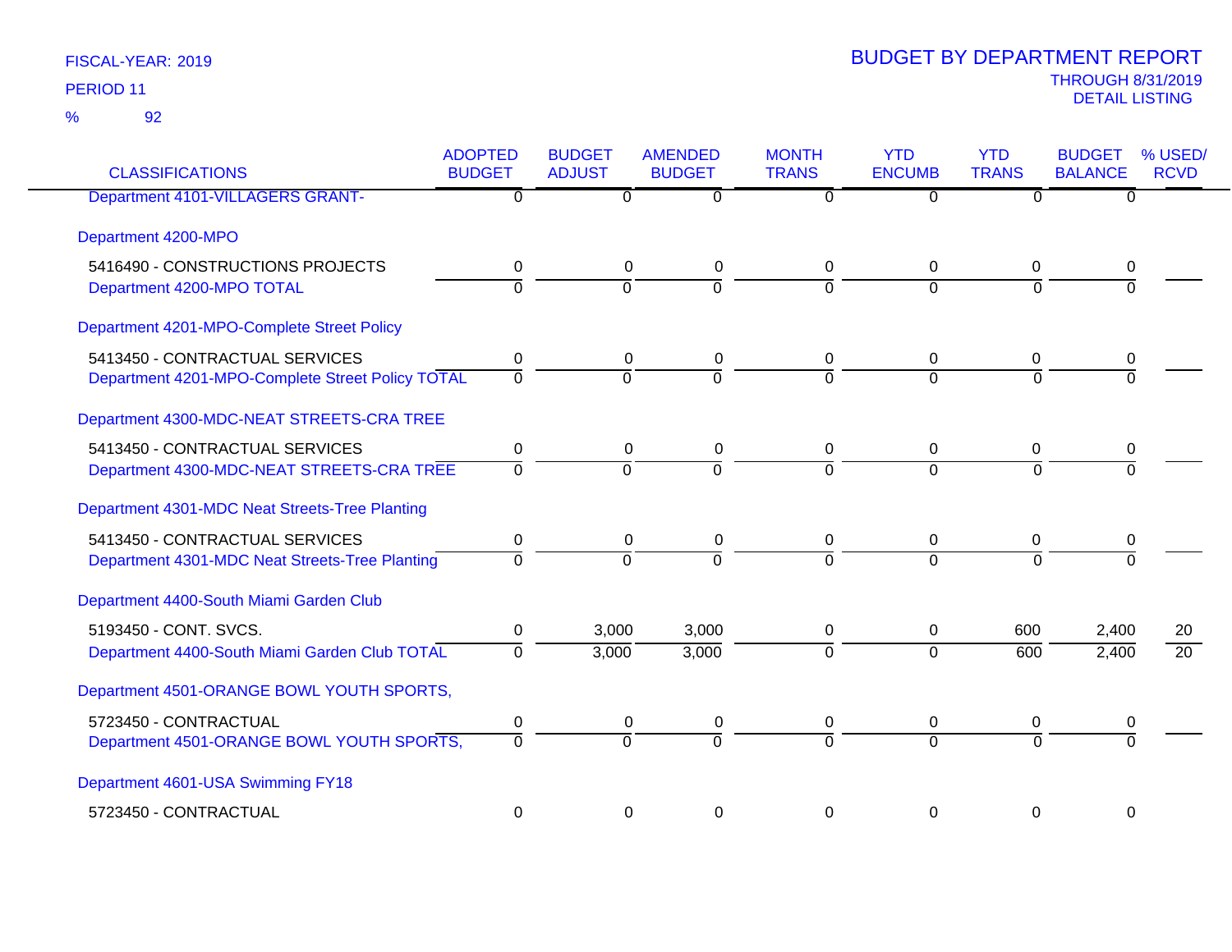FISCAL-YEAR: 2019
PERIOD 11
% 92

# BUDGET BY DEPARTMENT REPORT

THROUGH 8/31/2019
DETAIL LISTING

| CLASSIFICATIONS | ADOPTED BUDGET | BUDGET ADJUST | AMENDED BUDGET | MONTH TRANS | YTD ENCUMB | YTD TRANS | BUDGET BALANCE | % USED/ RCVD |
|---|---|---|---|---|---|---|---|---|
| Department 4101-VILLAGERS GRANT- | 0 | 0 | 0 | 0 | 0 | 0 | 0 | |
| Department 4200-MPO | | | | | | | | |
| 5416490 - CONSTRUCTIONS PROJECTS | 0 | 0 | 0 | 0 | 0 | 0 | 0 | |
| Department 4200-MPO TOTAL | 0 | 0 | 0 | 0 | 0 | 0 | 0 | |
| Department 4201-MPO-Complete Street Policy | | | | | | | | |
| 5413450 - CONTRACTUAL SERVICES | 0 | 0 | 0 | 0 | 0 | 0 | 0 | |
| Department 4201-MPO-Complete Street Policy TOTAL | 0 | 0 | 0 | 0 | 0 | 0 | 0 | |
| Department 4300-MDC-NEAT STREETS-CRA TREE | | | | | | | | |
| 5413450 - CONTRACTUAL SERVICES | 0 | 0 | 0 | 0 | 0 | 0 | 0 | |
| Department 4300-MDC-NEAT STREETS-CRA TREE | 0 | 0 | 0 | 0 | 0 | 0 | 0 | |
| Department 4301-MDC Neat Streets-Tree Planting | | | | | | | | |
| 5413450 - CONTRACTUAL SERVICES | 0 | 0 | 0 | 0 | 0 | 0 | 0 | |
| Department 4301-MDC Neat Streets-Tree Planting | 0 | 0 | 0 | 0 | 0 | 0 | 0 | |
| Department 4400-South Miami Garden Club | | | | | | | | |
| 5193450 - CONT. SVCS. | 0 | 3,000 | 3,000 | 0 | 0 | 600 | 2,400 | 20 |
| Department 4400-South Miami Garden Club TOTAL | 0 | 3,000 | 3,000 | 0 | 0 | 600 | 2,400 | 20 |
| Department 4501-ORANGE BOWL YOUTH SPORTS, | | | | | | | | |
| 5723450 - CONTRACTUAL | 0 | 0 | 0 | 0 | 0 | 0 | 0 | |
| Department 4501-ORANGE BOWL YOUTH SPORTS, | 0 | 0 | 0 | 0 | 0 | 0 | 0 | |
| Department 4601-USA Swimming FY18 | | | | | | | | |
| 5723450 - CONTRACTUAL | 0 | 0 | 0 | 0 | 0 | 0 | 0 | |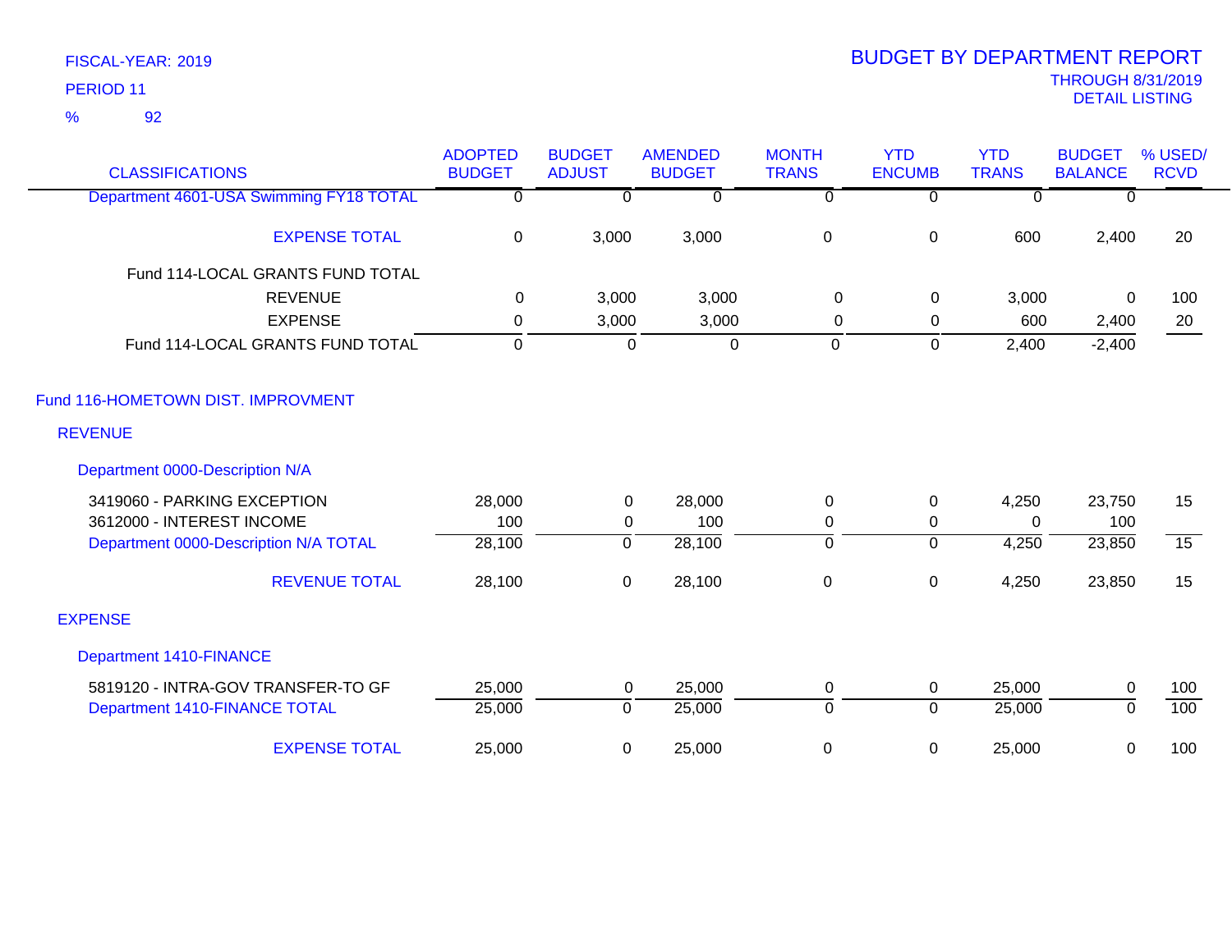FISCAL-YEAR: 2019
PERIOD 11
% 92

# BUDGET BY DEPARTMENT REPORT

THROUGH 8/31/2019
DETAIL LISTING

| CLASSIFICATIONS | ADOPTED BUDGET | BUDGET ADJUST | AMENDED BUDGET | MONTH TRANS | YTD ENCUMB | YTD TRANS | BUDGET BALANCE | % USED/ RCVD |
|---|---|---|---|---|---|---|---|---|
| Department 4601-USA Swimming FY18 TOTAL | 0 | 0 | 0 | 0 | 0 | 0 | 0 | |
| EXPENSE TOTAL | 0 | 3,000 | 3,000 | 0 | 0 | 600 | 2,400 | 20 |
| Fund 114-LOCAL GRANTS FUND TOTAL | | | | | | | | |
| REVENUE | 0 | 3,000 | 3,000 | 0 | 0 | 3,000 | 0 | 100 |
| EXPENSE | 0 | 3,000 | 3,000 | 0 | 0 | 600 | 2,400 | 20 |
| Fund 114-LOCAL GRANTS FUND TOTAL | 0 | 0 | 0 | 0 | 0 | 2,400 | -2,400 | |
| **Fund 116-HOMETOWN DIST. IMPROVMENT** | | | | | | | | |
| **REVENUE** | | | | | | | | |
| Department 0000-Description N/A | | | | | | | | |
| 3419060 - PARKING EXCEPTION | 28,000 | 0 | 28,000 | 0 | 0 | 4,250 | 23,750 | 15 |
| 3612000 - INTEREST INCOME | 100 | 0 | 100 | 0 | 0 | 0 | 100 | |
| Department 0000-Description N/A TOTAL | 28,100 | 0 | 28,100 | 0 | 0 | 4,250 | 23,850 | 15 |
| REVENUE TOTAL | 28,100 | 0 | 28,100 | 0 | 0 | 4,250 | 23,850 | 15 |
| **EXPENSE** | | | | | | | | |
| Department 1410-FINANCE | | | | | | | | |
| 5819120 - INTRA-GOV TRANSFER-TO GF | 25,000 | 0 | 25,000 | 0 | 0 | 25,000 | 0 | 100 |
| Department 1410-FINANCE TOTAL | 25,000 | 0 | 25,000 | 0 | 0 | 25,000 | 0 | 100 |
| EXPENSE TOTAL | 25,000 | 0 | 25,000 | 0 | 0 | 25,000 | 0 | 100 |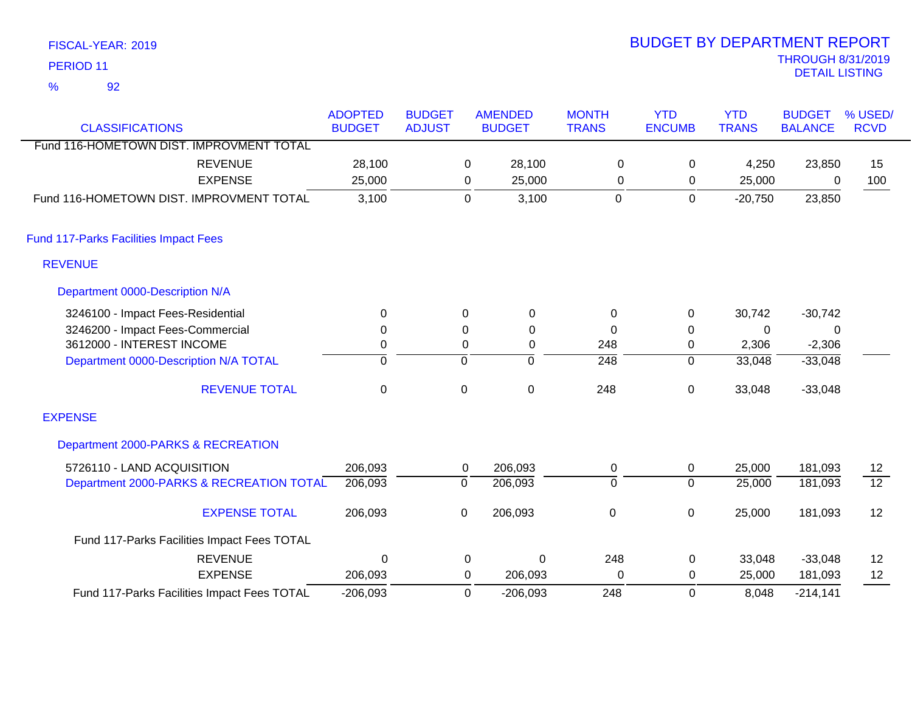FISCAL-YEAR: 2019

PERIOD 11

% 92

# BUDGET BY DEPARTMENT REPORT

THROUGH 8/31/2019

DETAIL LISTING

| CLASSIFICATIONS | ADOPTED BUDGET | BUDGET ADJUST | AMENDED BUDGET | MONTH TRANS | YTD ENCUMB | YTD TRANS | BUDGET BALANCE | % USED/ RCVD |
|---|---|---|---|---|---|---|---|---|
| Fund 116-HOMETOWN DIST. IMPROVMENT TOTAL | | | | | | | | |
| REVENUE | 28,100 | 0 | 28,100 | 0 | 0 | 4,250 | 23,850 | 15 |
| EXPENSE | 25,000 | 0 | 25,000 | 0 | 0 | 25,000 | 0 | 100 |
| Fund 116-HOMETOWN DIST. IMPROVMENT TOTAL | 3,100 | 0 | 3,100 | 0 | 0 | -20,750 | 23,850 | |
| **Fund 117-Parks Facilities Impact Fees** | | | | | | | | |
| **REVENUE** | | | | | | | | |
| **Department 0000-Description N/A** | | | | | | | | |
| 3246100 - Impact Fees-Residential | 0 | 0 | 0 | 0 | 0 | 30,742 | -30,742 | |
| 3246200 - Impact Fees-Commercial | 0 | 0 | 0 | 0 | 0 | 0 | 0 | |
| 3612000 - INTEREST INCOME | 0 | 0 | 0 | 248 | 0 | 2,306 | -2,306 | |
| Department 0000-Description N/A TOTAL | 0 | 0 | 0 | 248 | 0 | 33,048 | -33,048 | |
| REVENUE TOTAL | 0 | 0 | 0 | 248 | 0 | 33,048 | -33,048 | |
| **EXPENSE** | | | | | | | | |
| **Department 2000-PARKS & RECREATION** | | | | | | | | |
| 5726110 - LAND ACQUISITION | 206,093 | 0 | 206,093 | 0 | 0 | 25,000 | 181,093 | 12 |
| Department 2000-PARKS & RECREATION TOTAL | 206,093 | 0 | 206,093 | 0 | 0 | 25,000 | 181,093 | 12 |
| EXPENSE TOTAL | 206,093 | 0 | 206,093 | 0 | 0 | 25,000 | 181,093 | 12 |
| Fund 117-Parks Facilities Impact Fees TOTAL | | | | | | | | |
| REVENUE | 0 | 0 | 0 | 248 | 0 | 33,048 | -33,048 | 12 |
| EXPENSE | 206,093 | 0 | 206,093 | 0 | 0 | 25,000 | 181,093 | 12 |
| Fund 117-Parks Facilities Impact Fees TOTAL | -206,093 | 0 | -206,093 | 248 | 0 | 8,048 | -214,141 | |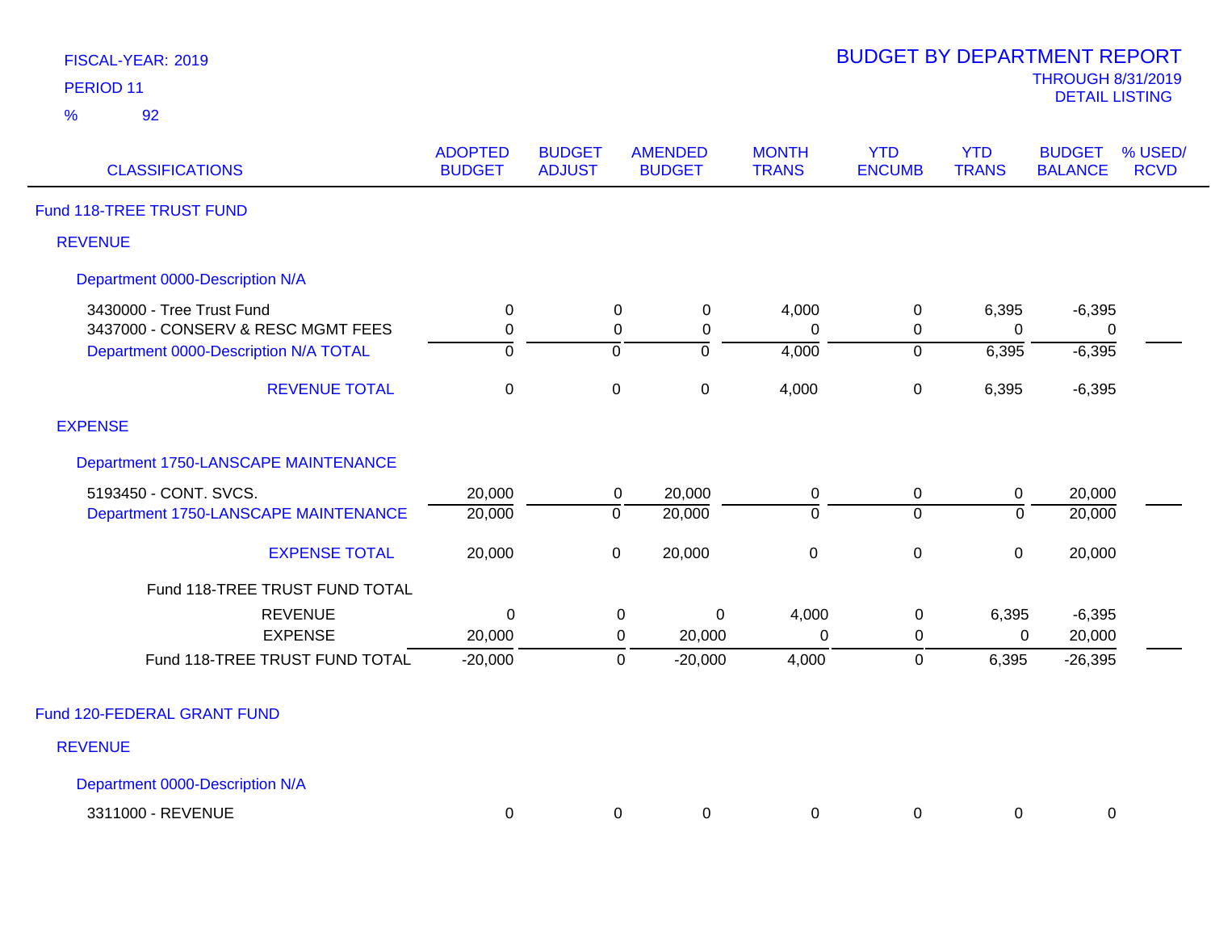FISCAL-YEAR: 2019
PERIOD 11
% 92

# BUDGET BY DEPARTMENT REPORT

THROUGH 8/31/2019
DETAIL LISTING

| CLASSIFICATIONS | ADOPTED BUDGET | BUDGET ADJUST | AMENDED BUDGET | MONTH TRANS | YTD ENCUMB | YTD TRANS | BUDGET BALANCE | % USED/ RCVD |
|---|---|---|---|---|---|---|---|---|
| **Fund 118-TREE TRUST FUND** | | | | | | | | |
| **REVENUE** | | | | | | | | |
| **Department 0000-Description N/A** | | | | | | | | |
| 3430000 - Tree Trust Fund | 0 | 0 | 0 | 4,000 | 0 | 6,395 | -6,395 | |
| 3437000 - CONSERV & RESC MGMT FEES | 0 | 0 | 0 | 0 | 0 | 0 | 0 | |
| Department 0000-Description N/A TOTAL | 0 | 0 | 0 | 4,000 | 0 | 6,395 | -6,395 | |
| REVENUE TOTAL | 0 | 0 | 0 | 4,000 | 0 | 6,395 | -6,395 | |
| **EXPENSE** | | | | | | | | |
| **Department 1750-LANSCAPE MAINTENANCE** | | | | | | | | |
| 5193450 - CONT. SVCS. | 20,000 | 0 | 20,000 | 0 | 0 | 0 | 20,000 | |
| Department 1750-LANSCAPE MAINTENANCE | 20,000 | 0 | 20,000 | 0 | 0 | 0 | 20,000 | |
| EXPENSE TOTAL | 20,000 | 0 | 20,000 | 0 | 0 | 0 | 20,000 | |
| Fund 118-TREE TRUST FUND TOTAL | | | | | | | | |
| REVENUE | 0 | 0 | 0 | 4,000 | 0 | 6,395 | -6,395 | |
| EXPENSE | 20,000 | 0 | 20,000 | 0 | 0 | 0 | 20,000 | |
| Fund 118-TREE TRUST FUND TOTAL | -20,000 | 0 | -20,000 | 4,000 | 0 | 6,395 | -26,395 | |
| **Fund 120-FEDERAL GRANT FUND** | | | | | | | | |
| **REVENUE** | | | | | | | | |
| **Department 0000-Description N/A** | | | | | | | | |
| 3311000 - REVENUE | 0 | 0 | 0 | 0 | 0 | 0 | 0 | |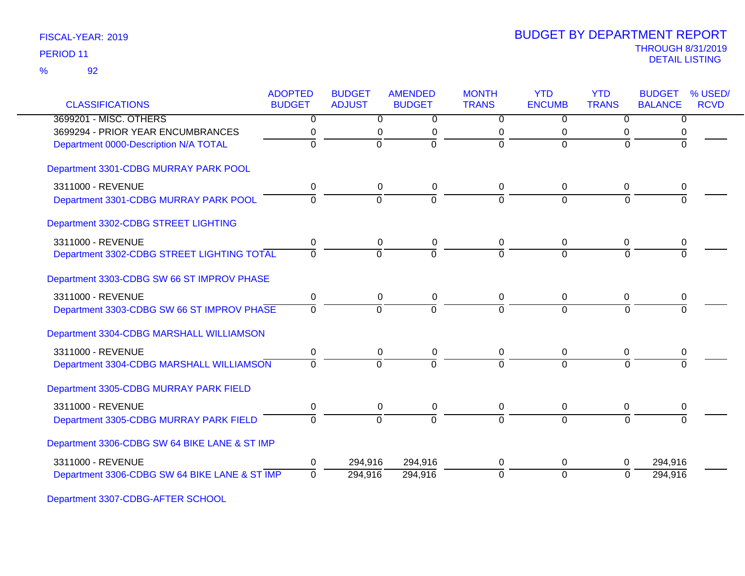FISCAL-YEAR: 2019

PERIOD 11

% 92

# BUDGET BY DEPARTMENT REPORT

THROUGH 8/31/2019

DETAIL LISTING

| CLASSIFICATIONS | ADOPTED BUDGET | BUDGET ADJUST | AMENDED BUDGET | MONTH TRANS | YTD ENCUMB | YTD TRANS | BUDGET BALANCE | % USED/ RCVD |
|---|---|---|---|---|---|---|---|---|
| 3699201 - MISC. OTHERS | 0 | 0 | 0 | 0 | 0 | 0 | 0 | |
| 3699294 - PRIOR YEAR ENCUMBRANCES | 0 | 0 | 0 | 0 | 0 | 0 | 0 | |
| Department 0000-Description N/A TOTAL | 0 | 0 | 0 | 0 | 0 | 0 | 0 | |
| **Department 3301-CDBG MURRAY PARK POOL** | | | | | | | | |
| 3311000 - REVENUE | 0 | 0 | 0 | 0 | 0 | 0 | 0 | |
| Department 3301-CDBG MURRAY PARK POOL | 0 | 0 | 0 | 0 | 0 | 0 | 0 | |
| **Department 3302-CDBG STREET LIGHTING** | | | | | | | | |
| 3311000 - REVENUE | 0 | 0 | 0 | 0 | 0 | 0 | 0 | |
| Department 3302-CDBG STREET LIGHTING TOTAL | 0 | 0 | 0 | 0 | 0 | 0 | 0 | |
| **Department 3303-CDBG SW 66 ST IMPROV PHASE** | | | | | | | | |
| 3311000 - REVENUE | 0 | 0 | 0 | 0 | 0 | 0 | 0 | |
| Department 3303-CDBG SW 66 ST IMPROV PHASE | 0 | 0 | 0 | 0 | 0 | 0 | 0 | |
| **Department 3304-CDBG MARSHALL WILLIAMSON** | | | | | | | | |
| 3311000 - REVENUE | 0 | 0 | 0 | 0 | 0 | 0 | 0 | |
| Department 3304-CDBG MARSHALL WILLIAMSON | 0 | 0 | 0 | 0 | 0 | 0 | 0 | |
| **Department 3305-CDBG MURRAY PARK FIELD** | | | | | | | | |
| 3311000 - REVENUE | 0 | 0 | 0 | 0 | 0 | 0 | 0 | |
| Department 3305-CDBG MURRAY PARK FIELD | 0 | 0 | 0 | 0 | 0 | 0 | 0 | |
| **Department 3306-CDBG SW 64 BIKE LANE & ST IMP** | | | | | | | | |
| 3311000 - REVENUE | 0 | 294,916 | 294,916 | 0 | 0 | 0 | 294,916 | |
| Department 3306-CDBG SW 64 BIKE LANE & ST IMP | 0 | 294,916 | 294,916 | 0 | 0 | 0 | 294,916 | |
| **Department 3307-CDBG-AFTER SCHOOL** | | | | | | | | |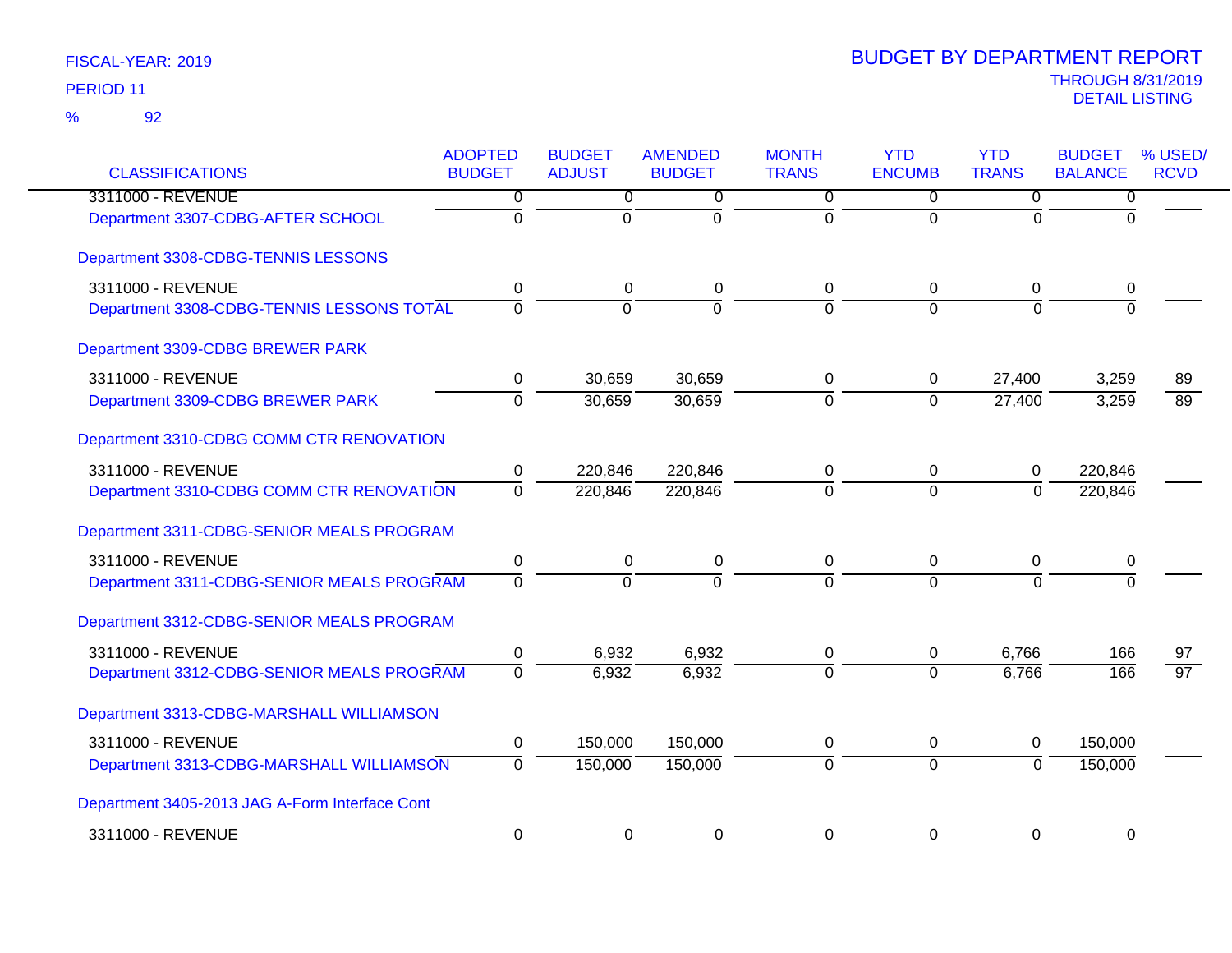FISCAL-YEAR: 2019

PERIOD 11

% 92

# BUDGET BY DEPARTMENT REPORT

THROUGH 8/31/2019

DETAIL LISTING

| CLASSIFICATIONS | ADOPTED BUDGET | BUDGET ADJUST | AMENDED BUDGET | MONTH TRANS | YTD ENCUMB | YTD TRANS | BUDGET BALANCE | % USED/ RCVD |
|---|---|---|---|---|---|---|---|---|
| 3311000 - REVENUE | 0 | 0 | 0 | 0 | 0 | 0 | 0 | |
| Department 3307-CDBG-AFTER SCHOOL | 0 | 0 | 0 | 0 | 0 | 0 | 0 | |
| **Department 3308-CDBG-TENNIS LESSONS** | | | | | | | | |
| 3311000 - REVENUE | 0 | 0 | 0 | 0 | 0 | 0 | 0 | |
| Department 3308-CDBG-TENNIS LESSONS TOTAL | 0 | 0 | 0 | 0 | 0 | 0 | 0 | |
| **Department 3309-CDBG BREWER PARK** | | | | | | | | |
| 3311000 - REVENUE | 0 | 30,659 | 30,659 | 0 | 0 | 27,400 | 3,259 | 89 |
| Department 3309-CDBG BREWER PARK | 0 | 30,659 | 30,659 | 0 | 0 | 27,400 | 3,259 | 89 |
| **Department 3310-CDBG COMM CTR RENOVATION** | | | | | | | | |
| 3311000 - REVENUE | 0 | 220,846 | 220,846 | 0 | 0 | 0 | 220,846 | |
| Department 3310-CDBG COMM CTR RENOVATION | 0 | 220,846 | 220,846 | 0 | 0 | 0 | 220,846 | |
| **Department 3311-CDBG-SENIOR MEALS PROGRAM** | | | | | | | | |
| 3311000 - REVENUE | 0 | 0 | 0 | 0 | 0 | 0 | 0 | |
| Department 3311-CDBG-SENIOR MEALS PROGRAM | 0 | 0 | 0 | 0 | 0 | 0 | 0 | |
| **Department 3312-CDBG-SENIOR MEALS PROGRAM** | | | | | | | | |
| 3311000 - REVENUE | 0 | 6,932 | 6,932 | 0 | 0 | 6,766 | 166 | 97 |
| Department 3312-CDBG-SENIOR MEALS PROGRAM | 0 | 6,932 | 6,932 | 0 | 0 | 6,766 | 166 | 97 |
| **Department 3313-CDBG-MARSHALL WILLIAMSON** | | | | | | | | |
| 3311000 - REVENUE | 0 | 150,000 | 150,000 | 0 | 0 | 0 | 150,000 | |
| Department 3313-CDBG-MARSHALL WILLIAMSON | 0 | 150,000 | 150,000 | 0 | 0 | 0 | 150,000 | |
| **Department 3405-2013 JAG A-Form Interface Cont** | | | | | | | | |
| 3311000 - REVENUE | 0 | 0 | 0 | 0 | 0 | 0 | 0 | |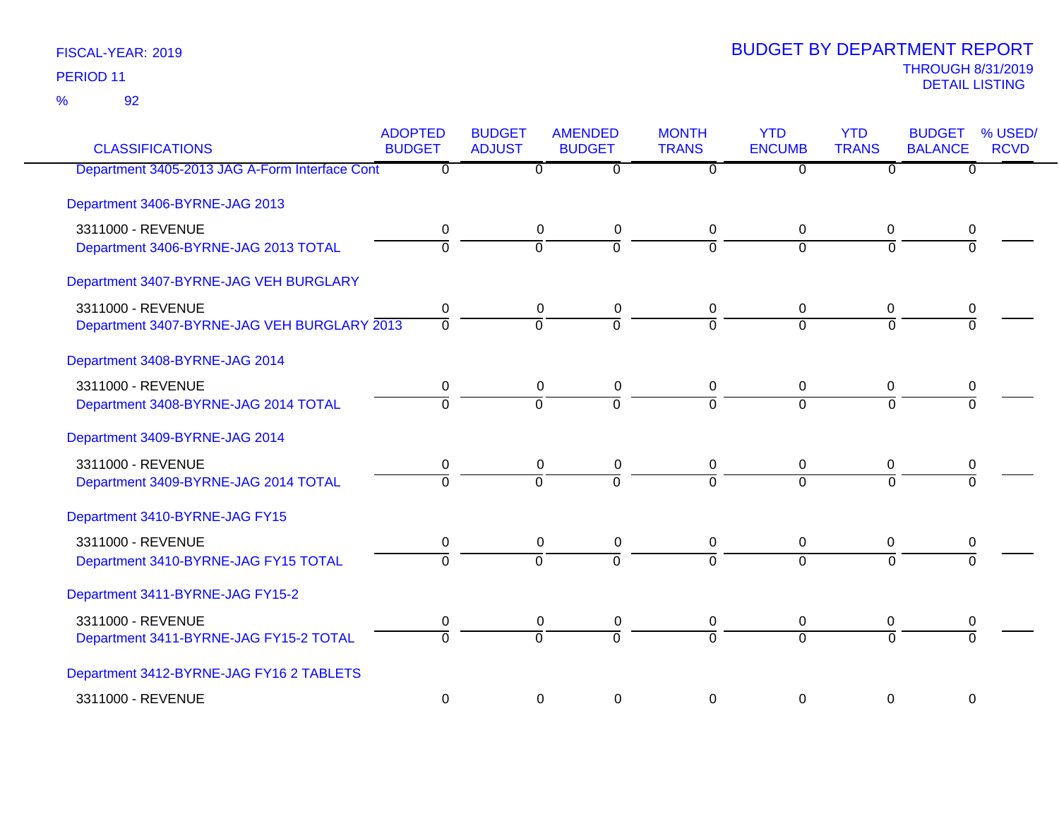FISCAL-YEAR: 2019
PERIOD 11
% 92

# BUDGET BY DEPARTMENT REPORT

THROUGH 8/31/2019
DETAIL LISTING

| CLASSIFICATIONS | ADOPTED BUDGET | BUDGET ADJUST | AMENDED BUDGET | MONTH TRANS | YTD ENCUMB | YTD TRANS | BUDGET BALANCE | % USED/ RCVD |
|---|---|---|---|---|---|---|---|---|
| Department 3405-2013 JAG A-Form Interface Cont | 0 | 0 | 0 | 0 | 0 | 0 | 0 | |
| Department 3406-BYRNE-JAG 2013 | | | | | | | | |
| 3311000 - REVENUE | 0 | 0 | 0 | 0 | 0 | 0 | 0 | |
| Department 3406-BYRNE-JAG 2013 TOTAL | 0 | 0 | 0 | 0 | 0 | 0 | 0 | |
| Department 3407-BYRNE-JAG VEH BURGLARY | | | | | | | | |
| 3311000 - REVENUE | 0 | 0 | 0 | 0 | 0 | 0 | 0 | |
| Department 3407-BYRNE-JAG VEH BURGLARY 2013 | 0 | 0 | 0 | 0 | 0 | 0 | 0 | |
| Department 3408-BYRNE-JAG 2014 | | | | | | | | |
| 3311000 - REVENUE | 0 | 0 | 0 | 0 | 0 | 0 | 0 | |
| Department 3408-BYRNE-JAG 2014 TOTAL | 0 | 0 | 0 | 0 | 0 | 0 | 0 | |
| Department 3409-BYRNE-JAG 2014 | | | | | | | | |
| 3311000 - REVENUE | 0 | 0 | 0 | 0 | 0 | 0 | 0 | |
| Department 3409-BYRNE-JAG 2014 TOTAL | 0 | 0 | 0 | 0 | 0 | 0 | 0 | |
| Department 3410-BYRNE-JAG FY15 | | | | | | | | |
| 3311000 - REVENUE | 0 | 0 | 0 | 0 | 0 | 0 | 0 | |
| Department 3410-BYRNE-JAG FY15 TOTAL | 0 | 0 | 0 | 0 | 0 | 0 | 0 | |
| Department 3411-BYRNE-JAG FY15-2 | | | | | | | | |
| 3311000 - REVENUE | 0 | 0 | 0 | 0 | 0 | 0 | 0 | |
| Department 3411-BYRNE-JAG FY15-2 TOTAL | 0 | 0 | 0 | 0 | 0 | 0 | 0 | |
| Department 3412-BYRNE-JAG FY16 2 TABLETS | | | | | | | | |
| 3311000 - REVENUE | 0 | 0 | 0 | 0 | 0 | 0 | 0 | |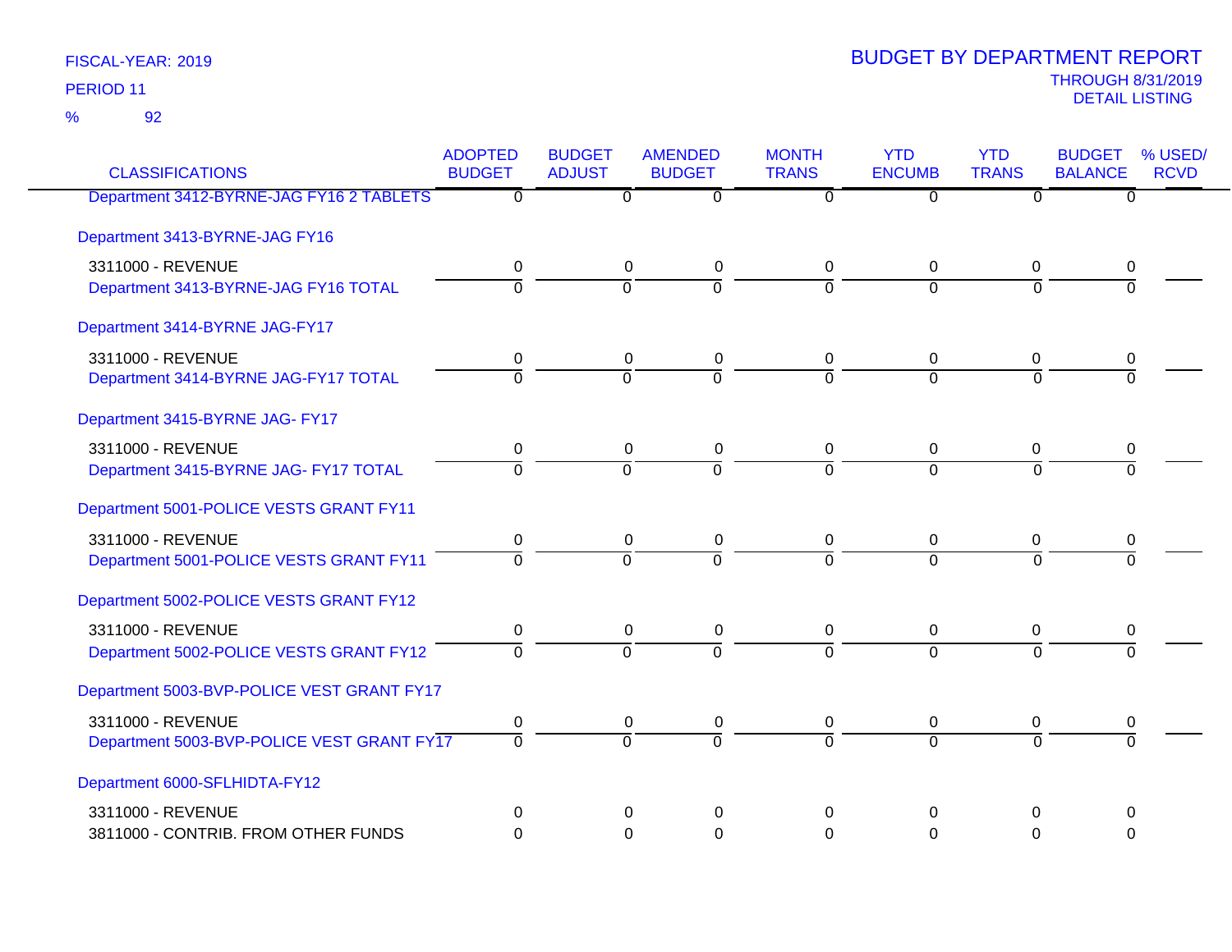FISCAL-YEAR: 2019

PERIOD 11

% 92

# BUDGET BY DEPARTMENT REPORT

THROUGH 8/31/2019

DETAIL LISTING

| CLASSIFICATIONS | ADOPTED BUDGET | BUDGET ADJUST | AMENDED BUDGET | MONTH TRANS | YTD ENCUMB | YTD TRANS | BUDGET BALANCE | % USED/ RCVD |
|---|---|---|---|---|---|---|---|---|
| Department 3412-BYRNE-JAG FY16 2 TABLETS | 0 | 0 | 0 | 0 | 0 | 0 | 0 | |
| Department 3413-BYRNE-JAG FY16 | | | | | | | | |
| 3311000 - REVENUE | 0 | 0 | 0 | 0 | 0 | 0 | 0 | |
| Department 3413-BYRNE-JAG FY16 TOTAL | 0 | 0 | 0 | 0 | 0 | 0 | 0 | |
| Department 3414-BYRNE JAG-FY17 | | | | | | | | |
| 3311000 - REVENUE | 0 | 0 | 0 | 0 | 0 | 0 | 0 | |
| Department 3414-BYRNE JAG-FY17 TOTAL | 0 | 0 | 0 | 0 | 0 | 0 | 0 | |
| Department 3415-BYRNE JAG- FY17 | | | | | | | | |
| 3311000 - REVENUE | 0 | 0 | 0 | 0 | 0 | 0 | 0 | |
| Department 3415-BYRNE JAG- FY17 TOTAL | 0 | 0 | 0 | 0 | 0 | 0 | 0 | |
| Department 5001-POLICE VESTS GRANT FY11 | | | | | | | | |
| 3311000 - REVENUE | 0 | 0 | 0 | 0 | 0 | 0 | 0 | |
| Department 5001-POLICE VESTS GRANT FY11 | 0 | 0 | 0 | 0 | 0 | 0 | 0 | |
| Department 5002-POLICE VESTS GRANT FY12 | | | | | | | | |
| 3311000 - REVENUE | 0 | 0 | 0 | 0 | 0 | 0 | 0 | |
| Department 5002-POLICE VESTS GRANT FY12 | 0 | 0 | 0 | 0 | 0 | 0 | 0 | |
| Department 5003-BVP-POLICE VEST GRANT FY17 | | | | | | | | |
| 3311000 - REVENUE | 0 | 0 | 0 | 0 | 0 | 0 | 0 | |
| Department 5003-BVP-POLICE VEST GRANT FY17 | 0 | 0 | 0 | 0 | 0 | 0 | 0 | |
| Department 6000-SFLHIDTA-FY12 | | | | | | | | |
| 3311000 - REVENUE | 0 | 0 | 0 | 0 | 0 | 0 | 0 | |
| 3811000 - CONTRIB. FROM OTHER FUNDS | 0 | 0 | 0 | 0 | 0 | 0 | 0 | |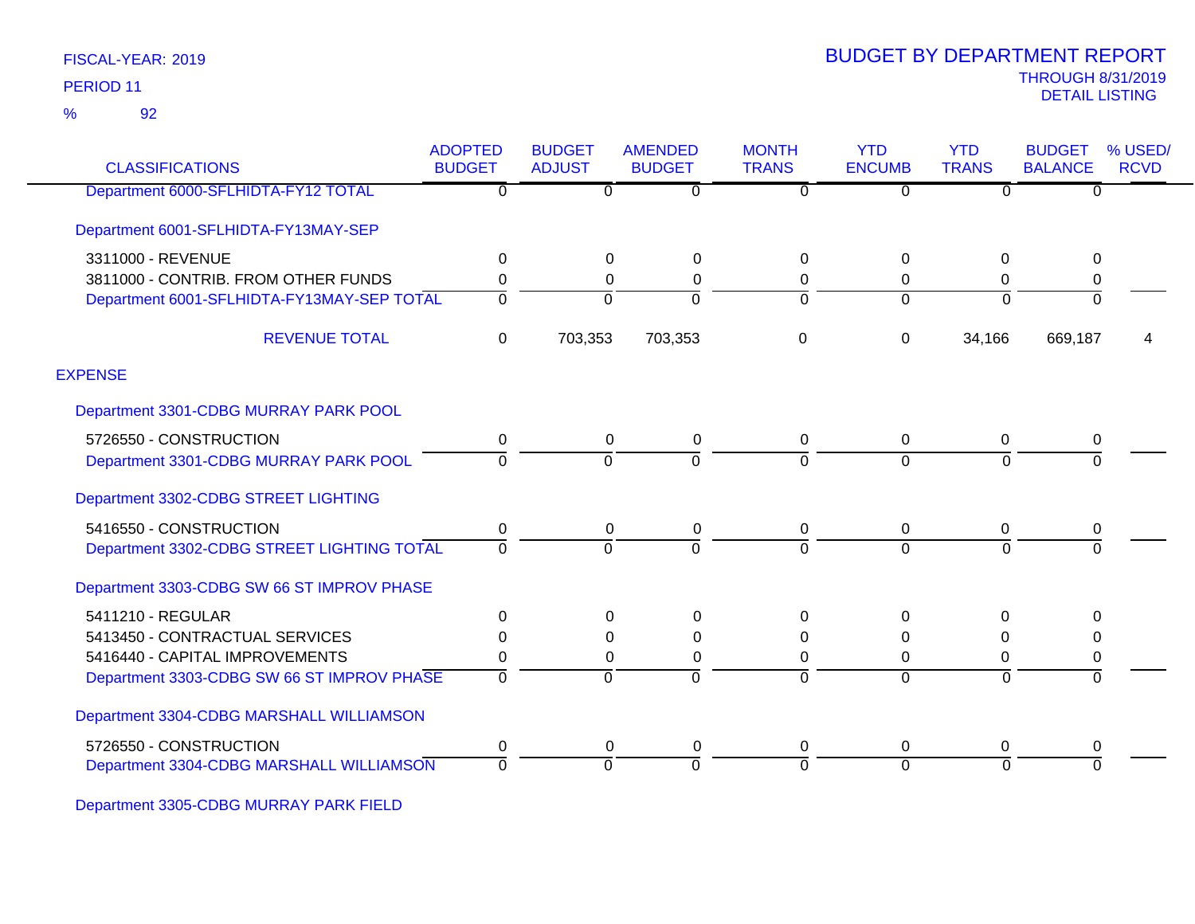FISCAL-YEAR: 2019

PERIOD 11

% 92

# BUDGET BY DEPARTMENT REPORT

THROUGH 8/31/2019

DETAIL LISTING

| CLASSIFICATIONS | ADOPTED BUDGET | BUDGET ADJUST | AMENDED BUDGET | MONTH TRANS | YTD ENCUMB | YTD TRANS | BUDGET BALANCE | % USED/ RCVD |
|---|---|---|---|---|---|---|---|---|
| Department 6000-SFLHIDTA-FY12 TOTAL | 0 | 0 | 0 | 0 | 0 | 0 | 0 | |
| Department 6001-SFLHIDTA-FY13MAY-SEP | | | | | | | | |
| 3311000 - REVENUE | 0 | 0 | 0 | 0 | 0 | 0 | 0 | |
| 3811000 - CONTRIB. FROM OTHER FUNDS | 0 | 0 | 0 | 0 | 0 | 0 | 0 | |
| Department 6001-SFLHIDTA-FY13MAY-SEP TOTAL | 0 | 0 | 0 | 0 | 0 | 0 | 0 | |
| REVENUE TOTAL | 0 | 703,353 | 703,353 | 0 | 0 | 34,166 | 669,187 | 4 |
| EXPENSE | | | | | | | | |
| Department 3301-CDBG MURRAY PARK POOL | | | | | | | | |
| 5726550 - CONSTRUCTION | 0 | 0 | 0 | 0 | 0 | 0 | 0 | |
| Department 3301-CDBG MURRAY PARK POOL | 0 | 0 | 0 | 0 | 0 | 0 | 0 | |
| Department 3302-CDBG STREET LIGHTING | | | | | | | | |
| 5416550 - CONSTRUCTION | 0 | 0 | 0 | 0 | 0 | 0 | 0 | |
| Department 3302-CDBG STREET LIGHTING TOTAL | 0 | 0 | 0 | 0 | 0 | 0 | 0 | |
| Department 3303-CDBG SW 66 ST IMPROV PHASE | | | | | | | | |
| 5411210 - REGULAR | 0 | 0 | 0 | 0 | 0 | 0 | 0 | |
| 5413450 - CONTRACTUAL SERVICES | 0 | 0 | 0 | 0 | 0 | 0 | 0 | |
| 5416440 - CAPITAL IMPROVEMENTS | 0 | 0 | 0 | 0 | 0 | 0 | 0 | |
| Department 3303-CDBG SW 66 ST IMPROV PHASE | 0 | 0 | 0 | 0 | 0 | 0 | 0 | |
| Department 3304-CDBG MARSHALL WILLIAMSON | | | | | | | | |
| 5726550 - CONSTRUCTION | 0 | 0 | 0 | 0 | 0 | 0 | 0 | |
| Department 3304-CDBG MARSHALL WILLIAMSON | 0 | 0 | 0 | 0 | 0 | 0 | 0 | |
| Department 3305-CDBG MURRAY PARK FIELD | | | | | | | | |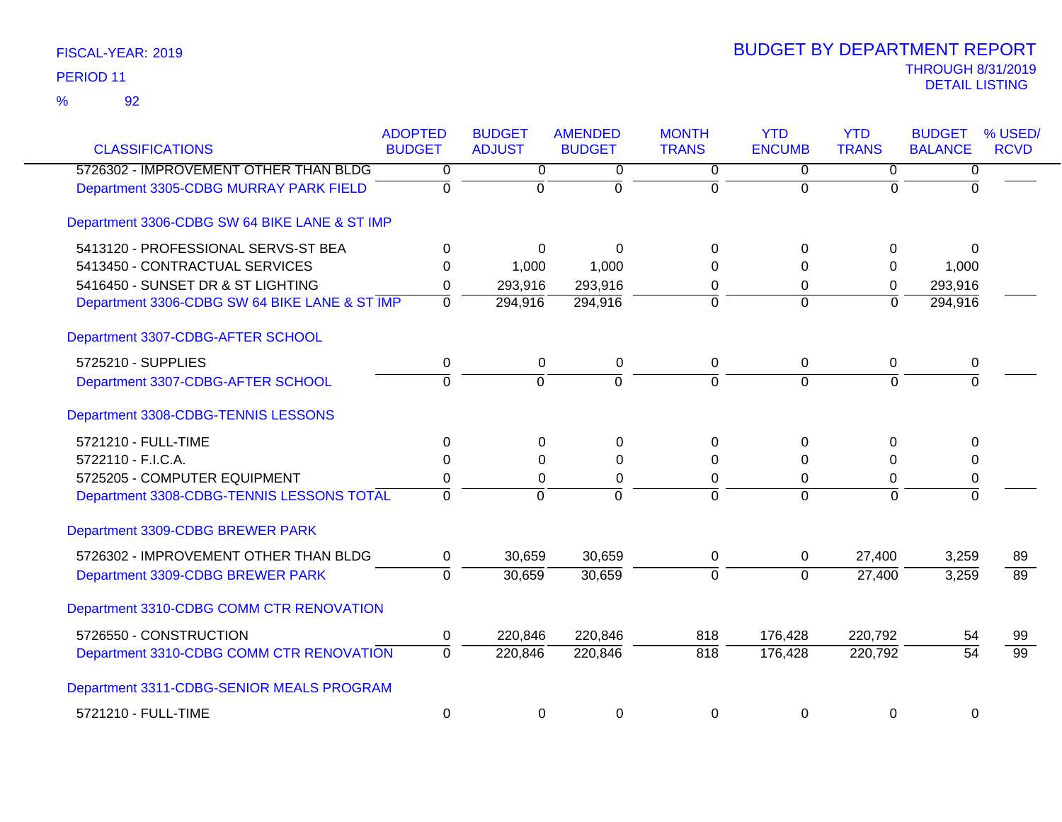FISCAL-YEAR: 2019

PERIOD 11

% 92

# BUDGET BY DEPARTMENT REPORT

THROUGH 8/31/2019

DETAIL LISTING

| CLASSIFICATIONS | ADOPTED BUDGET | BUDGET ADJUST | AMENDED BUDGET | MONTH TRANS | YTD ENCUMB | YTD TRANS | BUDGET BALANCE | % USED/ RCVD |
|---|---|---|---|---|---|---|---|---|
| 5726302 - IMPROVEMENT OTHER THAN BLDG | 0 | 0 | 0 | 0 | 0 | 0 | 0 | |
| Department 3305-CDBG MURRAY PARK FIELD | 0 | 0 | 0 | 0 | 0 | 0 | 0 | |
| **Department 3306-CDBG SW 64 BIKE LANE & ST IMP** | | | | | | | | |
| 5413120 - PROFESSIONAL SERVS-ST BEA | 0 | 0 | 0 | 0 | 0 | 0 | 0 | |
| 5413450 - CONTRACTUAL SERVICES | 0 | 1,000 | 1,000 | 0 | 0 | 0 | 1,000 | |
| 5416450 - SUNSET DR & ST LIGHTING | 0 | 293,916 | 293,916 | 0 | 0 | 0 | 293,916 | |
| Department 3306-CDBG SW 64 BIKE LANE & ST IMP | 0 | 294,916 | 294,916 | 0 | 0 | 0 | 294,916 | |
| **Department 3307-CDBG-AFTER SCHOOL** | | | | | | | | |
| 5725210 - SUPPLIES | 0 | 0 | 0 | 0 | 0 | 0 | 0 | |
| Department 3307-CDBG-AFTER SCHOOL | 0 | 0 | 0 | 0 | 0 | 0 | 0 | |
| **Department 3308-CDBG-TENNIS LESSONS** | | | | | | | | |
| 5721210 - FULL-TIME | 0 | 0 | 0 | 0 | 0 | 0 | 0 | |
| 5722110 - F.I.C.A. | 0 | 0 | 0 | 0 | 0 | 0 | 0 | |
| 5725205 - COMPUTER EQUIPMENT | 0 | 0 | 0 | 0 | 0 | 0 | 0 | |
| Department 3308-CDBG-TENNIS LESSONS TOTAL | 0 | 0 | 0 | 0 | 0 | 0 | 0 | |
| **Department 3309-CDBG BREWER PARK** | | | | | | | | |
| 5726302 - IMPROVEMENT OTHER THAN BLDG | 0 | 30,659 | 30,659 | 0 | 0 | 27,400 | 3,259 | 89 |
| Department 3309-CDBG BREWER PARK | 0 | 30,659 | 30,659 | 0 | 0 | 27,400 | 3,259 | 89 |
| **Department 3310-CDBG COMM CTR RENOVATION** | | | | | | | | |
| 5726550 - CONSTRUCTION | 0 | 220,846 | 220,846 | 818 | 176,428 | 220,792 | 54 | 99 |
| Department 3310-CDBG COMM CTR RENOVATION | 0 | 220,846 | 220,846 | 818 | 176,428 | 220,792 | 54 | 99 |
| **Department 3311-CDBG-SENIOR MEALS PROGRAM** | | | | | | | | |
| 5721210 - FULL-TIME | 0 | 0 | 0 | 0 | 0 | 0 | 0 | |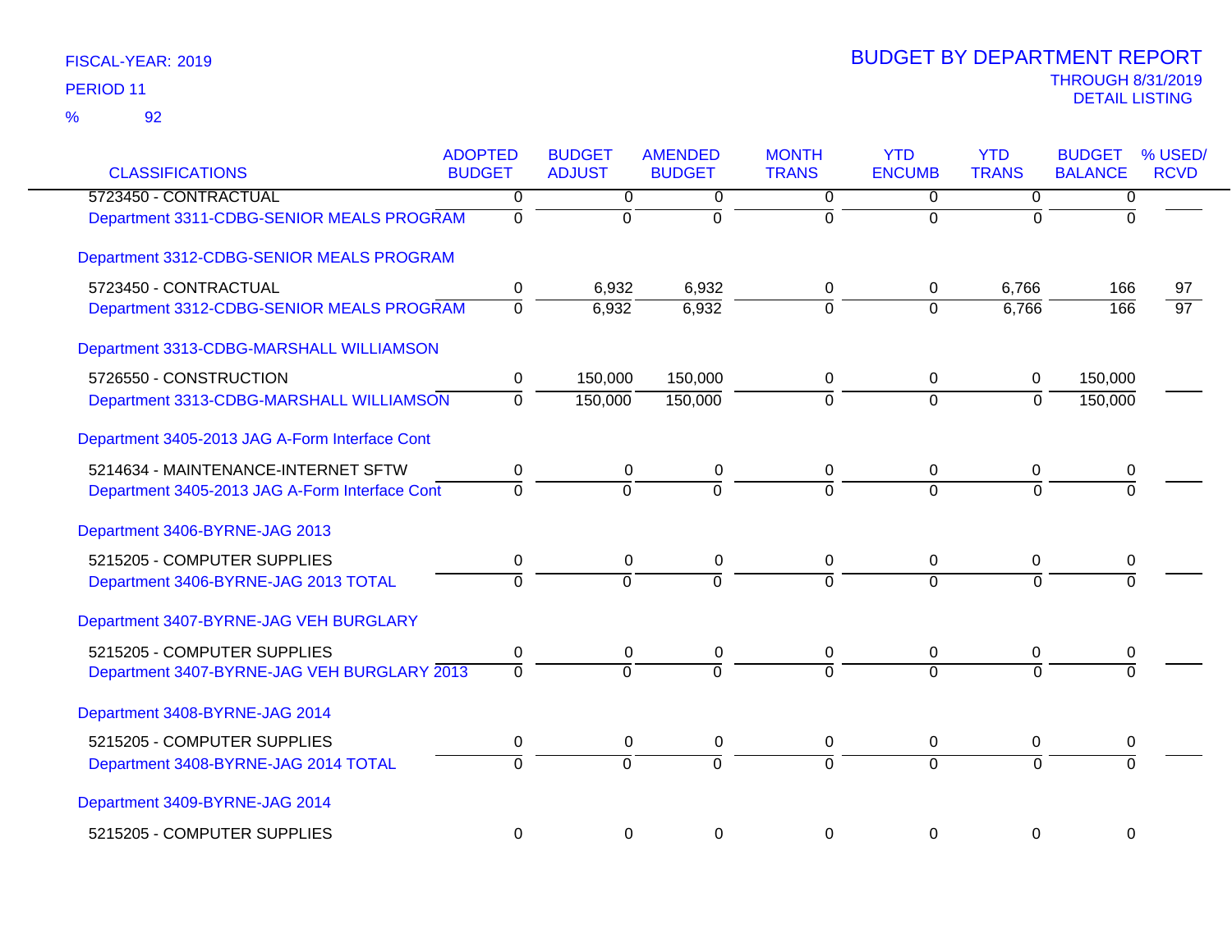FISCAL-YEAR: 2019

PERIOD 11

% 92

# BUDGET BY DEPARTMENT REPORT

THROUGH 8/31/2019

DETAIL LISTING

| CLASSIFICATIONS | ADOPTED BUDGET | BUDGET ADJUST | AMENDED BUDGET | MONTH TRANS | YTD ENCUMB | YTD TRANS | BUDGET BALANCE | % USED/ RCVD |
|---|---|---|---|---|---|---|---|---|
| 5723450 - CONTRACTUAL | 0 | 0 | 0 | 0 | 0 | 0 | 0 | |
| Department 3311-CDBG-SENIOR MEALS PROGRAM | 0 | 0 | 0 | 0 | 0 | 0 | 0 | |
| Department 3312-CDBG-SENIOR MEALS PROGRAM | | | | | | | | |
| 5723450 - CONTRACTUAL | 0 | 6,932 | 6,932 | 0 | 0 | 6,766 | 166 | 97 |
| Department 3312-CDBG-SENIOR MEALS PROGRAM | 0 | 6,932 | 6,932 | 0 | 0 | 6,766 | 166 | 97 |
| Department 3313-CDBG-MARSHALL WILLIAMSON | | | | | | | | |
| 5726550 - CONSTRUCTION | 0 | 150,000 | 150,000 | 0 | 0 | 0 | 150,000 | |
| Department 3313-CDBG-MARSHALL WILLIAMSON | 0 | 150,000 | 150,000 | 0 | 0 | 0 | 150,000 | |
| Department 3405-2013 JAG A-Form Interface Cont | | | | | | | | |
| 5214634 - MAINTENANCE-INTERNET SFTW | 0 | 0 | 0 | 0 | 0 | 0 | 0 | |
| Department 3405-2013 JAG A-Form Interface Cont | 0 | 0 | 0 | 0 | 0 | 0 | 0 | |
| Department 3406-BYRNE-JAG 2013 | | | | | | | | |
| 5215205 - COMPUTER SUPPLIES | 0 | 0 | 0 | 0 | 0 | 0 | 0 | |
| Department 3406-BYRNE-JAG 2013 TOTAL | 0 | 0 | 0 | 0 | 0 | 0 | 0 | |
| Department 3407-BYRNE-JAG VEH BURGLARY | | | | | | | | |
| 5215205 - COMPUTER SUPPLIES | 0 | 0 | 0 | 0 | 0 | 0 | 0 | |
| Department 3407-BYRNE-JAG VEH BURGLARY 2013 | 0 | 0 | 0 | 0 | 0 | 0 | 0 | |
| Department 3408-BYRNE-JAG 2014 | | | | | | | | |
| 5215205 - COMPUTER SUPPLIES | 0 | 0 | 0 | 0 | 0 | 0 | 0 | |
| Department 3408-BYRNE-JAG 2014 TOTAL | 0 | 0 | 0 | 0 | 0 | 0 | 0 | |
| Department 3409-BYRNE-JAG 2014 | | | | | | | | |
| 5215205 - COMPUTER SUPPLIES | 0 | 0 | 0 | 0 | 0 | 0 | 0 | |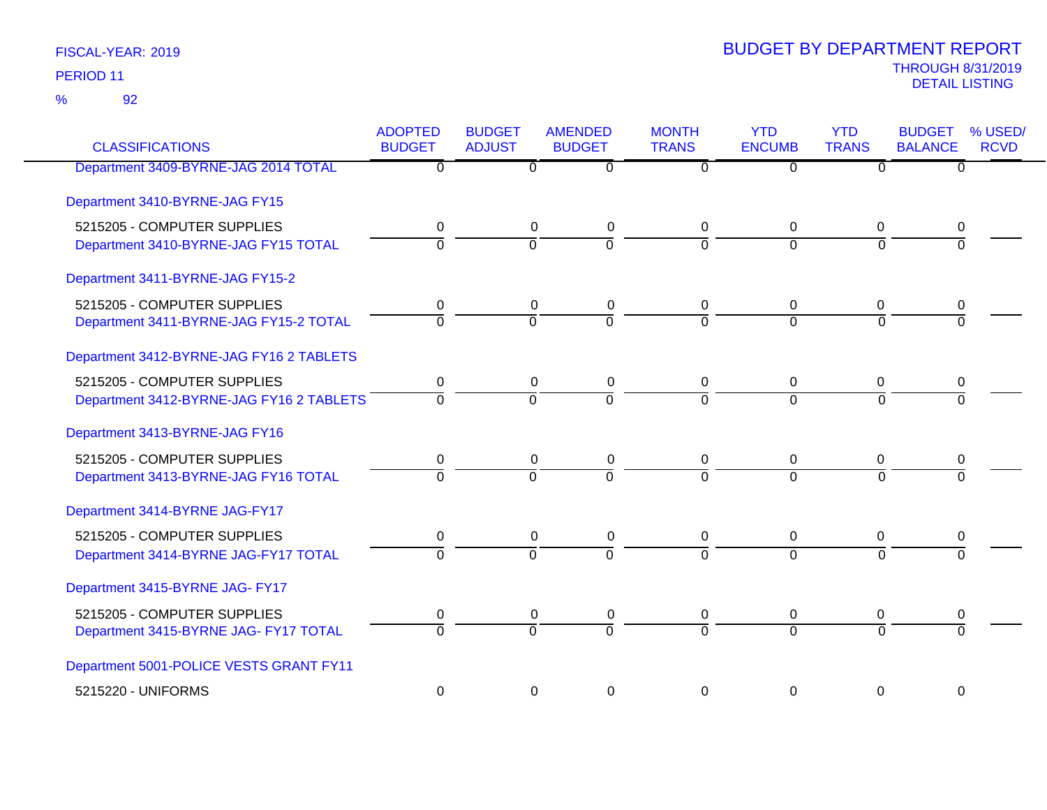FISCAL-YEAR: 2019

PERIOD 11

% 92

# BUDGET BY DEPARTMENT REPORT

THROUGH 8/31/2019

DETAIL LISTING

| CLASSIFICATIONS | ADOPTED BUDGET | BUDGET ADJUST | AMENDED BUDGET | MONTH TRANS | YTD ENCUMB | YTD TRANS | BUDGET BALANCE | % USED/ RCVD |
|---|---|---|---|---|---|---|---|---|
| Department 3409-BYRNE-JAG 2014 TOTAL | 0 | 0 | 0 | 0 | 0 | 0 | 0 | |
| Department 3410-BYRNE-JAG FY15 | | | | | | | | |
| 5215205 - COMPUTER SUPPLIES | 0 | 0 | 0 | 0 | 0 | 0 | 0 | |
| Department 3410-BYRNE-JAG FY15 TOTAL | 0 | 0 | 0 | 0 | 0 | 0 | 0 | |
| Department 3411-BYRNE-JAG FY15-2 | | | | | | | | |
| 5215205 - COMPUTER SUPPLIES | 0 | 0 | 0 | 0 | 0 | 0 | 0 | |
| Department 3411-BYRNE-JAG FY15-2 TOTAL | 0 | 0 | 0 | 0 | 0 | 0 | 0 | |
| Department 3412-BYRNE-JAG FY16 2 TABLETS | | | | | | | | |
| 5215205 - COMPUTER SUPPLIES | 0 | 0 | 0 | 0 | 0 | 0 | 0 | |
| Department 3412-BYRNE-JAG FY16 2 TABLETS | 0 | 0 | 0 | 0 | 0 | 0 | 0 | |
| Department 3413-BYRNE-JAG FY16 | | | | | | | | |
| 5215205 - COMPUTER SUPPLIES | 0 | 0 | 0 | 0 | 0 | 0 | 0 | |
| Department 3413-BYRNE-JAG FY16 TOTAL | 0 | 0 | 0 | 0 | 0 | 0 | 0 | |
| Department 3414-BYRNE JAG-FY17 | | | | | | | | |
| 5215205 - COMPUTER SUPPLIES | 0 | 0 | 0 | 0 | 0 | 0 | 0 | |
| Department 3414-BYRNE JAG-FY17 TOTAL | 0 | 0 | 0 | 0 | 0 | 0 | 0 | |
| Department 3415-BYRNE JAG- FY17 | | | | | | | | |
| 5215205 - COMPUTER SUPPLIES | 0 | 0 | 0 | 0 | 0 | 0 | 0 | |
| Department 3415-BYRNE JAG- FY17 TOTAL | 0 | 0 | 0 | 0 | 0 | 0 | 0 | |
| Department 5001-POLICE VESTS GRANT FY11 | | | | | | | | |
| 5215220 - UNIFORMS | 0 | 0 | 0 | 0 | 0 | 0 | 0 | |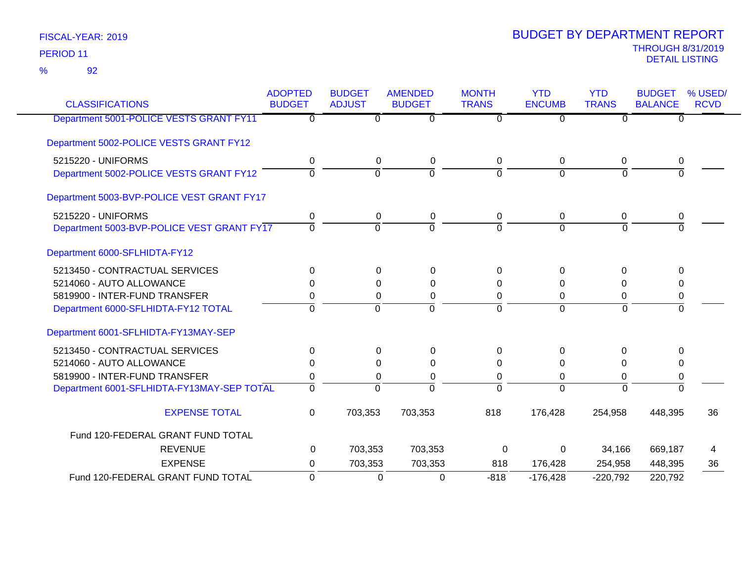FISCAL-YEAR: 2019

PERIOD 11

% 92

# BUDGET BY DEPARTMENT REPORT

THROUGH 8/31/2019

DETAIL LISTING

| CLASSIFICATIONS | ADOPTED BUDGET | BUDGET ADJUST | AMENDED BUDGET | MONTH TRANS | YTD ENCUMB | YTD TRANS | BUDGET BALANCE | % USED/ RCVD |
|---|---|---|---|---|---|---|---|---|
| Department 5001-POLICE VESTS GRANT FY11 | 0 | 0 | 0 | 0 | 0 | 0 | 0 | |
| Department 5002-POLICE VESTS GRANT FY12 | | | | | | | | |
| 5215220 - UNIFORMS | 0 | 0 | 0 | 0 | 0 | 0 | 0 | |
| Department 5002-POLICE VESTS GRANT FY12 | 0 | 0 | 0 | 0 | 0 | 0 | 0 | |
| Department 5003-BVP-POLICE VEST GRANT FY17 | | | | | | | | |
| 5215220 - UNIFORMS | 0 | 0 | 0 | 0 | 0 | 0 | 0 | |
| Department 5003-BVP-POLICE VEST GRANT FY17 | 0 | 0 | 0 | 0 | 0 | 0 | 0 | |
| Department 6000-SFLHIDTA-FY12 | | | | | | | | |
| 5213450 - CONTRACTUAL SERVICES | 0 | 0 | 0 | 0 | 0 | 0 | 0 | |
| 5214060 - AUTO ALLOWANCE | 0 | 0 | 0 | 0 | 0 | 0 | 0 | |
| 5819900 - INTER-FUND TRANSFER | 0 | 0 | 0 | 0 | 0 | 0 | 0 | |
| Department 6000-SFLHIDTA-FY12 TOTAL | 0 | 0 | 0 | 0 | 0 | 0 | 0 | |
| Department 6001-SFLHIDTA-FY13MAY-SEP | | | | | | | | |
| 5213450 - CONTRACTUAL SERVICES | 0 | 0 | 0 | 0 | 0 | 0 | 0 | |
| 5214060 - AUTO ALLOWANCE | 0 | 0 | 0 | 0 | 0 | 0 | 0 | |
| 5819900 - INTER-FUND TRANSFER | 0 | 0 | 0 | 0 | 0 | 0 | 0 | |
| Department 6001-SFLHIDTA-FY13MAY-SEP TOTAL | 0 | 0 | 0 | 0 | 0 | 0 | 0 | |
| EXPENSE TOTAL | 0 | 703,353 | 703,353 | 818 | 176,428 | 254,958 | 448,395 | 36 |
| Fund 120-FEDERAL GRANT FUND TOTAL | | | | | | | | |
| REVENUE | 0 | 703,353 | 703,353 | 0 | 0 | 34,166 | 669,187 | 4 |
| EXPENSE | 0 | 703,353 | 703,353 | 818 | 176,428 | 254,958 | 448,395 | 36 |
| Fund 120-FEDERAL GRANT FUND TOTAL | 0 | 0 | 0 | -818 | -176,428 | -220,792 | 220,792 | |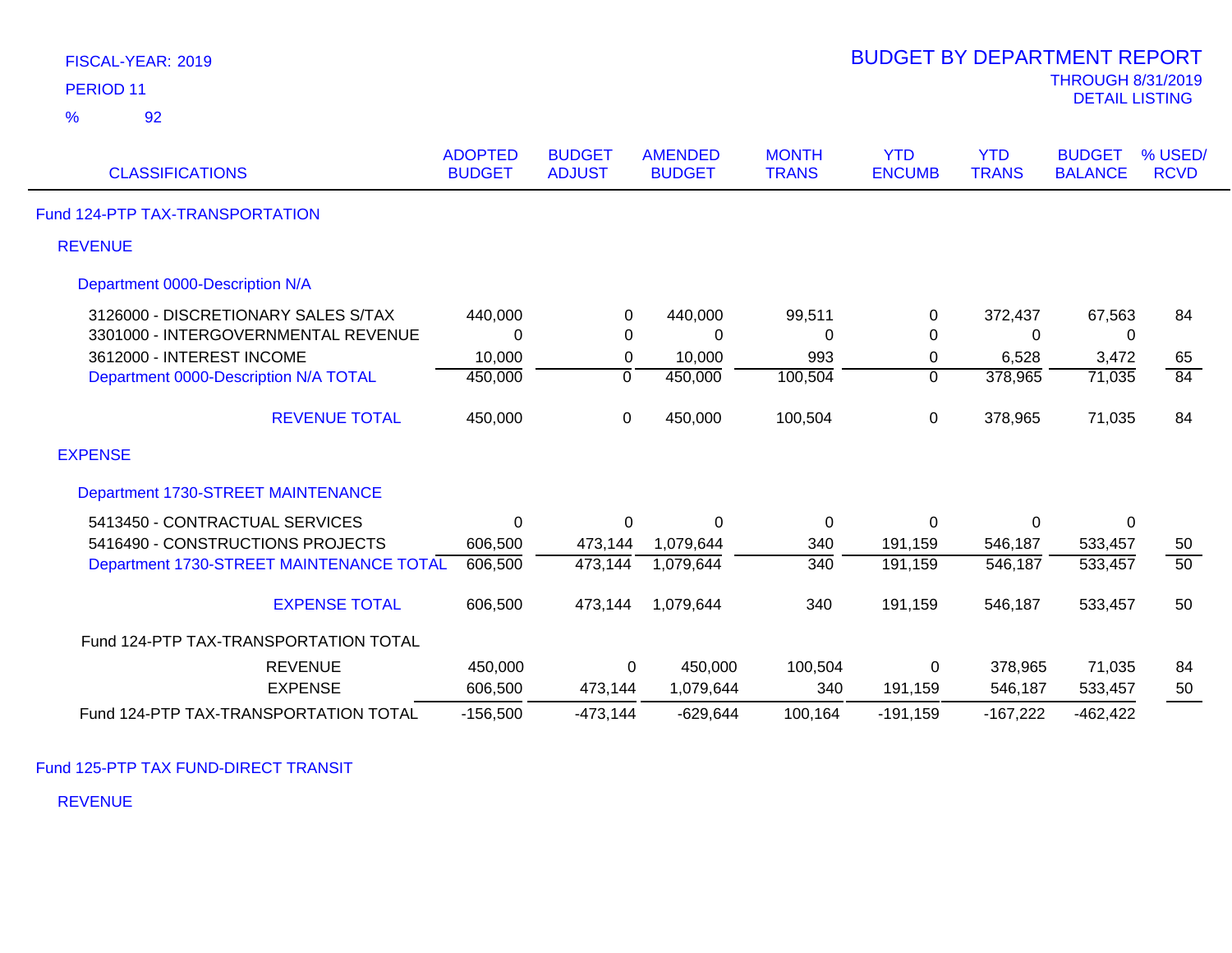FISCAL-YEAR: 2019
PERIOD 11
% 92

# BUDGET BY DEPARTMENT REPORT
THROUGH 8/31/2019
DETAIL LISTING

| CLASSIFICATIONS | ADOPTED BUDGET | BUDGET ADJUST | AMENDED BUDGET | MONTH TRANS | YTD ENCUMB | YTD TRANS | BUDGET BALANCE | % USED/ RCVD |
|---|---|---|---|---|---|---|---|---|
| **Fund 124-PTP TAX-TRANSPORTATION** | | | | | | | | |
| **REVENUE** | | | | | | | | |
| **Department 0000-Description N/A** | | | | | | | | |
| 3126000 - DISCRETIONARY SALES S/TAX | 440,000 | 0 | 440,000 | 99,511 | 0 | 372,437 | 67,563 | 84 |
| 3301000 - INTERGOVERNMENTAL REVENUE | 0 | 0 | 0 | 0 | 0 | 0 | 0 | |
| 3612000 - INTEREST INCOME | 10,000 | 0 | 10,000 | 993 | 0 | 6,528 | 3,472 | 65 |
| Department 0000-Description N/A TOTAL | 450,000 | 0 | 450,000 | 100,504 | 0 | 378,965 | 71,035 | 84 |
| REVENUE TOTAL | 450,000 | 0 | 450,000 | 100,504 | 0 | 378,965 | 71,035 | 84 |
| **EXPENSE** | | | | | | | | |
| **Department 1730-STREET MAINTENANCE** | | | | | | | | |
| 5413450 - CONTRACTUAL SERVICES | 0 | 0 | 0 | 0 | 0 | 0 | 0 | |
| 5416490 - CONSTRUCTIONS PROJECTS | 606,500 | 473,144 | 1,079,644 | 340 | 191,159 | 546,187 | 533,457 | 50 |
| Department 1730-STREET MAINTENANCE TOTAL | 606,500 | 473,144 | 1,079,644 | 340 | 191,159 | 546,187 | 533,457 | 50 |
| EXPENSE TOTAL | 606,500 | 473,144 | 1,079,644 | 340 | 191,159 | 546,187 | 533,457 | 50 |
| **Fund 124-PTP TAX-TRANSPORTATION TOTAL** | | | | | | | | |
| REVENUE | 450,000 | 0 | 450,000 | 100,504 | 0 | 378,965 | 71,035 | 84 |
| EXPENSE | 606,500 | 473,144 | 1,079,644 | 340 | 191,159 | 546,187 | 533,457 | 50 |
| Fund 124-PTP TAX-TRANSPORTATION TOTAL | -156,500 | -473,144 | -629,644 | 100,164 | -191,159 | -167,222 | -462,422 | |

**Fund 125-PTP TAX FUND-DIRECT TRANSIT**

**REVENUE**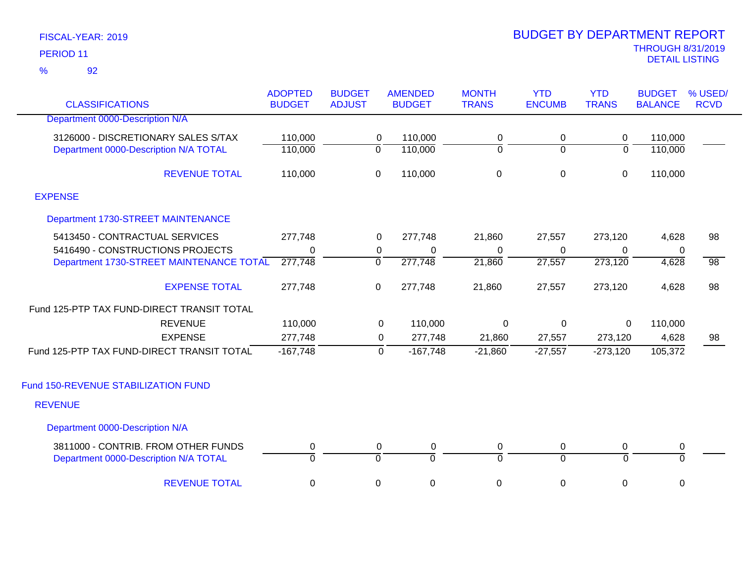FISCAL-YEAR: 2019
PERIOD 11
% 92

# BUDGET BY DEPARTMENT REPORT
THROUGH 8/31/2019
DETAIL LISTING

| CLASSIFICATIONS | ADOPTED BUDGET | BUDGET ADJUST | AMENDED BUDGET | MONTH TRANS | YTD ENCUMB | YTD TRANS | BUDGET BALANCE | % USED/ RCVD |
|---|---|---|---|---|---|---|---|---|
| Department 0000-Description N/A | | | | | | | | |
| 3126000 - DISCRETIONARY SALES S/TAX | 110,000 | 0 | 110,000 | 0 | 0 | 0 | 110,000 | |
| Department 0000-Description N/A TOTAL | 110,000 | 0 | 110,000 | 0 | 0 | 0 | 110,000 | |
| REVENUE TOTAL | 110,000 | 0 | 110,000 | 0 | 0 | 0 | 110,000 | |
| EXPENSE | | | | | | | | |
| Department 1730-STREET MAINTENANCE | | | | | | | | |
| 5413450 - CONTRACTUAL SERVICES | 277,748 | 0 | 277,748 | 21,860 | 27,557 | 273,120 | 4,628 | 98 |
| 5416490 - CONSTRUCTIONS PROJECTS | 0 | 0 | 0 | 0 | 0 | 0 | 0 | |
| Department 1730-STREET MAINTENANCE TOTAL | 277,748 | 0 | 277,748 | 21,860 | 27,557 | 273,120 | 4,628 | 98 |
| EXPENSE TOTAL | 277,748 | 0 | 277,748 | 21,860 | 27,557 | 273,120 | 4,628 | 98 |
| Fund 125-PTP TAX FUND-DIRECT TRANSIT TOTAL | | | | | | | | |
| REVENUE | 110,000 | 0 | 110,000 | 0 | 0 | 0 | 110,000 | |
| EXPENSE | 277,748 | 0 | 277,748 | 21,860 | 27,557 | 273,120 | 4,628 | 98 |
| Fund 125-PTP TAX FUND-DIRECT TRANSIT TOTAL | -167,748 | 0 | -167,748 | -21,860 | -27,557 | -273,120 | 105,372 | |
| Fund 150-REVENUE STABILIZATION FUND | | | | | | | | |
| REVENUE | | | | | | | | |
| Department 0000-Description N/A | | | | | | | | |
| 3811000 - CONTRIB. FROM OTHER FUNDS | 0 | 0 | 0 | 0 | 0 | 0 | 0 | |
| Department 0000-Description N/A TOTAL | 0 | 0 | 0 | 0 | 0 | 0 | 0 | |
| REVENUE TOTAL | 0 | 0 | 0 | 0 | 0 | 0 | 0 | |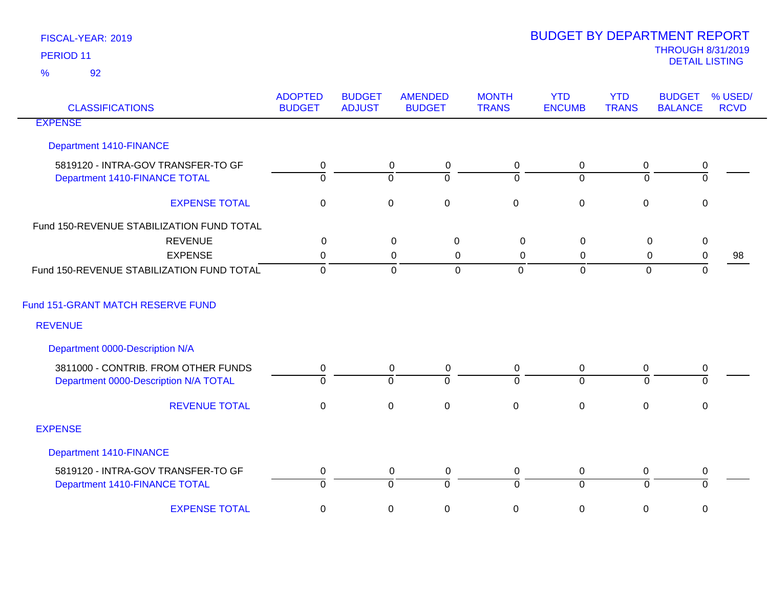FISCAL-YEAR: 2019
PERIOD 11
% 92

# BUDGET BY DEPARTMENT REPORT
THROUGH 8/31/2019
DETAIL LISTING

| CLASSIFICATIONS | ADOPTED BUDGET | BUDGET ADJUST | AMENDED BUDGET | MONTH TRANS | YTD ENCUMB | YTD TRANS | BUDGET BALANCE | % USED/ RCVD |
|---|---|---|---|---|---|---|---|---|
| EXPENSE | | | | | | | | |
| Department 1410-FINANCE | | | | | | | | |
| 5819120 - INTRA-GOV TRANSFER-TO GF | 0 | 0 | 0 | 0 | 0 | 0 | 0 | |
| Department 1410-FINANCE TOTAL | 0 | 0 | 0 | 0 | 0 | 0 | 0 | |
| EXPENSE TOTAL | 0 | 0 | 0 | 0 | 0 | 0 | 0 | |
| Fund 150-REVENUE STABILIZATION FUND TOTAL | | | | | | | | |
| REVENUE | 0 | 0 | 0 | 0 | 0 | 0 | 0 | |
| EXPENSE | 0 | 0 | 0 | 0 | 0 | 0 | 0 | 98 |
| Fund 150-REVENUE STABILIZATION FUND TOTAL | 0 | 0 | 0 | 0 | 0 | 0 | 0 | |
| Fund 151-GRANT MATCH RESERVE FUND | | | | | | | | |
| REVENUE | | | | | | | | |
| Department 0000-Description N/A | | | | | | | | |
| 3811000 - CONTRIB. FROM OTHER FUNDS | 0 | 0 | 0 | 0 | 0 | 0 | 0 | |
| Department 0000-Description N/A TOTAL | 0 | 0 | 0 | 0 | 0 | 0 | 0 | |
| REVENUE TOTAL | 0 | 0 | 0 | 0 | 0 | 0 | 0 | |
| EXPENSE | | | | | | | | |
| Department 1410-FINANCE | | | | | | | | |
| 5819120 - INTRA-GOV TRANSFER-TO GF | 0 | 0 | 0 | 0 | 0 | 0 | 0 | |
| Department 1410-FINANCE TOTAL | 0 | 0 | 0 | 0 | 0 | 0 | 0 | |
| EXPENSE TOTAL | 0 | 0 | 0 | 0 | 0 | 0 | 0 | |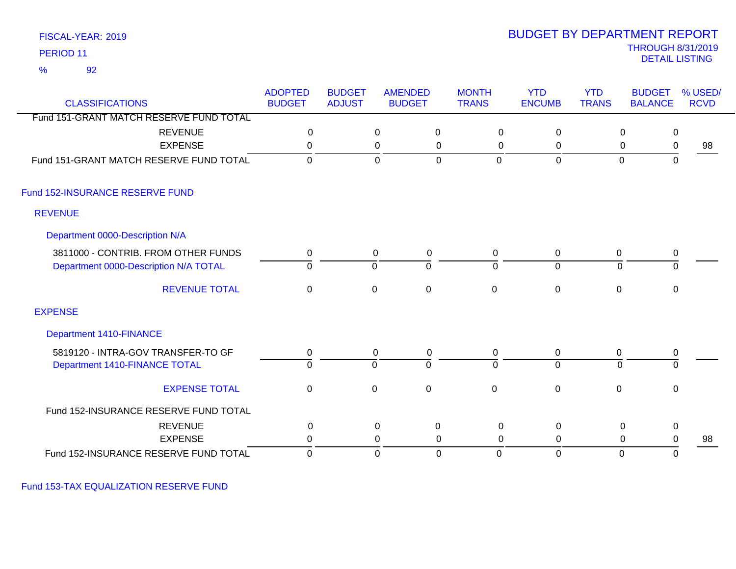FISCAL-YEAR: 2019
PERIOD 11
% 92

# BUDGET BY DEPARTMENT REPORT
THROUGH 8/31/2019
DETAIL LISTING

| CLASSIFICATIONS | ADOPTED BUDGET | BUDGET ADJUST | AMENDED BUDGET | MONTH TRANS | YTD ENCUMB | YTD TRANS | BUDGET BALANCE | % USED/ RCVD |
|---|---|---|---|---|---|---|---|---|
| Fund 151-GRANT MATCH RESERVE FUND TOTAL | | | | | | | | |
| REVENUE | 0 | 0 | 0 | 0 | 0 | 0 | 0 | |
| EXPENSE | 0 | 0 | 0 | 0 | 0 | 0 | 0 | 98 |
| Fund 151-GRANT MATCH RESERVE FUND TOTAL | 0 | 0 | 0 | 0 | 0 | 0 | 0 | |
| **Fund 152-INSURANCE RESERVE FUND** | | | | | | | | |
| **REVENUE** | | | | | | | | |
| **Department 0000-Description N/A** | | | | | | | | |
| 3811000 - CONTRIB. FROM OTHER FUNDS | 0 | 0 | 0 | 0 | 0 | 0 | 0 | |
| Department 0000-Description N/A TOTAL | 0 | 0 | 0 | 0 | 0 | 0 | 0 | |
| REVENUE TOTAL | 0 | 0 | 0 | 0 | 0 | 0 | 0 | |
| **EXPENSE** | | | | | | | | |
| **Department 1410-FINANCE** | | | | | | | | |
| 5819120 - INTRA-GOV TRANSFER-TO GF | 0 | 0 | 0 | 0 | 0 | 0 | 0 | |
| Department 1410-FINANCE TOTAL | 0 | 0 | 0 | 0 | 0 | 0 | 0 | |
| EXPENSE TOTAL | 0 | 0 | 0 | 0 | 0 | 0 | 0 | |
| Fund 152-INSURANCE RESERVE FUND TOTAL | | | | | | | | |
| REVENUE | 0 | 0 | 0 | 0 | 0 | 0 | 0 | |
| EXPENSE | 0 | 0 | 0 | 0 | 0 | 0 | 0 | 98 |
| Fund 152-INSURANCE RESERVE FUND TOTAL | 0 | 0 | 0 | 0 | 0 | 0 | 0 | |

Fund 153-TAX EQUALIZATION RESERVE FUND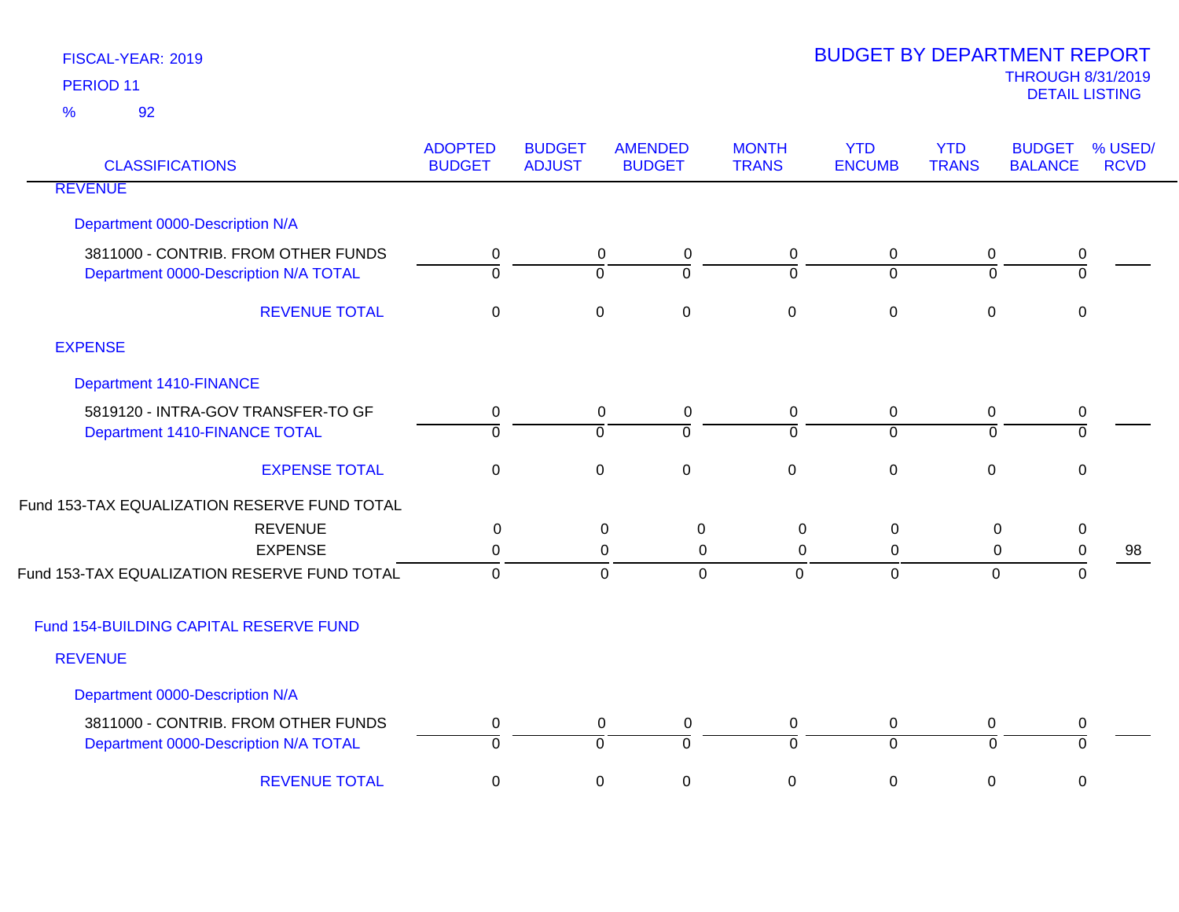FISCAL-YEAR: 2019

PERIOD 11

% 92

# BUDGET BY DEPARTMENT REPORT

THROUGH 8/31/2019

DETAIL LISTING

| CLASSIFICATIONS | ADOPTED BUDGET | BUDGET ADJUST | AMENDED BUDGET | MONTH TRANS | YTD ENCUMB | YTD TRANS | BUDGET BALANCE | % USED/ RCVD |
|---|---|---|---|---|---|---|---|---|
| REVENUE | | | | | | | | |
| Department 0000-Description N/A | | | | | | | | |
| 3811000 - CONTRIB. FROM OTHER FUNDS | 0 | 0 | 0 | 0 | 0 | 0 | 0 | |
| Department 0000-Description N/A TOTAL | 0 | 0 | 0 | 0 | 0 | 0 | 0 | |
| REVENUE TOTAL | 0 | 0 | 0 | 0 | 0 | 0 | 0 | |
| EXPENSE | | | | | | | | |
| Department 1410-FINANCE | | | | | | | | |
| 5819120 - INTRA-GOV TRANSFER-TO GF | 0 | 0 | 0 | 0 | 0 | 0 | 0 | |
| Department 1410-FINANCE TOTAL | 0 | 0 | 0 | 0 | 0 | 0 | 0 | |
| EXPENSE TOTAL | 0 | 0 | 0 | 0 | 0 | 0 | 0 | |
| Fund 153-TAX EQUALIZATION RESERVE FUND TOTAL | | | | | | | | |
| REVENUE | 0 | 0 | 0 | 0 | 0 | 0 | 0 | |
| EXPENSE | 0 | 0 | 0 | 0 | 0 | 0 | 0 | 98 |
| Fund 153-TAX EQUALIZATION RESERVE FUND TOTAL | 0 | 0 | 0 | 0 | 0 | 0 | 0 | |
| Fund 154-BUILDING CAPITAL RESERVE FUND | | | | | | | | |
| REVENUE | | | | | | | | |
| Department 0000-Description N/A | | | | | | | | |
| 3811000 - CONTRIB. FROM OTHER FUNDS | 0 | 0 | 0 | 0 | 0 | 0 | 0 | |
| Department 0000-Description N/A TOTAL | 0 | 0 | 0 | 0 | 0 | 0 | 0 | |
| REVENUE TOTAL | 0 | 0 | 0 | 0 | 0 | 0 | 0 | |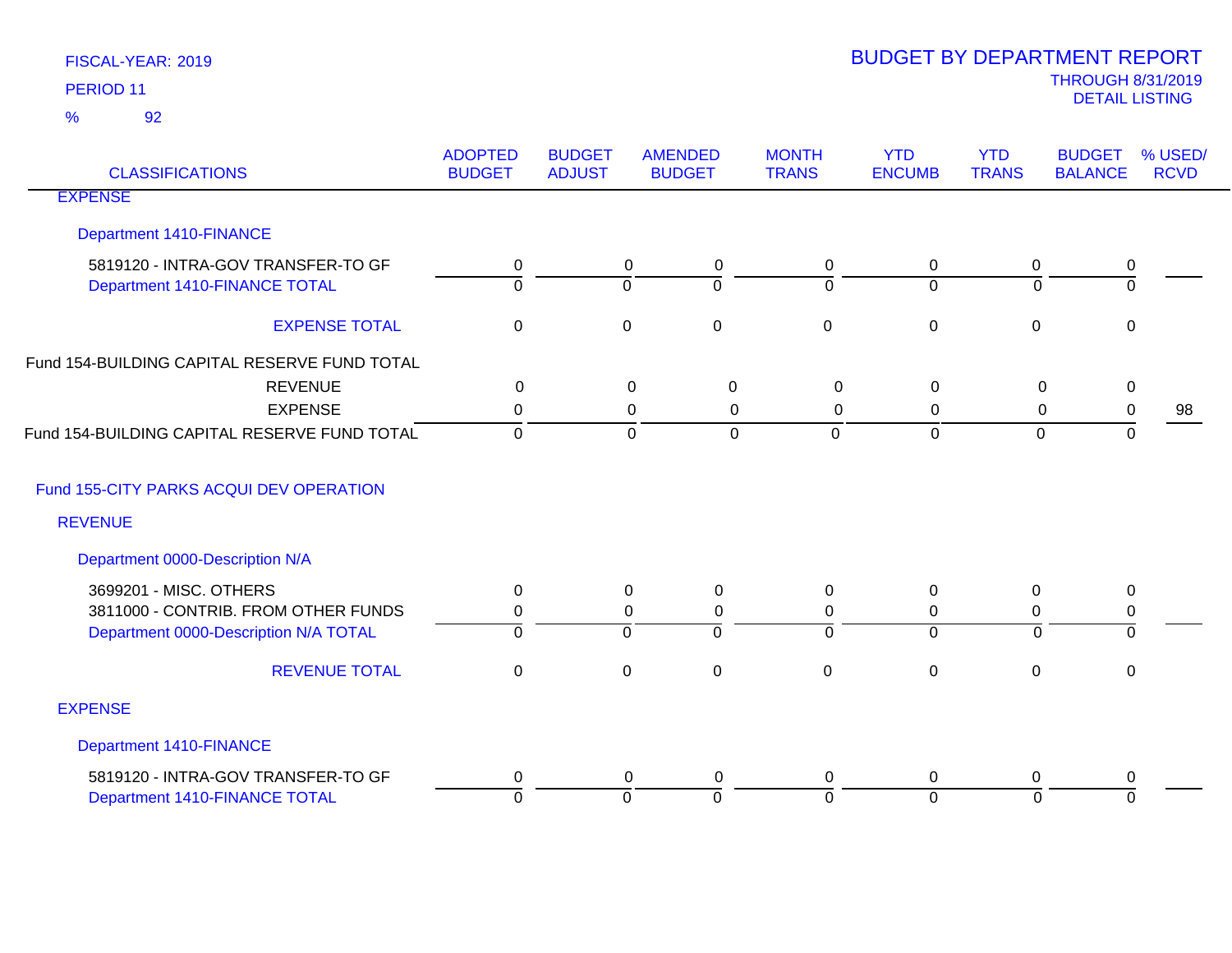FISCAL-YEAR: 2019
PERIOD 11
% 92

# BUDGET BY DEPARTMENT REPORT
THROUGH 8/31/2019
DETAIL LISTING

| CLASSIFICATIONS | ADOPTED BUDGET | BUDGET ADJUST | AMENDED BUDGET | MONTH TRANS | YTD ENCUMB | YTD TRANS | BUDGET BALANCE | % USED/ RCVD |
|---|---|---|---|---|---|---|---|---|
| **EXPENSE** | | | | | | | | |
| **Department 1410-FINANCE** | | | | | | | | |
| 5819120 - INTRA-GOV TRANSFER-TO GF | 0 | 0 | 0 | 0 | 0 | 0 | 0 | |
| Department 1410-FINANCE TOTAL | 0 | 0 | 0 | 0 | 0 | 0 | 0 | |
| EXPENSE TOTAL | 0 | 0 | 0 | 0 | 0 | 0 | 0 | |
| **Fund 154-BUILDING CAPITAL RESERVE FUND TOTAL** | | | | | | | | |
| REVENUE | 0 | 0 | 0 | 0 | 0 | 0 | 0 | |
| EXPENSE | 0 | 0 | 0 | 0 | 0 | 0 | 0 | 98 |
| Fund 154-BUILDING CAPITAL RESERVE FUND TOTAL | 0 | 0 | 0 | 0 | 0 | 0 | 0 | |
| **Fund 155-CITY PARKS ACQUI DEV OPERATION** | | | | | | | | |
| **REVENUE** | | | | | | | | |
| **Department 0000-Description N/A** | | | | | | | | |
| 3699201 - MISC. OTHERS | 0 | 0 | 0 | 0 | 0 | 0 | 0 | |
| 3811000 - CONTRIB. FROM OTHER FUNDS | 0 | 0 | 0 | 0 | 0 | 0 | 0 | |
| Department 0000-Description N/A TOTAL | 0 | 0 | 0 | 0 | 0 | 0 | 0 | |
| REVENUE TOTAL | 0 | 0 | 0 | 0 | 0 | 0 | 0 | |
| **EXPENSE** | | | | | | | | |
| **Department 1410-FINANCE** | | | | | | | | |
| 5819120 - INTRA-GOV TRANSFER-TO GF | 0 | 0 | 0 | 0 | 0 | 0 | 0 | |
| Department 1410-FINANCE TOTAL | 0 | 0 | 0 | 0 | 0 | 0 | 0 | |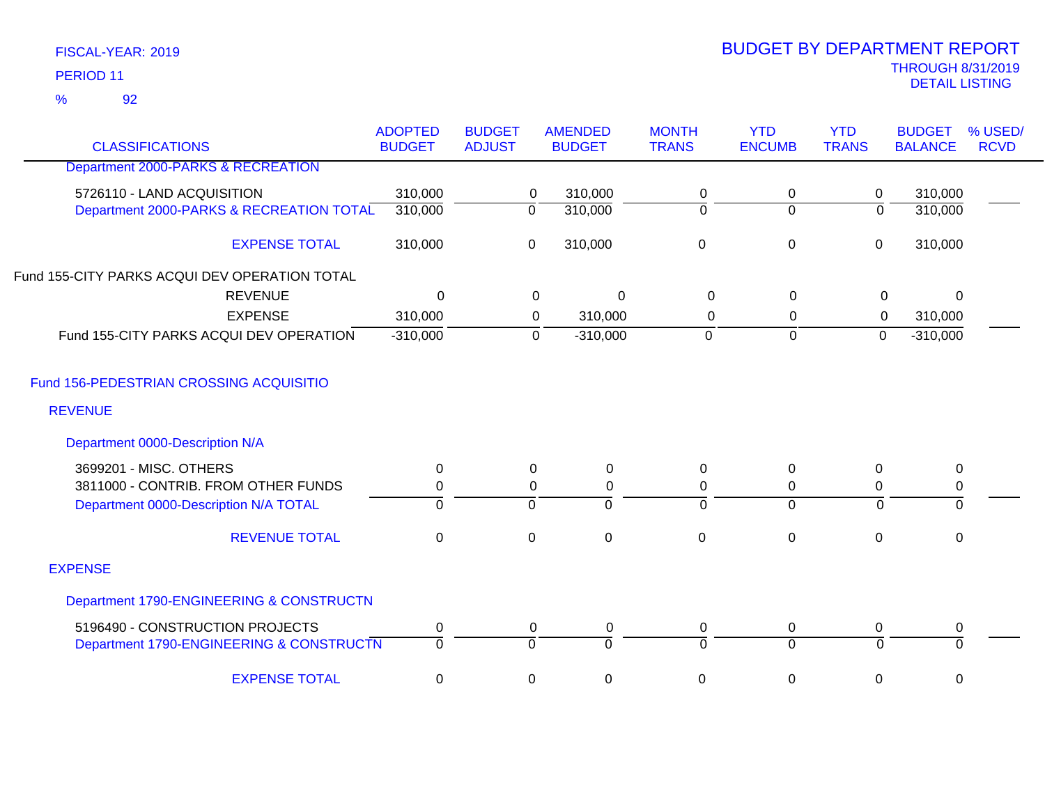FISCAL-YEAR: 2019

PERIOD 11

% 92

# BUDGET BY DEPARTMENT REPORT

THROUGH 8/31/2019

DETAIL LISTING

| CLASSIFICATIONS | ADOPTED BUDGET | BUDGET ADJUST | AMENDED BUDGET | MONTH TRANS | YTD ENCUMB | YTD TRANS | BUDGET BALANCE | % USED/ RCVD |
|---|---|---|---|---|---|---|---|---|
| Department 2000-PARKS & RECREATION | | | | | | | | |
| 5726110 - LAND ACQUISITION | 310,000 | 0 | 310,000 | 0 | 0 | 0 | 310,000 | |
| Department 2000-PARKS & RECREATION TOTAL | 310,000 | 0 | 310,000 | 0 | 0 | 0 | 310,000 | |
| EXPENSE TOTAL | 310,000 | 0 | 310,000 | 0 | 0 | 0 | 310,000 | |
| Fund 155-CITY PARKS ACQUI DEV OPERATION TOTAL | | | | | | | | |
| REVENUE | 0 | 0 | 0 | 0 | 0 | 0 | 0 | |
| EXPENSE | 310,000 | 0 | 310,000 | 0 | 0 | 0 | 310,000 | |
| Fund 155-CITY PARKS ACQUI DEV OPERATION | -310,000 | 0 | -310,000 | 0 | 0 | 0 | -310,000 | |
| Fund 156-PEDESTRIAN CROSSING ACQUISITIO | | | | | | | | |
| REVENUE | | | | | | | | |
| Department 0000-Description N/A | | | | | | | | |
| 3699201 - MISC. OTHERS | 0 | 0 | 0 | 0 | 0 | 0 | 0 | |
| 3811000 - CONTRIB. FROM OTHER FUNDS | 0 | 0 | 0 | 0 | 0 | 0 | 0 | |
| Department 0000-Description N/A TOTAL | 0 | 0 | 0 | 0 | 0 | 0 | 0 | |
| REVENUE TOTAL | 0 | 0 | 0 | 0 | 0 | 0 | 0 | |
| EXPENSE | | | | | | | | |
| Department 1790-ENGINEERING & CONSTRUCTN | | | | | | | | |
| 5196490 - CONSTRUCTION PROJECTS | 0 | 0 | 0 | 0 | 0 | 0 | 0 | |
| Department 1790-ENGINEERING & CONSTRUCTN | 0 | 0 | 0 | 0 | 0 | 0 | 0 | |
| EXPENSE TOTAL | 0 | 0 | 0 | 0 | 0 | 0 | 0 | |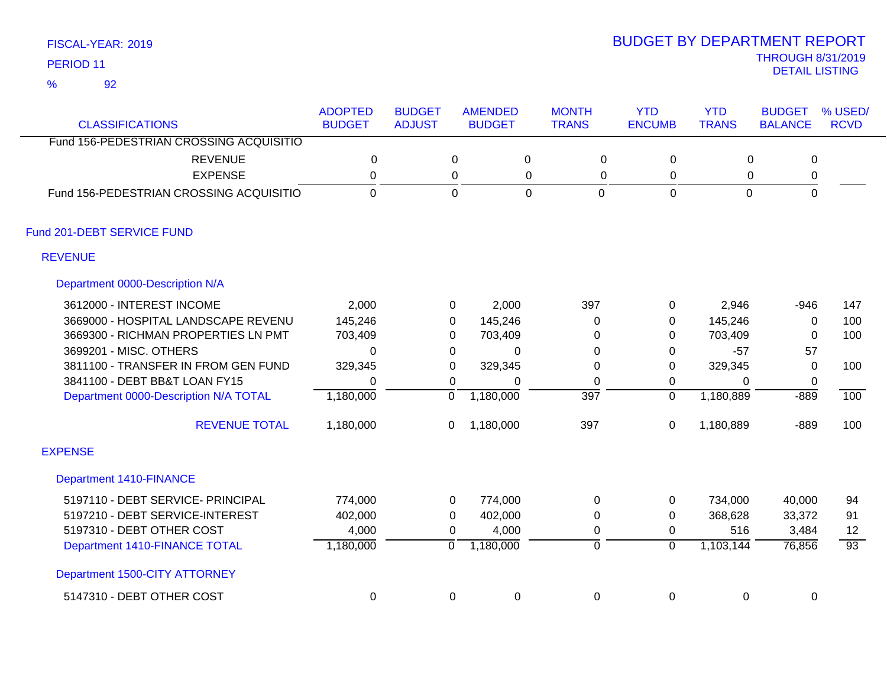FISCAL-YEAR: 2019
PERIOD 11
% 92

# BUDGET BY DEPARTMENT REPORT

THROUGH 8/31/2019
DETAIL LISTING

| CLASSIFICATIONS | ADOPTED BUDGET | BUDGET ADJUST | AMENDED BUDGET | MONTH TRANS | YTD ENCUMB | YTD TRANS | BUDGET BALANCE | % USED/ RCVD |
|---|---|---|---|---|---|---|---|---|
| Fund 156-PEDESTRIAN CROSSING ACQUISITIO | | | | | | | | |
| REVENUE | 0 | 0 | 0 | 0 | 0 | 0 | 0 | |
| EXPENSE | 0 | 0 | 0 | 0 | 0 | 0 | 0 | |
| Fund 156-PEDESTRIAN CROSSING ACQUISITIO | 0 | 0 | 0 | 0 | 0 | 0 | 0 | |
| Fund 201-DEBT SERVICE FUND | | | | | | | | |
| REVENUE | | | | | | | | |
| Department 0000-Description N/A | | | | | | | | |
| 3612000 - INTEREST INCOME | 2,000 | 0 | 2,000 | 397 | 0 | 2,946 | -946 | 147 |
| 3669000 - HOSPITAL LANDSCAPE REVENU | 145,246 | 0 | 145,246 | 0 | 0 | 145,246 | 0 | 100 |
| 3669300 - RICHMAN PROPERTIES LN PMT | 703,409 | 0 | 703,409 | 0 | 0 | 703,409 | 0 | 100 |
| 3699201 - MISC. OTHERS | 0 | 0 | 0 | 0 | 0 | -57 | 57 | |
| 3811100 - TRANSFER IN FROM GEN FUND | 329,345 | 0 | 329,345 | 0 | 0 | 329,345 | 0 | 100 |
| 3841100 - DEBT BB&T LOAN FY15 | 0 | 0 | 0 | 0 | 0 | 0 | 0 | |
| Department 0000-Description N/A TOTAL | 1,180,000 | 0 | 1,180,000 | 397 | 0 | 1,180,889 | -889 | 100 |
| REVENUE TOTAL | 1,180,000 | 0 | 1,180,000 | 397 | 0 | 1,180,889 | -889 | 100 |
| EXPENSE | | | | | | | | |
| Department 1410-FINANCE | | | | | | | | |
| 5197110 - DEBT SERVICE- PRINCIPAL | 774,000 | 0 | 774,000 | 0 | 0 | 734,000 | 40,000 | 94 |
| 5197210 - DEBT SERVICE-INTEREST | 402,000 | 0 | 402,000 | 0 | 0 | 368,628 | 33,372 | 91 |
| 5197310 - DEBT OTHER COST | 4,000 | 0 | 4,000 | 0 | 0 | 516 | 3,484 | 12 |
| Department 1410-FINANCE TOTAL | 1,180,000 | 0 | 1,180,000 | 0 | 0 | 1,103,144 | 76,856 | 93 |
| Department 1500-CITY ATTORNEY | | | | | | | | |
| 5147310 - DEBT OTHER COST | 0 | 0 | 0 | 0 | 0 | 0 | 0 | |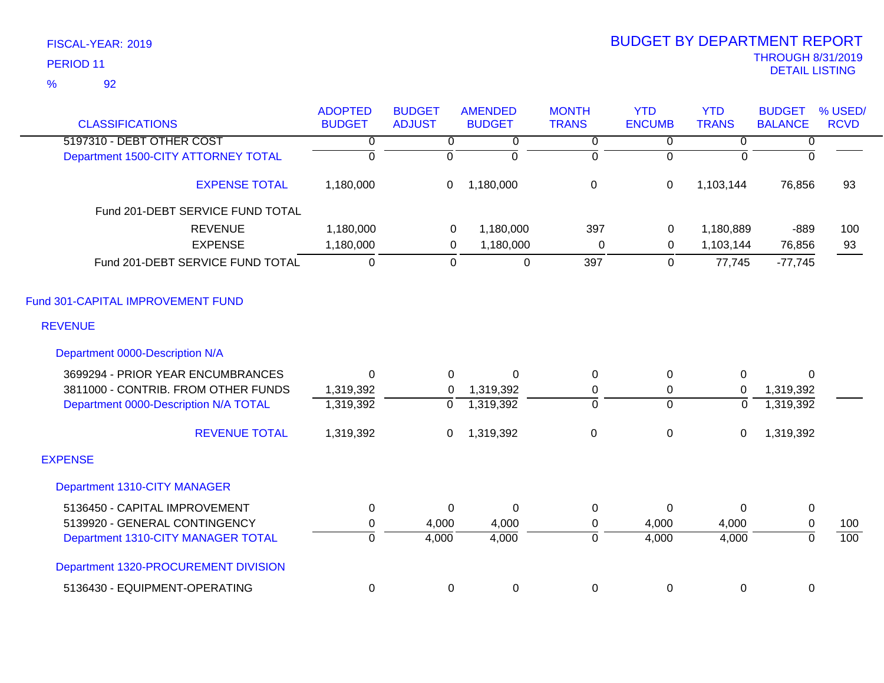FISCAL-YEAR: 2019
PERIOD 11
% 92

# BUDGET BY DEPARTMENT REPORT
THROUGH 8/31/2019
DETAIL LISTING

| CLASSIFICATIONS | ADOPTED BUDGET | BUDGET ADJUST | AMENDED BUDGET | MONTH TRANS | YTD ENCUMB | YTD TRANS | BUDGET BALANCE | % USED/ RCVD |
|---|---|---|---|---|---|---|---|---|
| 5197310 - DEBT OTHER COST | 0 | 0 | 0 | 0 | 0 | 0 | 0 | |
| Department 1500-CITY ATTORNEY TOTAL | 0 | 0 | 0 | 0 | 0 | 0 | 0 | |
| EXPENSE TOTAL | 1,180,000 | 0 | 1,180,000 | 0 | 0 | 1,103,144 | 76,856 | 93 |
| Fund 201-DEBT SERVICE FUND TOTAL | | | | | | | | |
| REVENUE | 1,180,000 | 0 | 1,180,000 | 397 | 0 | 1,180,889 | -889 | 100 |
| EXPENSE | 1,180,000 | 0 | 1,180,000 | 0 | 0 | 1,103,144 | 76,856 | 93 |
| Fund 201-DEBT SERVICE FUND TOTAL | 0 | 0 | 0 | 397 | 0 | 77,745 | -77,745 | |
| **Fund 301-CAPITAL IMPROVEMENT FUND** | | | | | | | | |
| **REVENUE** | | | | | | | | |
| **Department 0000-Description N/A** | | | | | | | | |
| 3699294 - PRIOR YEAR ENCUMBRANCES | 0 | 0 | 0 | 0 | 0 | 0 | 0 | |
| 3811000 - CONTRIB. FROM OTHER FUNDS | 1,319,392 | 0 | 1,319,392 | 0 | 0 | 0 | 1,319,392 | |
| Department 0000-Description N/A TOTAL | 1,319,392 | 0 | 1,319,392 | 0 | 0 | 0 | 1,319,392 | |
| REVENUE TOTAL | 1,319,392 | 0 | 1,319,392 | 0 | 0 | 0 | 1,319,392 | |
| **EXPENSE** | | | | | | | | |
| **Department 1310-CITY MANAGER** | | | | | | | | |
| 5136450 - CAPITAL IMPROVEMENT | 0 | 0 | 0 | 0 | 0 | 0 | 0 | |
| 5139920 - GENERAL CONTINGENCY | 0 | 4,000 | 4,000 | 0 | 4,000 | 4,000 | 0 | 100 |
| Department 1310-CITY MANAGER TOTAL | 0 | 4,000 | 4,000 | 0 | 4,000 | 4,000 | 0 | 100 |
| **Department 1320-PROCUREMENT DIVISION** | | | | | | | | |
| 5136430 - EQUIPMENT-OPERATING | 0 | 0 | 0 | 0 | 0 | 0 | 0 | |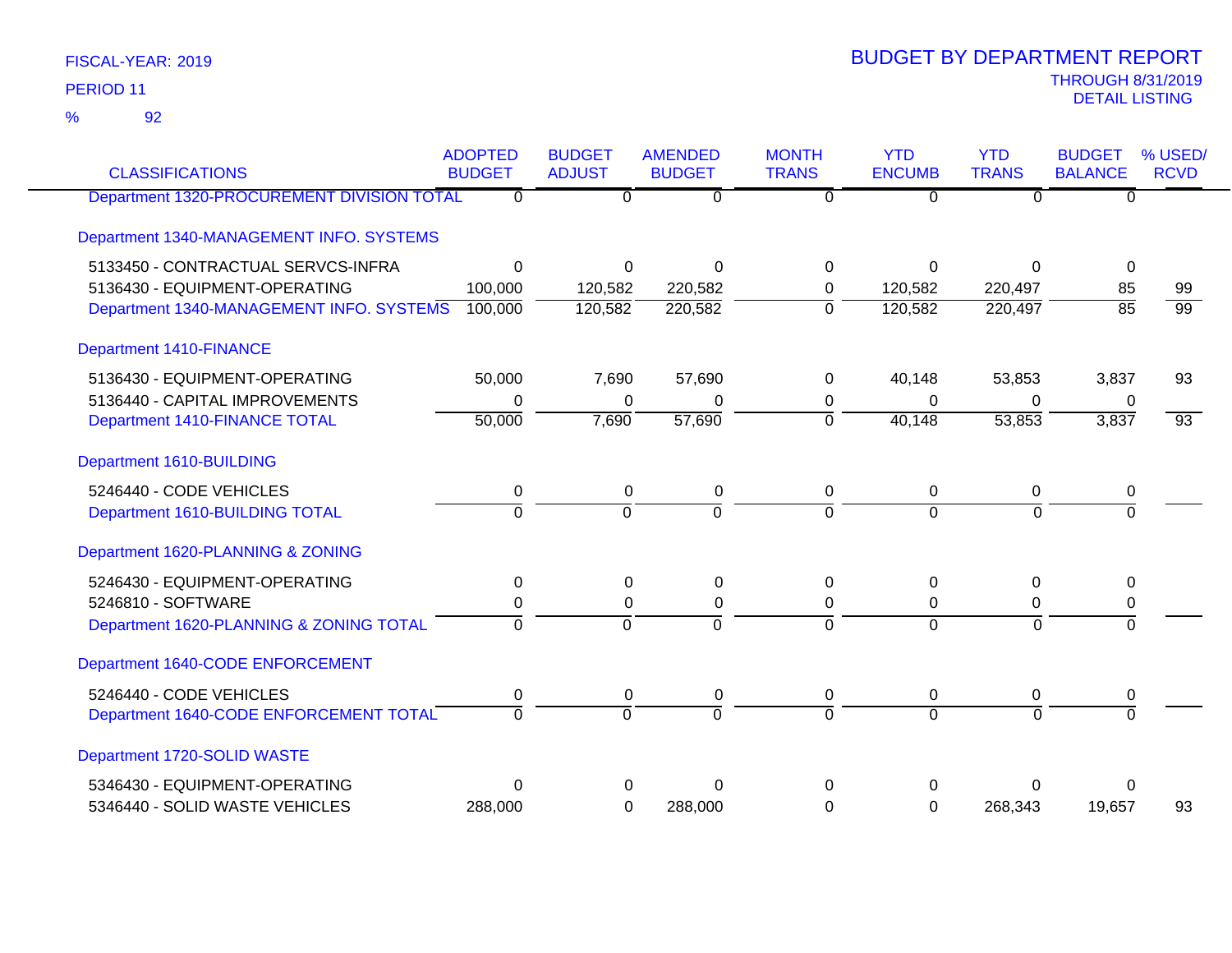FISCAL-YEAR: 2019

PERIOD 11

% 92

# BUDGET BY DEPARTMENT REPORT

THROUGH 8/31/2019

DETAIL LISTING

| CLASSIFICATIONS | ADOPTED BUDGET | BUDGET ADJUST | AMENDED BUDGET | MONTH TRANS | YTD ENCUMB | YTD TRANS | BUDGET BALANCE | % USED/ RCVD |
|---|---|---|---|---|---|---|---|---|
| Department 1320-PROCUREMENT DIVISION TOTAL | 0 | 0 | 0 | 0 | 0 | 0 | 0 | |
| Department 1340-MANAGEMENT INFO. SYSTEMS | | | | | | | | |
| 5133450 - CONTRACTUAL SERVCS-INFRA | 0 | 0 | 0 | 0 | 0 | 0 | 0 | |
| 5136430 - EQUIPMENT-OPERATING | 100,000 | 120,582 | 220,582 | 0 | 120,582 | 220,497 | 85 | 99 |
| Department 1340-MANAGEMENT INFO. SYSTEMS | 100,000 | 120,582 | 220,582 | 0 | 120,582 | 220,497 | 85 | 99 |
| Department 1410-FINANCE | | | | | | | | |
| 5136430 - EQUIPMENT-OPERATING | 50,000 | 7,690 | 57,690 | 0 | 40,148 | 53,853 | 3,837 | 93 |
| 5136440 - CAPITAL IMPROVEMENTS | 0 | 0 | 0 | 0 | 0 | 0 | 0 | |
| Department 1410-FINANCE TOTAL | 50,000 | 7,690 | 57,690 | 0 | 40,148 | 53,853 | 3,837 | 93 |
| Department 1610-BUILDING | | | | | | | | |
| 5246440 - CODE VEHICLES | 0 | 0 | 0 | 0 | 0 | 0 | 0 | |
| Department 1610-BUILDING TOTAL | 0 | 0 | 0 | 0 | 0 | 0 | 0 | |
| Department 1620-PLANNING & ZONING | | | | | | | | |
| 5246430 - EQUIPMENT-OPERATING | 0 | 0 | 0 | 0 | 0 | 0 | 0 | |
| 5246810 - SOFTWARE | 0 | 0 | 0 | 0 | 0 | 0 | 0 | |
| Department 1620-PLANNING & ZONING TOTAL | 0 | 0 | 0 | 0 | 0 | 0 | 0 | |
| Department 1640-CODE ENFORCEMENT | | | | | | | | |
| 5246440 - CODE VEHICLES | 0 | 0 | 0 | 0 | 0 | 0 | 0 | |
| Department 1640-CODE ENFORCEMENT TOTAL | 0 | 0 | 0 | 0 | 0 | 0 | 0 | |
| Department 1720-SOLID WASTE | | | | | | | | |
| 5346430 - EQUIPMENT-OPERATING | 0 | 0 | 0 | 0 | 0 | 0 | 0 | |
| 5346440 - SOLID WASTE VEHICLES | 288,000 | 0 | 288,000 | 0 | 0 | 268,343 | 19,657 | 93 |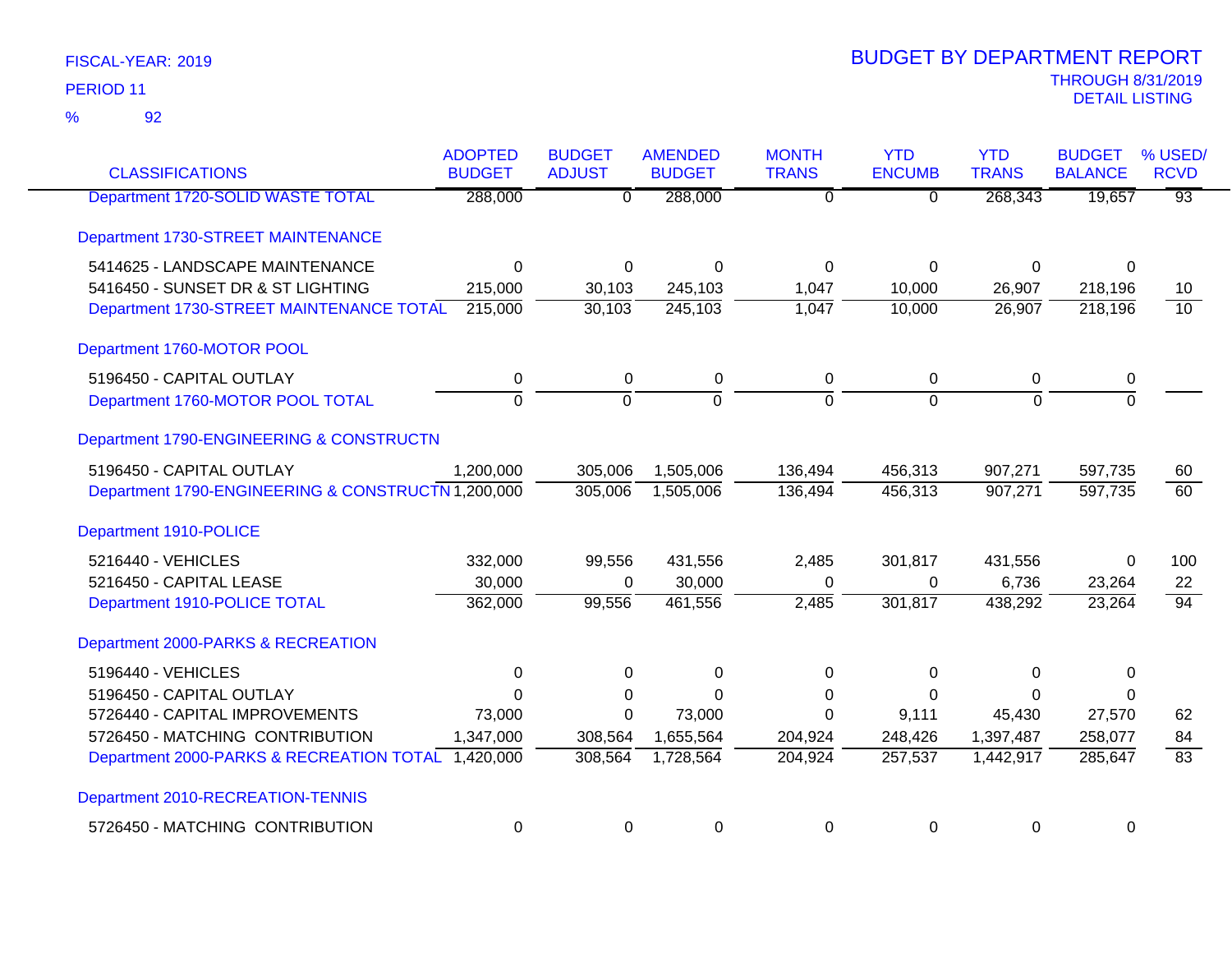FISCAL-YEAR: 2019
PERIOD 11
% 92

# BUDGET BY DEPARTMENT REPORT

THROUGH 8/31/2019
DETAIL LISTING

| CLASSIFICATIONS | ADOPTED BUDGET | BUDGET ADJUST | AMENDED BUDGET | MONTH TRANS | YTD ENCUMB | YTD TRANS | BUDGET BALANCE | % USED/ RCVD |
|---|---|---|---|---|---|---|---|---|
| Department 1720-SOLID WASTE TOTAL | 288,000 | 0 | 288,000 | 0 | 0 | 268,343 | 19,657 | 93 |
| Department 1730-STREET MAINTENANCE | | | | | | | | |
| 5414625 - LANDSCAPE MAINTENANCE | 0 | 0 | 0 | 0 | 0 | 0 | 0 | |
| 5416450 - SUNSET DR & ST LIGHTING | 215,000 | 30,103 | 245,103 | 1,047 | 10,000 | 26,907 | 218,196 | 10 |
| Department 1730-STREET MAINTENANCE TOTAL | 215,000 | 30,103 | 245,103 | 1,047 | 10,000 | 26,907 | 218,196 | 10 |
| Department 1760-MOTOR POOL | | | | | | | | |
| 5196450 - CAPITAL OUTLAY | 0 | 0 | 0 | 0 | 0 | 0 | 0 | |
| Department 1760-MOTOR POOL TOTAL | 0 | 0 | 0 | 0 | 0 | 0 | 0 | |
| Department 1790-ENGINEERING & CONSTRUCTN | | | | | | | | |
| 5196450 - CAPITAL OUTLAY | 1,200,000 | 305,006 | 1,505,006 | 136,494 | 456,313 | 907,271 | 597,735 | 60 |
| Department 1790-ENGINEERING & CONSTRUCTN | 1,200,000 | 305,006 | 1,505,006 | 136,494 | 456,313 | 907,271 | 597,735 | 60 |
| Department 1910-POLICE | | | | | | | | |
| 5216440 - VEHICLES | 332,000 | 99,556 | 431,556 | 2,485 | 301,817 | 431,556 | 0 | 100 |
| 5216450 - CAPITAL LEASE | 30,000 | 0 | 30,000 | 0 | 0 | 6,736 | 23,264 | 22 |
| Department 1910-POLICE TOTAL | 362,000 | 99,556 | 461,556 | 2,485 | 301,817 | 438,292 | 23,264 | 94 |
| Department 2000-PARKS & RECREATION | | | | | | | | |
| 5196440 - VEHICLES | 0 | 0 | 0 | 0 | 0 | 0 | 0 | |
| 5196450 - CAPITAL OUTLAY | 0 | 0 | 0 | 0 | 0 | 0 | 0 | |
| 5726440 - CAPITAL IMPROVEMENTS | 73,000 | 0 | 73,000 | 0 | 9,111 | 45,430 | 27,570 | 62 |
| 5726450 - MATCHING CONTRIBUTION | 1,347,000 | 308,564 | 1,655,564 | 204,924 | 248,426 | 1,397,487 | 258,077 | 84 |
| Department 2000-PARKS & RECREATION TOTAL | 1,420,000 | 308,564 | 1,728,564 | 204,924 | 257,537 | 1,442,917 | 285,647 | 83 |
| Department 2010-RECREATION-TENNIS | | | | | | | | |
| 5726450 - MATCHING CONTRIBUTION | 0 | 0 | 0 | 0 | 0 | 0 | 0 | |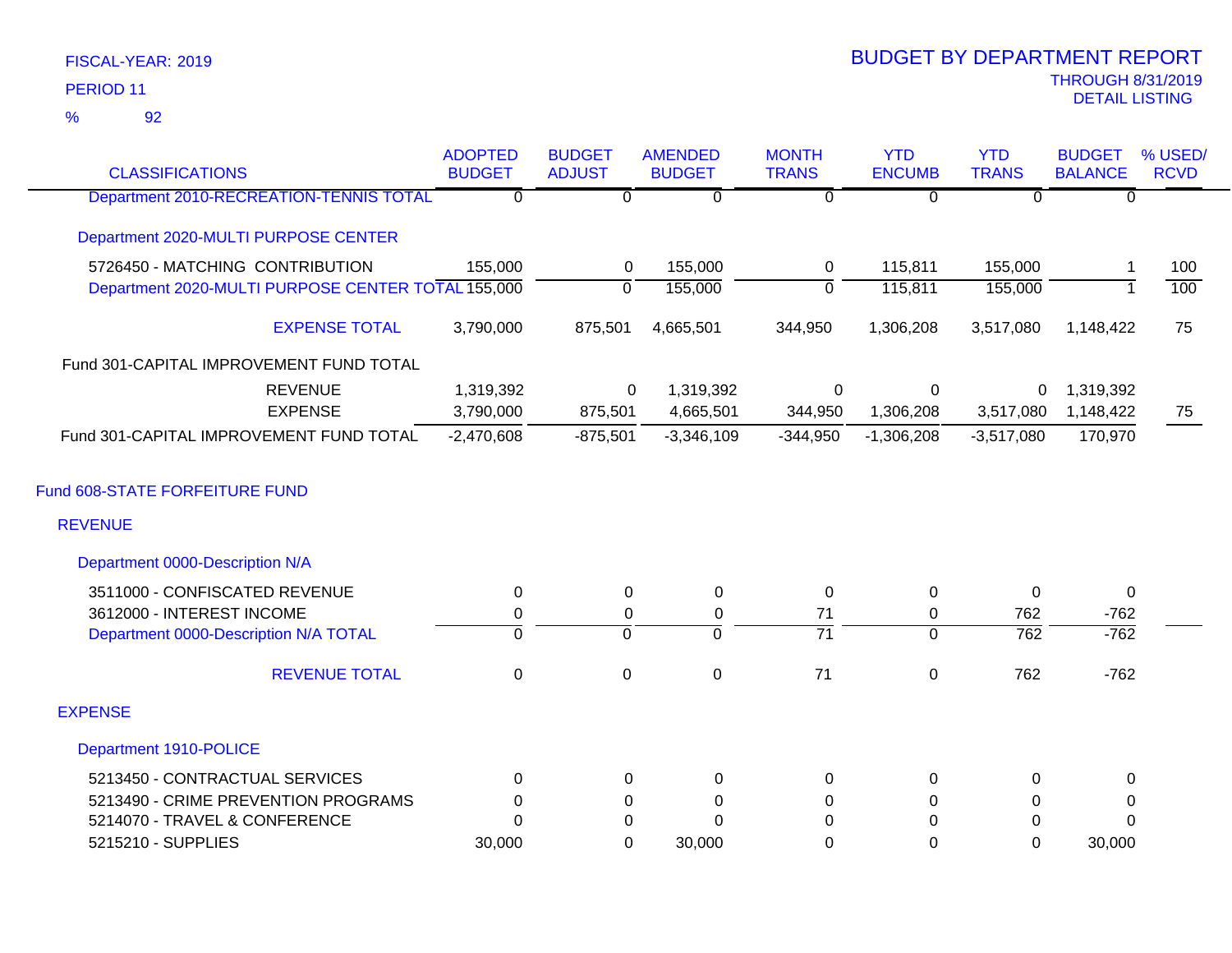FISCAL-YEAR: 2019

PERIOD 11

% 92

# BUDGET BY DEPARTMENT REPORT

THROUGH 8/31/2019

DETAIL LISTING

| CLASSIFICATIONS | ADOPTED BUDGET | BUDGET ADJUST | AMENDED BUDGET | MONTH TRANS | YTD ENCUMB | YTD TRANS | BUDGET BALANCE | % USED/ RCVD |
|---|---|---|---|---|---|---|---|---|
| Department 2010-RECREATION-TENNIS TOTAL | 0 | 0 | 0 | 0 | 0 | 0 | 0 | |
| **Department 2020-MULTI PURPOSE CENTER** | | | | | | | | |
| 5726450 - MATCHING CONTRIBUTION | 155,000 | 0 | 155,000 | 0 | 115,811 | 155,000 | 1 | 100 |
| Department 2020-MULTI PURPOSE CENTER TOTAL | 155,000 | 0 | 155,000 | 0 | 115,811 | 155,000 | 1 | 100 |
| EXPENSE TOTAL | 3,790,000 | 875,501 | 4,665,501 | 344,950 | 1,306,208 | 3,517,080 | 1,148,422 | 75 |
| **Fund 301-CAPITAL IMPROVEMENT FUND TOTAL** | | | | | | | | |
| REVENUE | 1,319,392 | 0 | 1,319,392 | 0 | 0 | 0 | 1,319,392 | |
| EXPENSE | 3,790,000 | 875,501 | 4,665,501 | 344,950 | 1,306,208 | 3,517,080 | 1,148,422 | 75 |
| Fund 301-CAPITAL IMPROVEMENT FUND TOTAL | -2,470,608 | -875,501 | -3,346,109 | -344,950 | -1,306,208 | -3,517,080 | 170,970 | |
| **Fund 608-STATE FORFEITURE FUND** | | | | | | | | |
| **REVENUE** | | | | | | | | |
| **Department 0000-Description N/A** | | | | | | | | |
| 3511000 - CONFISCATED REVENUE | 0 | 0 | 0 | 0 | 0 | 0 | 0 | |
| 3612000 - INTEREST INCOME | 0 | 0 | 0 | 71 | 0 | 762 | -762 | |
| Department 0000-Description N/A TOTAL | 0 | 0 | 0 | 71 | 0 | 762 | -762 | |
| REVENUE TOTAL | 0 | 0 | 0 | 71 | 0 | 762 | -762 | |
| **EXPENSE** | | | | | | | | |
| **Department 1910-POLICE** | | | | | | | | |
| 5213450 - CONTRACTUAL SERVICES | 0 | 0 | 0 | 0 | 0 | 0 | 0 | |
| 5213490 - CRIME PREVENTION PROGRAMS | 0 | 0 | 0 | 0 | 0 | 0 | 0 | |
| 5214070 - TRAVEL & CONFERENCE | 0 | 0 | 0 | 0 | 0 | 0 | 0 | |
| 5215210 - SUPPLIES | 30,000 | 0 | 30,000 | 0 | 0 | 0 | 30,000 | |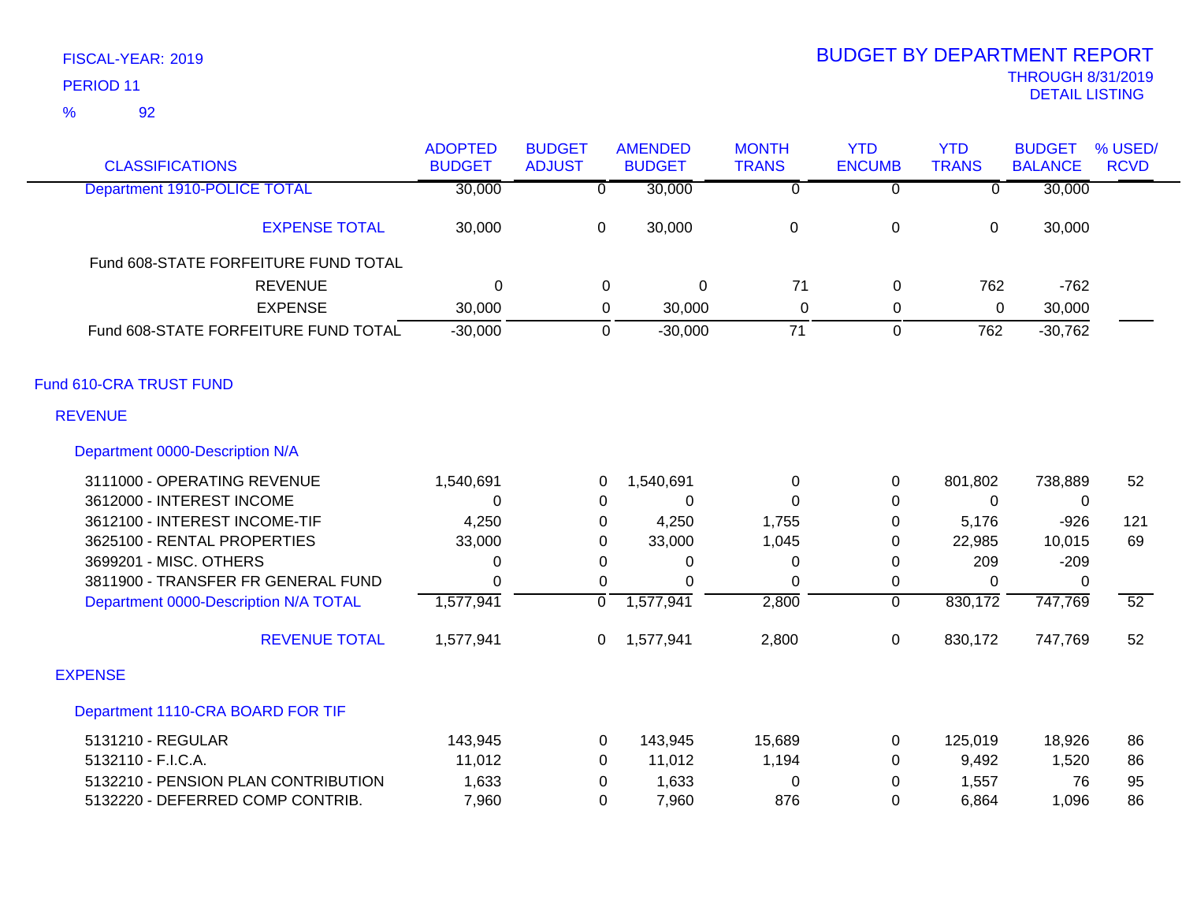FISCAL-YEAR: 2019

PERIOD 11

% 92

# BUDGET BY DEPARTMENT REPORT

THROUGH 8/31/2019

DETAIL LISTING

| CLASSIFICATIONS | ADOPTED BUDGET | BUDGET ADJUST | AMENDED BUDGET | MONTH TRANS | YTD ENCUMB | YTD TRANS | BUDGET BALANCE | % USED/ RCVD |
|---|---|---|---|---|---|---|---|---|
| Department 1910-POLICE TOTAL | 30,000 | 0 | 30,000 | 0 | 0 | 0 | 30,000 | |
| EXPENSE TOTAL | 30,000 | 0 | 30,000 | 0 | 0 | 0 | 30,000 | |
| Fund 608-STATE FORFEITURE FUND TOTAL | | | | | | | | |
| REVENUE | 0 | 0 | 0 | 71 | 0 | 762 | -762 | |
| EXPENSE | 30,000 | 0 | 30,000 | 0 | 0 | 0 | 30,000 | |
| Fund 608-STATE FORFEITURE FUND TOTAL | -30,000 | 0 | -30,000 | 71 | 0 | 762 | -30,762 | |
| **Fund 610-CRA TRUST FUND** | | | | | | | | |
| **REVENUE** | | | | | | | | |
| **Department 0000-Description N/A** | | | | | | | | |
| 3111000 - OPERATING REVENUE | 1,540,691 | 0 | 1,540,691 | 0 | 0 | 801,802 | 738,889 | 52 |
| 3612000 - INTEREST INCOME | 0 | 0 | 0 | 0 | 0 | 0 | 0 | |
| 3612100 - INTEREST INCOME-TIF | 4,250 | 0 | 4,250 | 1,755 | 0 | 5,176 | -926 | 121 |
| 3625100 - RENTAL PROPERTIES | 33,000 | 0 | 33,000 | 1,045 | 0 | 22,985 | 10,015 | 69 |
| 3699201 - MISC. OTHERS | 0 | 0 | 0 | 0 | 0 | 209 | -209 | |
| 3811900 - TRANSFER FR GENERAL FUND | 0 | 0 | 0 | 0 | 0 | 0 | 0 | |
| Department 0000-Description N/A TOTAL | 1,577,941 | 0 | 1,577,941 | 2,800 | 0 | 830,172 | 747,769 | 52 |
| REVENUE TOTAL | 1,577,941 | 0 | 1,577,941 | 2,800 | 0 | 830,172 | 747,769 | 52 |
| **EXPENSE** | | | | | | | | |
| **Department 1110-CRA BOARD FOR TIF** | | | | | | | | |
| 5131210 - REGULAR | 143,945 | 0 | 143,945 | 15,689 | 0 | 125,019 | 18,926 | 86 |
| 5132110 - F.I.C.A. | 11,012 | 0 | 11,012 | 1,194 | 0 | 9,492 | 1,520 | 86 |
| 5132210 - PENSION PLAN CONTRIBUTION | 1,633 | 0 | 1,633 | 0 | 0 | 1,557 | 76 | 95 |
| 5132220 - DEFERRED COMP CONTRIB. | 7,960 | 0 | 7,960 | 876 | 0 | 6,864 | 1,096 | 86 |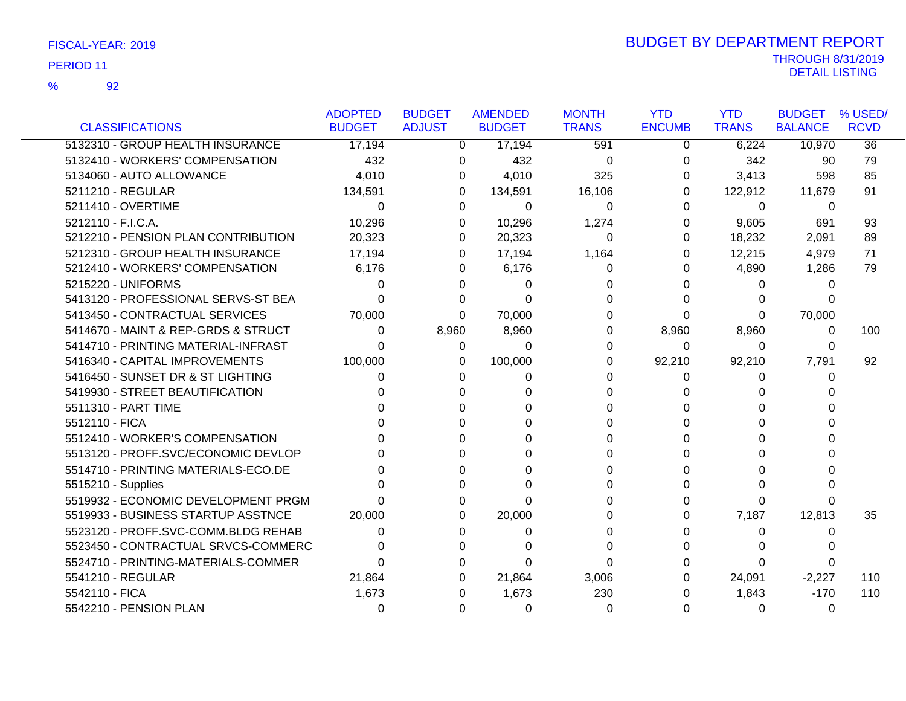FISCAL-YEAR: 2019

PERIOD 11

% 92

# BUDGET BY DEPARTMENT REPORT

THROUGH 8/31/2019

DETAIL LISTING

| CLASSIFICATIONS | ADOPTED BUDGET | BUDGET ADJUST | AMENDED BUDGET | MONTH TRANS | YTD ENCUMB | YTD TRANS | BUDGET BALANCE | % USED/ RCVD |
|---|---|---|---|---|---|---|---|---|
| 5132310 - GROUP HEALTH INSURANCE | 17,194 | 0 | 17,194 | 591 | 0 | 6,224 | 10,970 | 36 |
| 5132410 - WORKERS' COMPENSATION | 432 | 0 | 432 | 0 | 0 | 342 | 90 | 79 |
| 5134060 - AUTO ALLOWANCE | 4,010 | 0 | 4,010 | 325 | 0 | 3,413 | 598 | 85 |
| 5211210 - REGULAR | 134,591 | 0 | 134,591 | 16,106 | 0 | 122,912 | 11,679 | 91 |
| 5211410 - OVERTIME | 0 | 0 | 0 | 0 | 0 | 0 | 0 | |
| 5212110 - F.I.C.A. | 10,296 | 0 | 10,296 | 1,274 | 0 | 9,605 | 691 | 93 |
| 5212210 - PENSION PLAN CONTRIBUTION | 20,323 | 0 | 20,323 | 0 | 0 | 18,232 | 2,091 | 89 |
| 5212310 - GROUP HEALTH INSURANCE | 17,194 | 0 | 17,194 | 1,164 | 0 | 12,215 | 4,979 | 71 |
| 5212410 - WORKERS' COMPENSATION | 6,176 | 0 | 6,176 | 0 | 0 | 4,890 | 1,286 | 79 |
| 5215220 - UNIFORMS | 0 | 0 | 0 | 0 | 0 | 0 | 0 | |
| 5413120 - PROFESSIONAL SERVS-ST BEA | 0 | 0 | 0 | 0 | 0 | 0 | 0 | |
| 5413450 - CONTRACTUAL SERVICES | 70,000 | 0 | 70,000 | 0 | 0 | 0 | 70,000 | |
| 5414670 - MAINT & REP-GRDS & STRUCT | 0 | 8,960 | 8,960 | 0 | 8,960 | 8,960 | 0 | 100 |
| 5414710 - PRINTING MATERIAL-INFRAST | 0 | 0 | 0 | 0 | 0 | 0 | 0 | |
| 5416340 - CAPITAL IMPROVEMENTS | 100,000 | 0 | 100,000 | 0 | 92,210 | 92,210 | 7,791 | 92 |
| 5416450 - SUNSET DR & ST LIGHTING | 0 | 0 | 0 | 0 | 0 | 0 | 0 | |
| 5419930 - STREET BEAUTIFICATION | 0 | 0 | 0 | 0 | 0 | 0 | 0 | |
| 5511310 - PART TIME | 0 | 0 | 0 | 0 | 0 | 0 | 0 | |
| 5512110 - FICA | 0 | 0 | 0 | 0 | 0 | 0 | 0 | |
| 5512410 - WORKER'S COMPENSATION | 0 | 0 | 0 | 0 | 0 | 0 | 0 | |
| 5513120 - PROFF.SVC/ECONOMIC DEVLOP | 0 | 0 | 0 | 0 | 0 | 0 | 0 | |
| 5514710 - PRINTING MATERIALS-ECO.DE | 0 | 0 | 0 | 0 | 0 | 0 | 0 | |
| 5515210 - Supplies | 0 | 0 | 0 | 0 | 0 | 0 | 0 | |
| 5519932 - ECONOMIC DEVELOPMENT PRGM | 0 | 0 | 0 | 0 | 0 | 0 | 0 | |
| 5519933 - BUSINESS STARTUP ASSTNCE | 20,000 | 0 | 20,000 | 0 | 0 | 7,187 | 12,813 | 35 |
| 5523120 - PROFF.SVC-COMM.BLDG REHAB | 0 | 0 | 0 | 0 | 0 | 0 | 0 | |
| 5523450 - CONTRACTUAL SRVCS-COMMERC | 0 | 0 | 0 | 0 | 0 | 0 | 0 | |
| 5524710 - PRINTING-MATERIALS-COMMER | 0 | 0 | 0 | 0 | 0 | 0 | 0 | |
| 5541210 - REGULAR | 21,864 | 0 | 21,864 | 3,006 | 0 | 24,091 | -2,227 | 110 |
| 5542110 - FICA | 1,673 | 0 | 1,673 | 230 | 0 | 1,843 | -170 | 110 |
| 5542210 - PENSION PLAN | 0 | 0 | 0 | 0 | 0 | 0 | 0 | |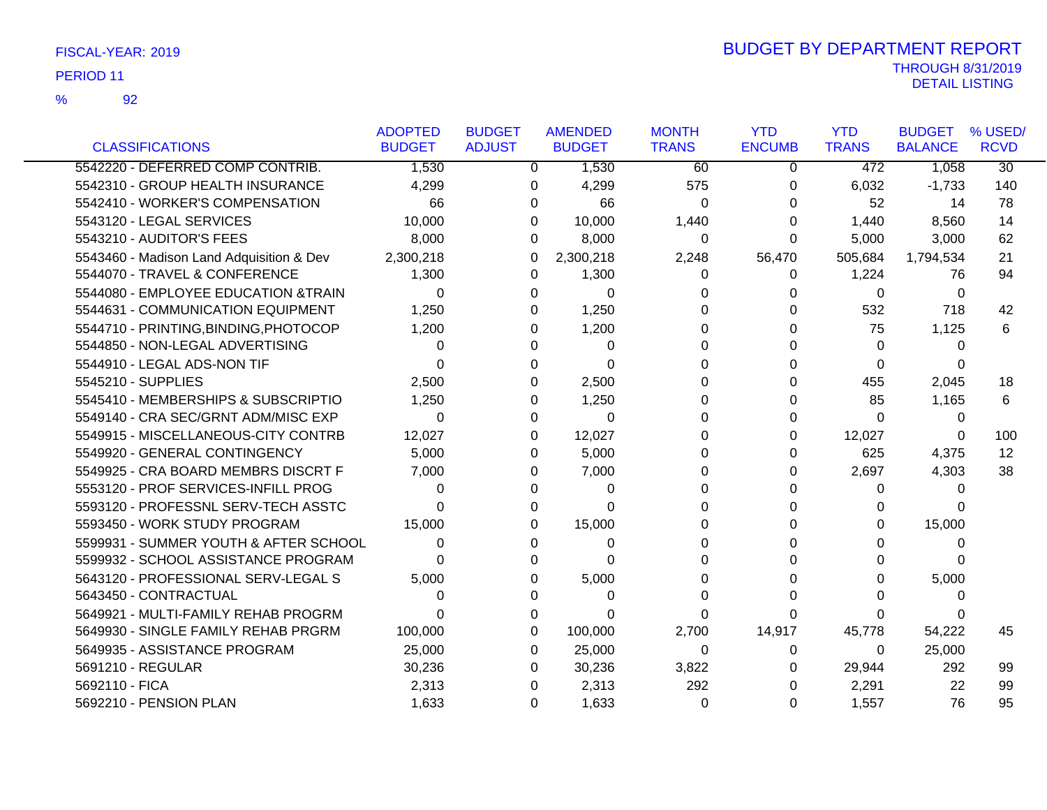FISCAL-YEAR: 2019

PERIOD 11

% 92

# BUDGET BY DEPARTMENT REPORT

THROUGH 8/31/2019

DETAIL LISTING

| CLASSIFICATIONS | ADOPTED BUDGET | BUDGET ADJUST | AMENDED BUDGET | MONTH TRANS | YTD ENCUMB | YTD TRANS | BUDGET BALANCE | % USED/ RCVD |
|---|---|---|---|---|---|---|---|---|
| 5542220 - DEFERRED COMP CONTRIB. | 1,530 | 0 | 1,530 | 60 | 0 | 472 | 1,058 | 30 |
| 5542310 - GROUP HEALTH INSURANCE | 4,299 | 0 | 4,299 | 575 | 0 | 6,032 | -1,733 | 140 |
| 5542410 - WORKER'S COMPENSATION | 66 | 0 | 66 | 0 | 0 | 52 | 14 | 78 |
| 5543120 - LEGAL SERVICES | 10,000 | 0 | 10,000 | 1,440 | 0 | 1,440 | 8,560 | 14 |
| 5543210 - AUDITOR'S FEES | 8,000 | 0 | 8,000 | 0 | 0 | 5,000 | 3,000 | 62 |
| 5543460 - Madison Land Adquisition & Dev | 2,300,218 | 0 | 2,300,218 | 2,248 | 56,470 | 505,684 | 1,794,534 | 21 |
| 5544070 - TRAVEL & CONFERENCE | 1,300 | 0 | 1,300 | 0 | 0 | 1,224 | 76 | 94 |
| 5544080 - EMPLOYEE EDUCATION &TRAIN | 0 | 0 | 0 | 0 | 0 | 0 | 0 | |
| 5544631 - COMMUNICATION EQUIPMENT | 1,250 | 0 | 1,250 | 0 | 0 | 532 | 718 | 42 |
| 5544710 - PRINTING,BINDING,PHOTOCOP | 1,200 | 0 | 1,200 | 0 | 0 | 75 | 1,125 | 6 |
| 5544850 - NON-LEGAL ADVERTISING | 0 | 0 | 0 | 0 | 0 | 0 | 0 | |
| 5544910 - LEGAL ADS-NON TIF | 0 | 0 | 0 | 0 | 0 | 0 | 0 | |
| 5545210 - SUPPLIES | 2,500 | 0 | 2,500 | 0 | 0 | 455 | 2,045 | 18 |
| 5545410 - MEMBERSHIPS & SUBSCRIPTIO | 1,250 | 0 | 1,250 | 0 | 0 | 85 | 1,165 | 6 |
| 5549140 - CRA SEC/GRNT ADM/MISC EXP | 0 | 0 | 0 | 0 | 0 | 0 | 0 | |
| 5549915 - MISCELLANEOUS-CITY CONTRB | 12,027 | 0 | 12,027 | 0 | 0 | 12,027 | 0 | 100 |
| 5549920 - GENERAL CONTINGENCY | 5,000 | 0 | 5,000 | 0 | 0 | 625 | 4,375 | 12 |
| 5549925 - CRA BOARD MEMBRS DISCRT F | 7,000 | 0 | 7,000 | 0 | 0 | 2,697 | 4,303 | 38 |
| 5553120 - PROF SERVICES-INFILL PROG | 0 | 0 | 0 | 0 | 0 | 0 | 0 | |
| 5593120 - PROFESSNL SERV-TECH ASSTC | 0 | 0 | 0 | 0 | 0 | 0 | 0 | |
| 5593450 - WORK STUDY PROGRAM | 15,000 | 0 | 15,000 | 0 | 0 | 0 | 15,000 | |
| 5599931 - SUMMER YOUTH & AFTER SCHOOL | 0 | 0 | 0 | 0 | 0 | 0 | 0 | |
| 5599932 - SCHOOL ASSISTANCE PROGRAM | 0 | 0 | 0 | 0 | 0 | 0 | 0 | |
| 5643120 - PROFESSIONAL SERV-LEGAL S | 5,000 | 0 | 5,000 | 0 | 0 | 0 | 5,000 | |
| 5643450 - CONTRACTUAL | 0 | 0 | 0 | 0 | 0 | 0 | 0 | |
| 5649921 - MULTI-FAMILY REHAB PROGRM | 0 | 0 | 0 | 0 | 0 | 0 | 0 | |
| 5649930 - SINGLE FAMILY REHAB PRGRM | 100,000 | 0 | 100,000 | 2,700 | 14,917 | 45,778 | 54,222 | 45 |
| 5649935 - ASSISTANCE PROGRAM | 25,000 | 0 | 25,000 | 0 | 0 | 0 | 25,000 | |
| 5691210 - REGULAR | 30,236 | 0 | 30,236 | 3,822 | 0 | 29,944 | 292 | 99 |
| 5692110 - FICA | 2,313 | 0 | 2,313 | 292 | 0 | 2,291 | 22 | 99 |
| 5692210 - PENSION PLAN | 1,633 | 0 | 1,633 | 0 | 0 | 1,557 | 76 | 95 |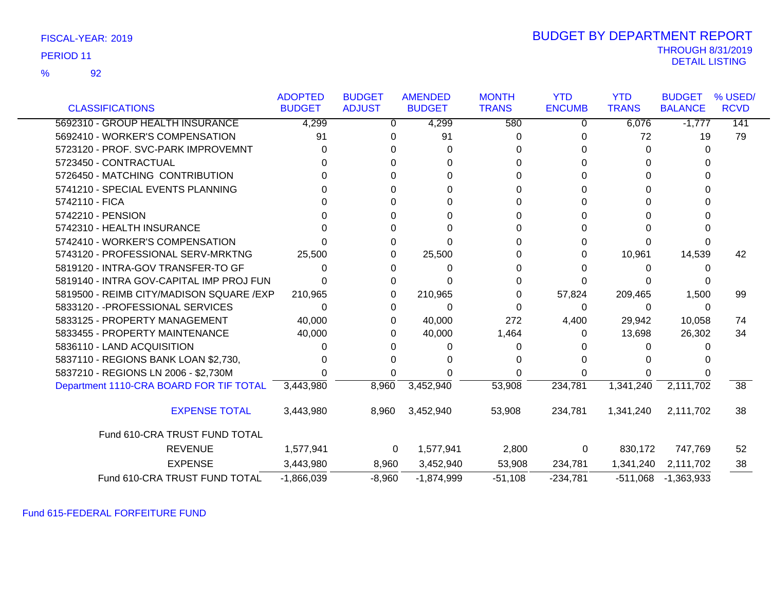FISCAL-YEAR: 2019

PERIOD 11

% 92

# BUDGET BY DEPARTMENT REPORT

THROUGH 8/31/2019

DETAIL LISTING

| CLASSIFICATIONS | ADOPTED BUDGET | BUDGET ADJUST | AMENDED BUDGET | MONTH TRANS | YTD ENCUMB | YTD TRANS | BUDGET BALANCE | % USED/ RCVD |
|---|---|---|---|---|---|---|---|---|
| 5692310 - GROUP HEALTH INSURANCE | 4,299 | 0 | 4,299 | 580 | 0 | 6,076 | -1,777 | 141 |
| 5692410 - WORKER'S COMPENSATION | 91 | 0 | 91 | 0 | 0 | 72 | 19 | 79 |
| 5723120 - PROF. SVC-PARK IMPROVEMNT | 0 | 0 | 0 | 0 | 0 | 0 | 0 | |
| 5723450 - CONTRACTUAL | 0 | 0 | 0 | 0 | 0 | 0 | 0 | |
| 5726450 - MATCHING CONTRIBUTION | 0 | 0 | 0 | 0 | 0 | 0 | 0 | |
| 5741210 - SPECIAL EVENTS PLANNING | 0 | 0 | 0 | 0 | 0 | 0 | 0 | |
| 5742110 - FICA | 0 | 0 | 0 | 0 | 0 | 0 | 0 | |
| 5742210 - PENSION | 0 | 0 | 0 | 0 | 0 | 0 | 0 | |
| 5742310 - HEALTH INSURANCE | 0 | 0 | 0 | 0 | 0 | 0 | 0 | |
| 5742410 - WORKER'S COMPENSATION | 0 | 0 | 0 | 0 | 0 | 0 | 0 | |
| 5743120 - PROFESSIONAL SERV-MRKTNG | 25,500 | 0 | 25,500 | 0 | 0 | 10,961 | 14,539 | 42 |
| 5819120 - INTRA-GOV TRANSFER-TO GF | 0 | 0 | 0 | 0 | 0 | 0 | 0 | |
| 5819140 - INTRA GOV-CAPITAL IMP PROJ FUN | 0 | 0 | 0 | 0 | 0 | 0 | 0 | |
| 5819500 - REIMB CITY/MADISON SQUARE /EXP | 210,965 | 0 | 210,965 | 0 | 57,824 | 209,465 | 1,500 | 99 |
| 5833120 - -PROFESSIONAL SERVICES | 0 | 0 | 0 | 0 | 0 | 0 | 0 | |
| 5833125 - PROPERTY MANAGEMENT | 40,000 | 0 | 40,000 | 272 | 4,400 | 29,942 | 10,058 | 74 |
| 5833455 - PROPERTY MAINTENANCE | 40,000 | 0 | 40,000 | 1,464 | 0 | 13,698 | 26,302 | 34 |
| 5836110 - LAND ACQUISITION | 0 | 0 | 0 | 0 | 0 | 0 | 0 | |
| 5837110 - REGIONS BANK LOAN $2,730, | 0 | 0 | 0 | 0 | 0 | 0 | 0 | |
| 5837210 - REGIONS LN 2006 - $2,730M | 0 | 0 | 0 | 0 | 0 | 0 | 0 | |
| Department 1110-CRA BOARD FOR TIF TOTAL | 3,443,980 | 8,960 | 3,452,940 | 53,908 | 234,781 | 1,341,240 | 2,111,702 | 38 |
| EXPENSE TOTAL | 3,443,980 | 8,960 | 3,452,940 | 53,908 | 234,781 | 1,341,240 | 2,111,702 | 38 |
| Fund 610-CRA TRUST FUND TOTAL | | | | | | | | |
| REVENUE | 1,577,941 | 0 | 1,577,941 | 2,800 | 0 | 830,172 | 747,769 | 52 |
| EXPENSE | 3,443,980 | 8,960 | 3,452,940 | 53,908 | 234,781 | 1,341,240 | 2,111,702 | 38 |
| Fund 610-CRA TRUST FUND TOTAL | -1,866,039 | -8,960 | -1,874,999 | -51,108 | -234,781 | -511,068 | -1,363,933 | |

Fund 615-FEDERAL FORFEITURE FUND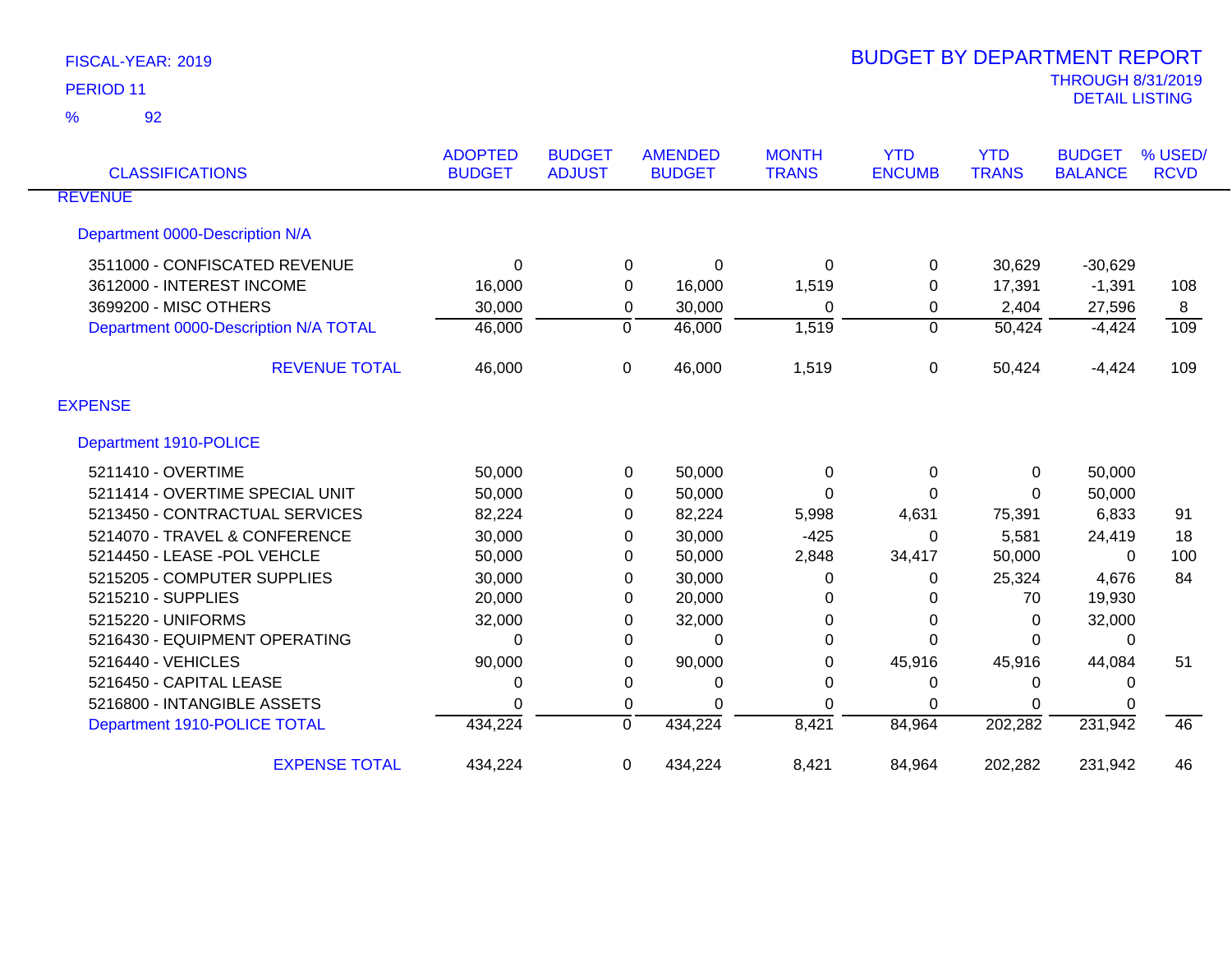FISCAL-YEAR: 2019

PERIOD 11

% 92

# BUDGET BY DEPARTMENT REPORT

THROUGH 8/31/2019

DETAIL LISTING

| CLASSIFICATIONS | ADOPTED BUDGET | BUDGET ADJUST | AMENDED BUDGET | MONTH TRANS | YTD ENCUMB | YTD TRANS | BUDGET BALANCE | % USED/ RCVD |
|---|---|---|---|---|---|---|---|---|
| **REVENUE** | | | | | | | | |
| Department 0000-Description N/A | | | | | | | | |
| 3511000 - CONFISCATED REVENUE | 0 | 0 | 0 | 0 | 0 | 30,629 | -30,629 | |
| 3612000 - INTEREST INCOME | 16,000 | 0 | 16,000 | 1,519 | 0 | 17,391 | -1,391 | 108 |
| 3699200 - MISC OTHERS | 30,000 | 0 | 30,000 | 0 | 0 | 2,404 | 27,596 | 8 |
| Department 0000-Description N/A TOTAL | 46,000 | 0 | 46,000 | 1,519 | 0 | 50,424 | -4,424 | 109 |
| REVENUE TOTAL | 46,000 | 0 | 46,000 | 1,519 | 0 | 50,424 | -4,424 | 109 |
| **EXPENSE** | | | | | | | | |
| Department 1910-POLICE | | | | | | | | |
| 5211410 - OVERTIME | 50,000 | 0 | 50,000 | 0 | 0 | 0 | 50,000 | |
| 5211414 - OVERTIME SPECIAL UNIT | 50,000 | 0 | 50,000 | 0 | 0 | 0 | 50,000 | |
| 5213450 - CONTRACTUAL SERVICES | 82,224 | 0 | 82,224 | 5,998 | 4,631 | 75,391 | 6,833 | 91 |
| 5214070 - TRAVEL & CONFERENCE | 30,000 | 0 | 30,000 | -425 | 0 | 5,581 | 24,419 | 18 |
| 5214450 - LEASE -POL VEHCLE | 50,000 | 0 | 50,000 | 2,848 | 34,417 | 50,000 | 0 | 100 |
| 5215205 - COMPUTER SUPPLIES | 30,000 | 0 | 30,000 | 0 | 0 | 25,324 | 4,676 | 84 |
| 5215210 - SUPPLIES | 20,000 | 0 | 20,000 | 0 | 0 | 70 | 19,930 | |
| 5215220 - UNIFORMS | 32,000 | 0 | 32,000 | 0 | 0 | 0 | 32,000 | |
| 5216430 - EQUIPMENT OPERATING | 0 | 0 | 0 | 0 | 0 | 0 | 0 | |
| 5216440 - VEHICLES | 90,000 | 0 | 90,000 | 0 | 45,916 | 45,916 | 44,084 | 51 |
| 5216450 - CAPITAL LEASE | 0 | 0 | 0 | 0 | 0 | 0 | 0 | |
| 5216800 - INTANGIBLE ASSETS | 0 | 0 | 0 | 0 | 0 | 0 | 0 | |
| Department 1910-POLICE TOTAL | 434,224 | 0 | 434,224 | 8,421 | 84,964 | 202,282 | 231,942 | 46 |
| EXPENSE TOTAL | 434,224 | 0 | 434,224 | 8,421 | 84,964 | 202,282 | 231,942 | 46 |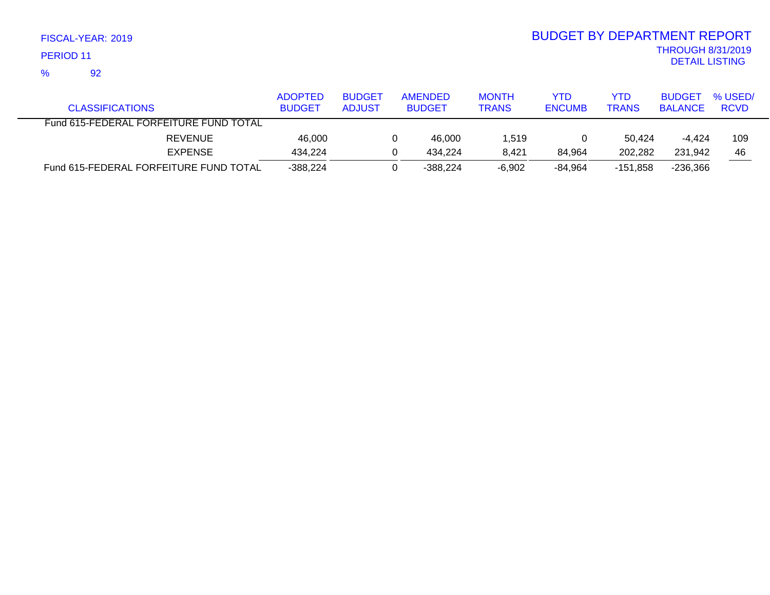FISCAL-YEAR: 2019

PERIOD 11

% 92

# BUDGET BY DEPARTMENT REPORT

THROUGH 8/31/2019

DETAIL LISTING

| CLASSIFICATIONS | ADOPTED BUDGET | BUDGET ADJUST | AMENDED BUDGET | MONTH TRANS | YTD ENCUMB | YTD TRANS | BUDGET BALANCE | % USED/ RCVD |
|---|---|---|---|---|---|---|---|---|
| Fund 615-FEDERAL FORFEITURE FUND TOTAL | | | | | | | | |
| REVENUE | 46,000 | 0 | 46,000 | 1,519 | 0 | 50,424 | -4,424 | 109 |
| EXPENSE | 434,224 | 0 | 434,224 | 8,421 | 84,964 | 202,282 | 231,942 | 46 |
| Fund 615-FEDERAL FORFEITURE FUND TOTAL | -388,224 | 0 | -388,224 | -6,902 | -84,964 | -151,858 | -236,366 | |